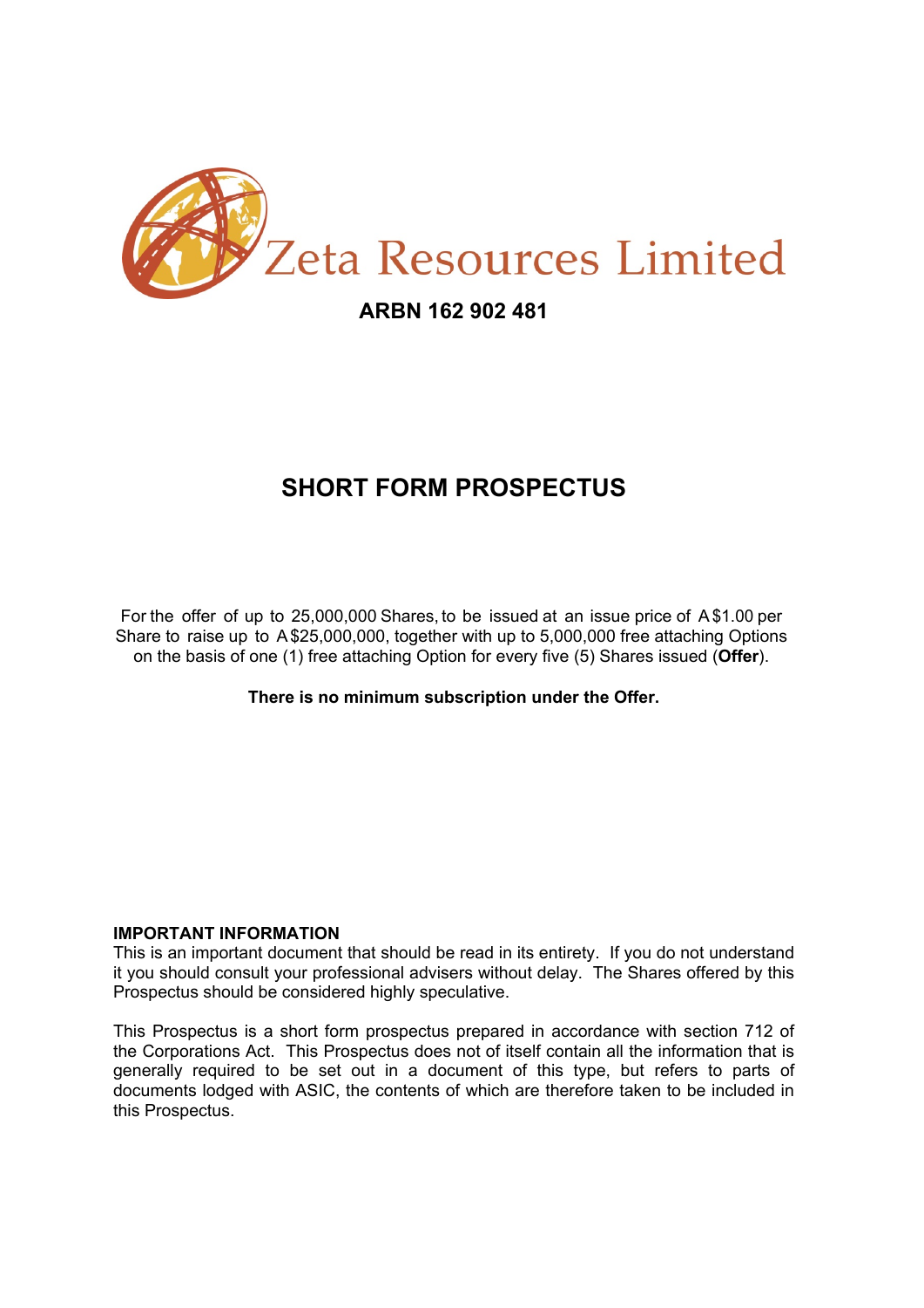# Zeta Resources Limited

**ARBN 162 902 481**

# SHORT FORM PROSPECTUS

For the offer of up to 25,000,000 Shares, to be issued at an issue price of A$1.00 per Share to raise up to A$25,000,000, together with up to 5,000,000 free attaching Options on the basis of one (1) free attaching Option for every five (5) Shares issued (**Offer**).

**There is no minimum subscription under the Offer.**

**IMPORTANT INFORMATION**
This is an important document that should be read in its entirety. If you do not understand it you should consult your professional advisers without delay. The Shares offered by this Prospectus should be considered highly speculative.

This Prospectus is a short form prospectus prepared in accordance with section 712 of the Corporations Act. This Prospectus does not of itself contain all the information that is generally required to be set out in a document of this type, but refers to parts of documents lodged with ASIC, the contents of which are therefore taken to be included in this Prospectus.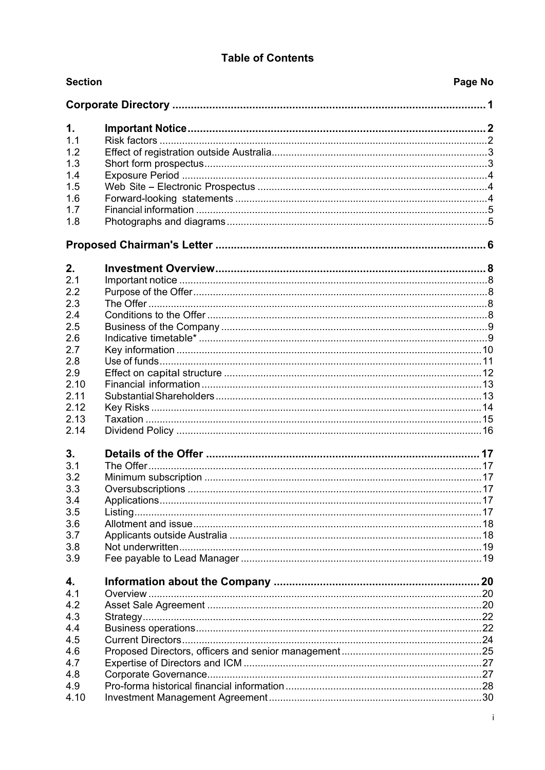# Table of Contents

| Section | | Page No |
|---|---|---|
| **Corporate Directory** | | **1** |
| **1.** | **Important Notice** | **2** |
| 1.1 | Risk factors | 2 |
| 1.2 | Effect of registration outside Australia | 3 |
| 1.3 | Short form prospectus | 3 |
| 1.4 | Exposure Period | 4 |
| 1.5 | Web Site – Electronic Prospectus | 4 |
| 1.6 | Forward-looking statements | 4 |
| 1.7 | Financial information | 5 |
| 1.8 | Photographs and diagrams | 5 |
| **Proposed Chairman's Letter** | | **6** |
| **2.** | **Investment Overview** | **8** |
| 2.1 | Important notice | 8 |
| 2.2 | Purpose of the Offer | 8 |
| 2.3 | The Offer | 8 |
| 2.4 | Conditions to the Offer | 8 |
| 2.5 | Business of the Company | 9 |
| 2.6 | Indicative timetable* | 9 |
| 2.7 | Key information | 10 |
| 2.8 | Use of funds | 11 |
| 2.9 | Effect on capital structure | 12 |
| 2.10 | Financial information | 13 |
| 2.11 | Substantial Shareholders | 13 |
| 2.12 | Key Risks | 14 |
| 2.13 | Taxation | 15 |
| 2.14 | Dividend Policy | 16 |
| **3.** | **Details of the Offer** | **17** |
| 3.1 | The Offer | 17 |
| 3.2 | Minimum subscription | 17 |
| 3.3 | Oversubscriptions | 17 |
| 3.4 | Applications | 17 |
| 3.5 | Listing | 17 |
| 3.6 | Allotment and issue | 18 |
| 3.7 | Applicants outside Australia | 18 |
| 3.8 | Not underwritten | 19 |
| 3.9 | Fee payable to Lead Manager | 19 |
| **4.** | **Information about the Company** | **20** |
| 4.1 | Overview | 20 |
| 4.2 | Asset Sale Agreement | 20 |
| 4.3 | Strategy | 22 |
| 4.4 | Business operations | 22 |
| 4.5 | Current Directors | 24 |
| 4.6 | Proposed Directors, officers and senior management | 25 |
| 4.7 | Expertise of Directors and ICM | 27 |
| 4.8 | Corporate Governance | 27 |
| 4.9 | Pro-forma historical financial information | 28 |
| 4.10 | Investment Management Agreement | 30 |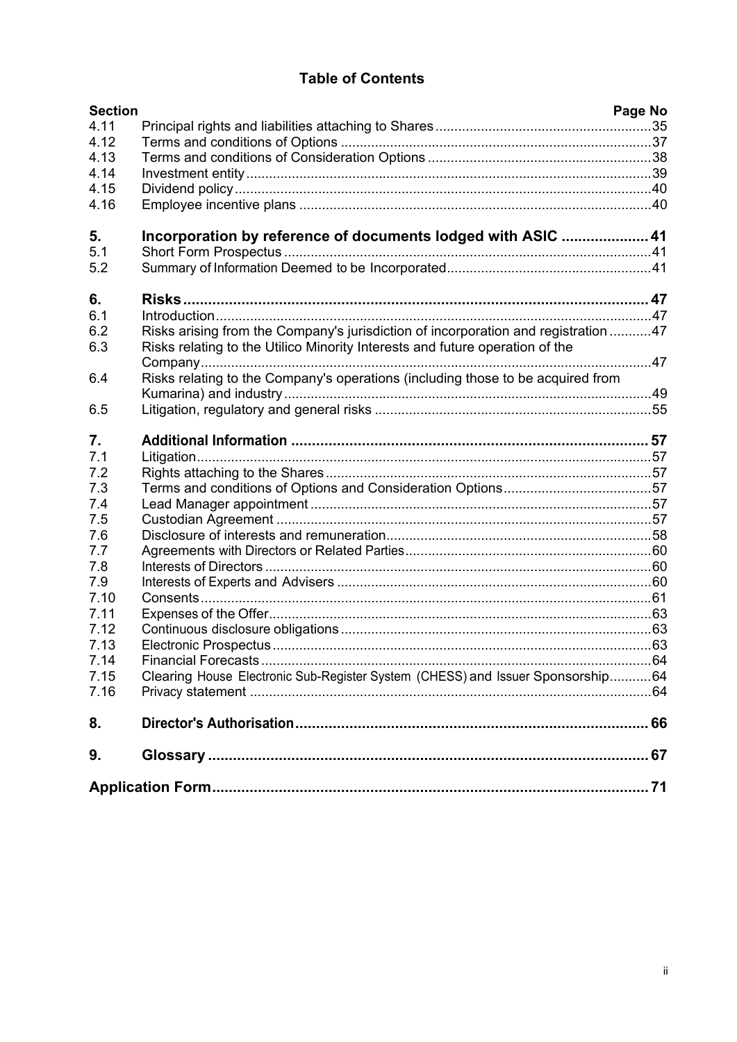**Table of Contents**

| Section | | Page No |
|---|---|---|
| 4.11 | Principal rights and liabilities attaching to Shares | 35 |
| 4.12 | Terms and conditions of Options | 37 |
| 4.13 | Terms and conditions of Consideration Options | 38 |
| 4.14 | Investment entity | 39 |
| 4.15 | Dividend policy | 40 |
| 4.16 | Employee incentive plans | 40 |
| **5.** | **Incorporation by reference of documents lodged with ASIC** | **41** |
| 5.1 | Short Form Prospectus | 41 |
| 5.2 | Summary of Information Deemed to be Incorporated | 41 |
| **6.** | **Risks** | **47** |
| 6.1 | Introduction | 47 |
| 6.2 | Risks arising from the Company's jurisdiction of incorporation and registration | 47 |
| 6.3 | Risks relating to the Utilico Minority Interests and future operation of the Company | 47 |
| 6.4 | Risks relating to the Company's operations (including those to be acquired from Kumarina) and industry | 49 |
| 6.5 | Litigation, regulatory and general risks | 55 |
| **7.** | **Additional Information** | **57** |
| 7.1 | Litigation | 57 |
| 7.2 | Rights attaching to the Shares | 57 |
| 7.3 | Terms and conditions of Options and Consideration Options | 57 |
| 7.4 | Lead Manager appointment | 57 |
| 7.5 | Custodian Agreement | 57 |
| 7.6 | Disclosure of interests and remuneration | 58 |
| 7.7 | Agreements with Directors or Related Parties | 60 |
| 7.8 | Interests of Directors | 60 |
| 7.9 | Interests of Experts and Advisers | 60 |
| 7.10 | Consents | 61 |
| 7.11 | Expenses of the Offer | 63 |
| 7.12 | Continuous disclosure obligations | 63 |
| 7.13 | Electronic Prospectus | 63 |
| 7.14 | Financial Forecasts | 64 |
| 7.15 | Clearing House Electronic Sub-Register System (CHESS) and Issuer Sponsorship | 64 |
| 7.16 | Privacy statement | 64 |
| **8.** | **Director's Authorisation** | **66** |
| **9.** | **Glossary** | **67** |
| **Application Form** | | **71** |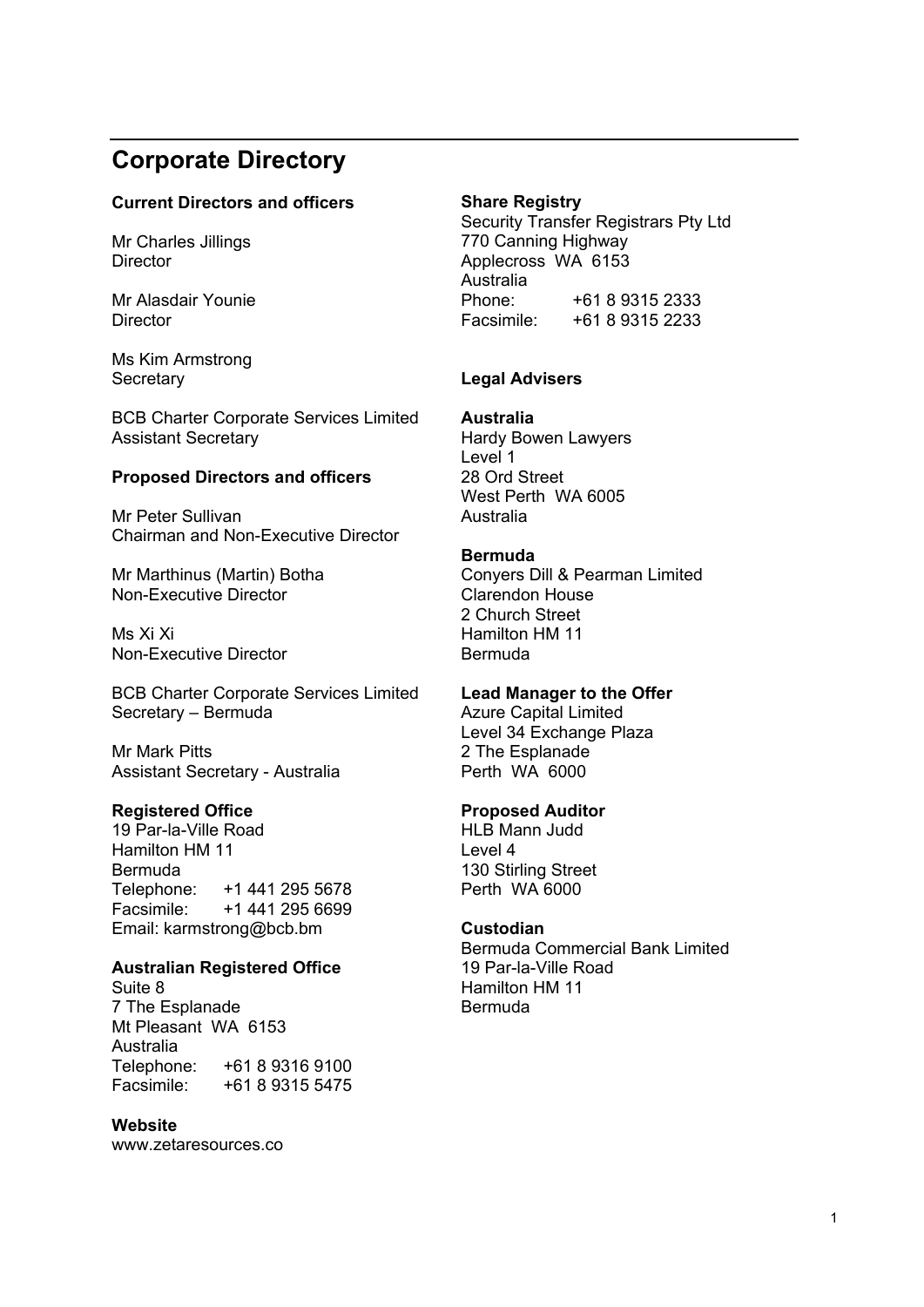# Corporate Directory

**Current Directors and officers**

Mr Charles Jillings
Director

Mr Alasdair Younie
Director

Ms Kim Armstrong
Secretary

BCB Charter Corporate Services Limited
Assistant Secretary

**Proposed Directors and officers**

Mr Peter Sullivan
Chairman and Non-Executive Director

Mr Marthinus (Martin) Botha
Non-Executive Director

Ms Xi Xi
Non-Executive Director

BCB Charter Corporate Services Limited
Secretary – Bermuda

Mr Mark Pitts
Assistant Secretary - Australia

**Registered Office**
19 Par-la-Ville Road
Hamilton HM 11
Bermuda
Telephone: +1 441 295 5678
Facsimile: +1 441 295 6699
Email: karmstrong@bcb.bm

**Australian Registered Office**
Suite 8
7 The Esplanade
Mt Pleasant WA 6153
Australia
Telephone: +61 8 9316 9100
Facsimile: +61 8 9315 5475

**Website**
www.zetaresources.co

**Share Registry**
Security Transfer Registrars Pty Ltd
770 Canning Highway
Applecross WA 6153
Australia
Phone: +61 8 9315 2333
Facsimile: +61 8 9315 2233

**Legal Advisers**

**Australia**
Hardy Bowen Lawyers
Level 1
28 Ord Street
West Perth WA 6005
Australia

**Bermuda**
Conyers Dill & Pearman Limited
Clarendon House
2 Church Street
Hamilton HM 11
Bermuda

**Lead Manager to the Offer**
Azure Capital Limited
Level 34 Exchange Plaza
2 The Esplanade
Perth WA 6000

**Proposed Auditor**
HLB Mann Judd
Level 4
130 Stirling Street
Perth WA 6000

**Custodian**
Bermuda Commercial Bank Limited
19 Par-la-Ville Road
Hamilton HM 11
Bermuda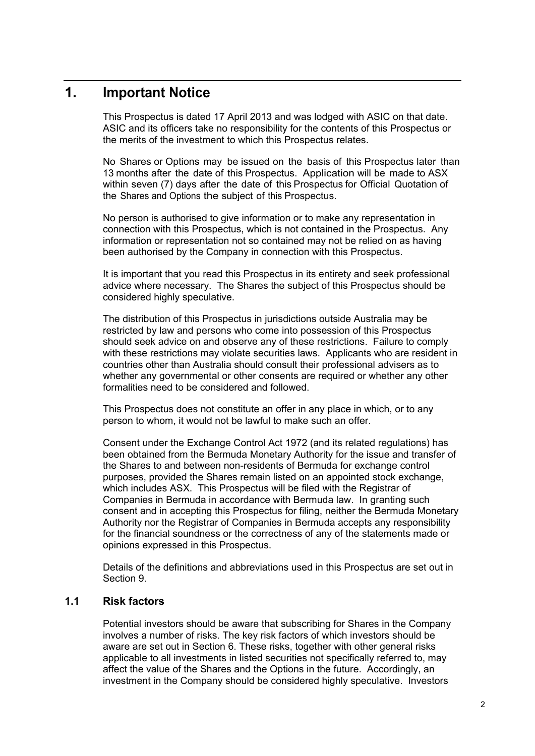# 1. Important Notice

This Prospectus is dated 17 April 2013 and was lodged with ASIC on that date. ASIC and its officers take no responsibility for the contents of this Prospectus or the merits of the investment to which this Prospectus relates.

No Shares or Options may be issued on the basis of this Prospectus later than 13 months after the date of this Prospectus. Application will be made to ASX within seven (7) days after the date of this Prospectus for Official Quotation of the Shares and Options the subject of this Prospectus.

No person is authorised to give information or to make any representation in connection with this Prospectus, which is not contained in the Prospectus. Any information or representation not so contained may not be relied on as having been authorised by the Company in connection with this Prospectus.

It is important that you read this Prospectus in its entirety and seek professional advice where necessary. The Shares the subject of this Prospectus should be considered highly speculative.

The distribution of this Prospectus in jurisdictions outside Australia may be restricted by law and persons who come into possession of this Prospectus should seek advice on and observe any of these restrictions. Failure to comply with these restrictions may violate securities laws. Applicants who are resident in countries other than Australia should consult their professional advisers as to whether any governmental or other consents are required or whether any other formalities need to be considered and followed.

This Prospectus does not constitute an offer in any place in which, or to any person to whom, it would not be lawful to make such an offer.

Consent under the Exchange Control Act 1972 (and its related regulations) has been obtained from the Bermuda Monetary Authority for the issue and transfer of the Shares to and between non-residents of Bermuda for exchange control purposes, provided the Shares remain listed on an appointed stock exchange, which includes ASX. This Prospectus will be filed with the Registrar of Companies in Bermuda in accordance with Bermuda law. In granting such consent and in accepting this Prospectus for filing, neither the Bermuda Monetary Authority nor the Registrar of Companies in Bermuda accepts any responsibility for the financial soundness or the correctness of any of the statements made or opinions expressed in this Prospectus.

Details of the definitions and abbreviations used in this Prospectus are set out in Section 9.

## 1.1 Risk factors

Potential investors should be aware that subscribing for Shares in the Company involves a number of risks. The key risk factors of which investors should be aware are set out in Section 6. These risks, together with other general risks applicable to all investments in listed securities not specifically referred to, may affect the value of the Shares and the Options in the future. Accordingly, an investment in the Company should be considered highly speculative. Investors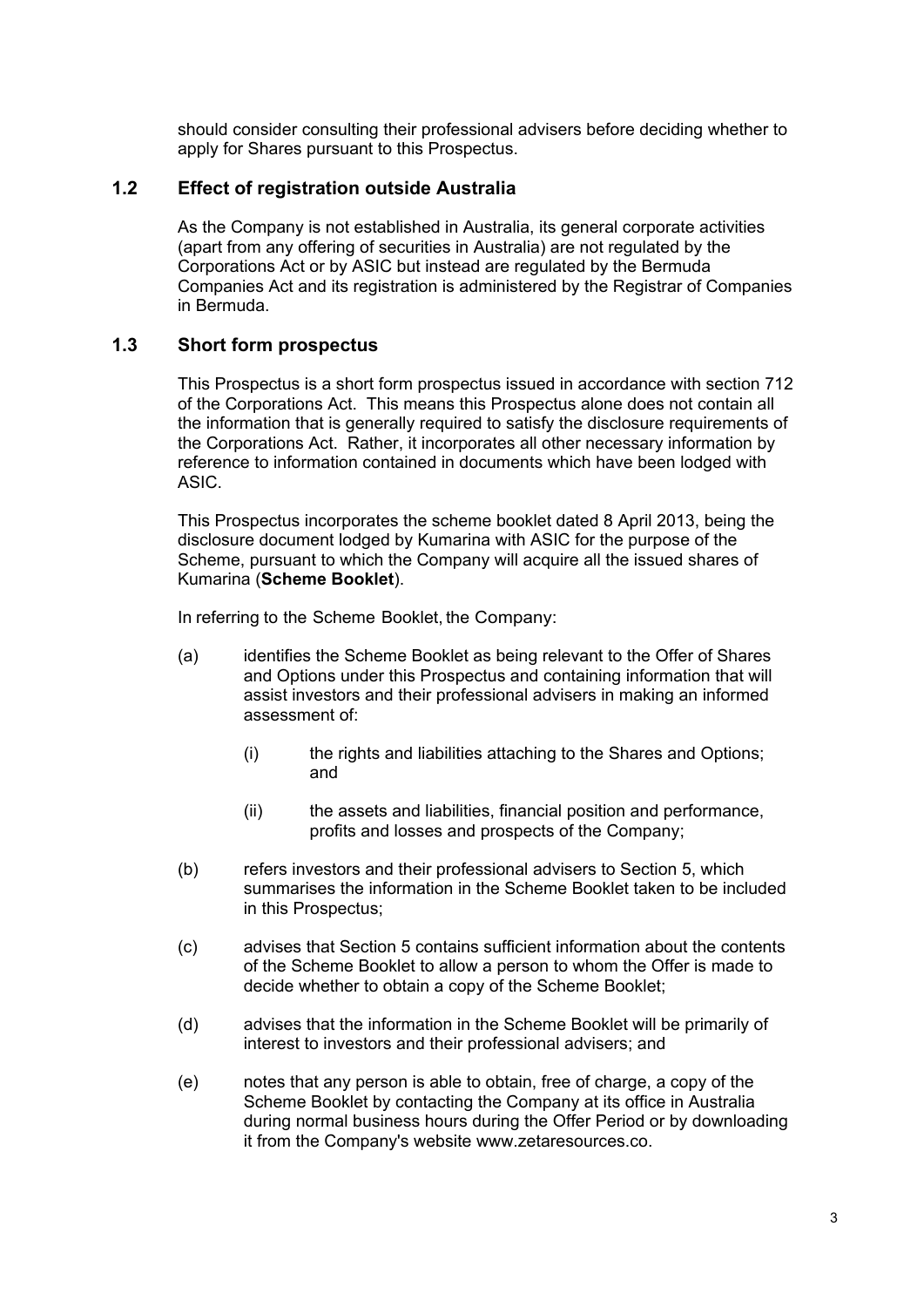should consider consulting their professional advisers before deciding whether to apply for Shares pursuant to this Prospectus.

## 1.2 Effect of registration outside Australia

As the Company is not established in Australia, its general corporate activities (apart from any offering of securities in Australia) are not regulated by the Corporations Act or by ASIC but instead are regulated by the Bermuda Companies Act and its registration is administered by the Registrar of Companies in Bermuda.

## 1.3 Short form prospectus

This Prospectus is a short form prospectus issued in accordance with section 712 of the Corporations Act. This means this Prospectus alone does not contain all the information that is generally required to satisfy the disclosure requirements of the Corporations Act. Rather, it incorporates all other necessary information by reference to information contained in documents which have been lodged with ASIC.

This Prospectus incorporates the scheme booklet dated 8 April 2013, being the disclosure document lodged by Kumarina with ASIC for the purpose of the Scheme, pursuant to which the Company will acquire all the issued shares of Kumarina (**Scheme Booklet**).

In referring to the Scheme Booklet, the Company:

(a) identifies the Scheme Booklet as being relevant to the Offer of Shares and Options under this Prospectus and containing information that will assist investors and their professional advisers in making an informed assessment of:

  (i) the rights and liabilities attaching to the Shares and Options; and

  (ii) the assets and liabilities, financial position and performance, profits and losses and prospects of the Company;

(b) refers investors and their professional advisers to Section 5, which summarises the information in the Scheme Booklet taken to be included in this Prospectus;

(c) advises that Section 5 contains sufficient information about the contents of the Scheme Booklet to allow a person to whom the Offer is made to decide whether to obtain a copy of the Scheme Booklet;

(d) advises that the information in the Scheme Booklet will be primarily of interest to investors and their professional advisers; and

(e) notes that any person is able to obtain, free of charge, a copy of the Scheme Booklet by contacting the Company at its office in Australia during normal business hours during the Offer Period or by downloading it from the Company's website www.zetaresources.co.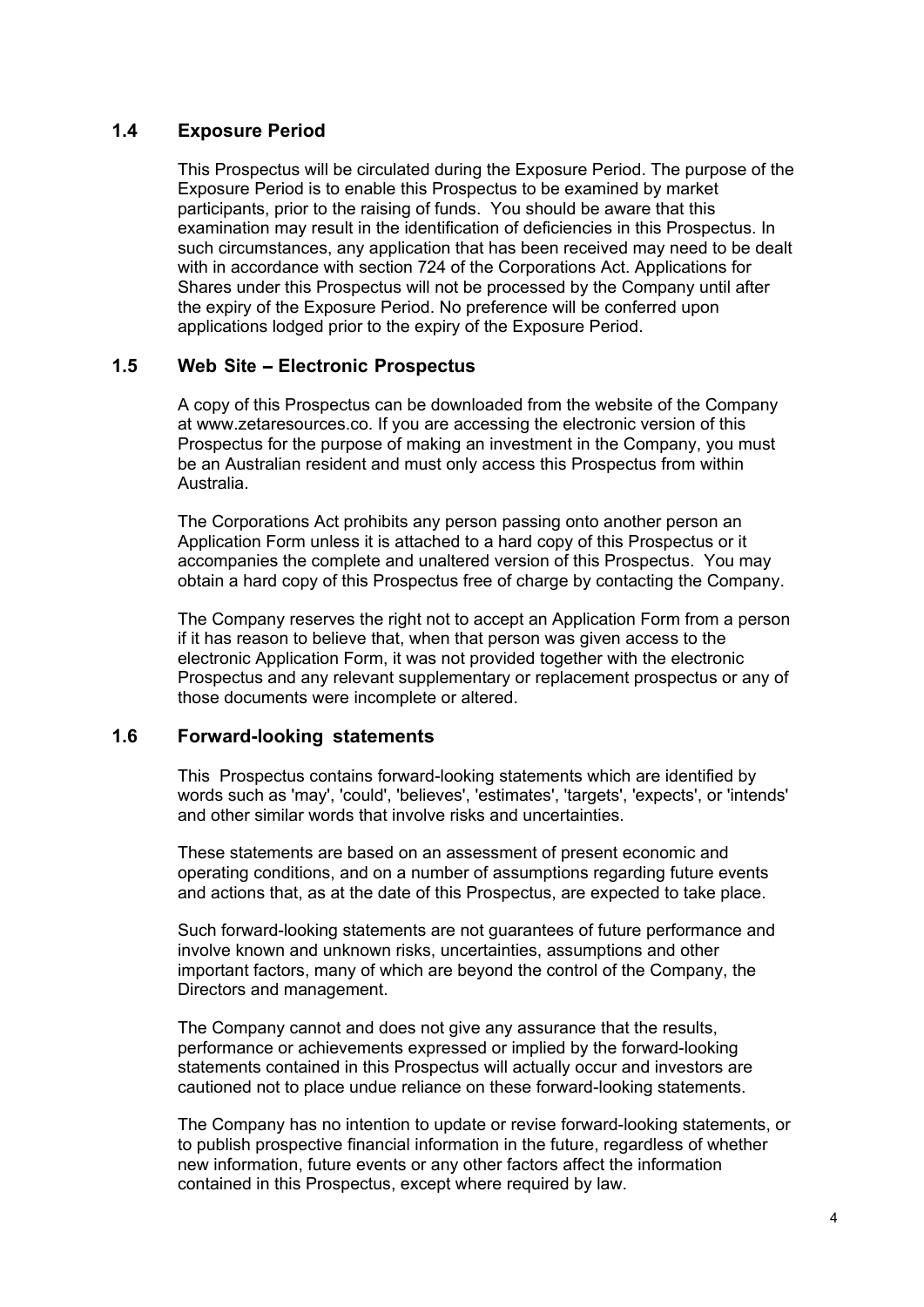## 1.4 Exposure Period

This Prospectus will be circulated during the Exposure Period. The purpose of the Exposure Period is to enable this Prospectus to be examined by market participants, prior to the raising of funds. You should be aware that this examination may result in the identification of deficiencies in this Prospectus. In such circumstances, any application that has been received may need to be dealt with in accordance with section 724 of the Corporations Act. Applications for Shares under this Prospectus will not be processed by the Company until after the expiry of the Exposure Period. No preference will be conferred upon applications lodged prior to the expiry of the Exposure Period.

## 1.5 Web Site – Electronic Prospectus

A copy of this Prospectus can be downloaded from the website of the Company at www.zetaresources.co. If you are accessing the electronic version of this Prospectus for the purpose of making an investment in the Company, you must be an Australian resident and must only access this Prospectus from within Australia.

The Corporations Act prohibits any person passing onto another person an Application Form unless it is attached to a hard copy of this Prospectus or it accompanies the complete and unaltered version of this Prospectus. You may obtain a hard copy of this Prospectus free of charge by contacting the Company.

The Company reserves the right not to accept an Application Form from a person if it has reason to believe that, when that person was given access to the electronic Application Form, it was not provided together with the electronic Prospectus and any relevant supplementary or replacement prospectus or any of those documents were incomplete or altered.

## 1.6 Forward-looking statements

This Prospectus contains forward-looking statements which are identified by words such as 'may', 'could', 'believes', 'estimates', 'targets', 'expects', or 'intends' and other similar words that involve risks and uncertainties.

These statements are based on an assessment of present economic and operating conditions, and on a number of assumptions regarding future events and actions that, as at the date of this Prospectus, are expected to take place.

Such forward-looking statements are not guarantees of future performance and involve known and unknown risks, uncertainties, assumptions and other important factors, many of which are beyond the control of the Company, the Directors and management.

The Company cannot and does not give any assurance that the results, performance or achievements expressed or implied by the forward-looking statements contained in this Prospectus will actually occur and investors are cautioned not to place undue reliance on these forward-looking statements.

The Company has no intention to update or revise forward-looking statements, or to publish prospective financial information in the future, regardless of whether new information, future events or any other factors affect the information contained in this Prospectus, except where required by law.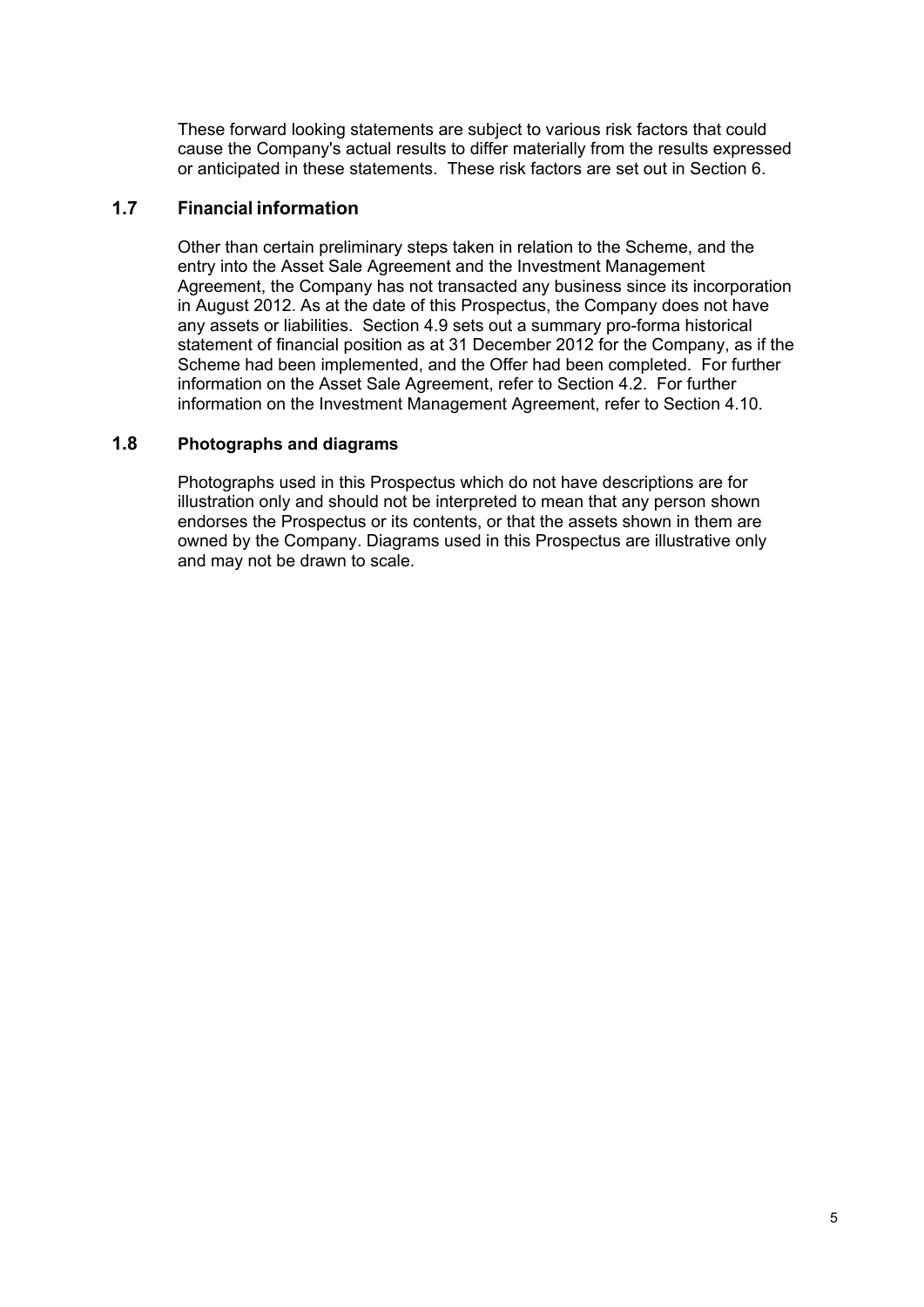These forward looking statements are subject to various risk factors that could cause the Company's actual results to differ materially from the results expressed or anticipated in these statements. These risk factors are set out in Section 6.

## 1.7 Financial information

Other than certain preliminary steps taken in relation to the Scheme, and the entry into the Asset Sale Agreement and the Investment Management Agreement, the Company has not transacted any business since its incorporation in August 2012. As at the date of this Prospectus, the Company does not have any assets or liabilities. Section 4.9 sets out a summary pro-forma historical statement of financial position as at 31 December 2012 for the Company, as if the Scheme had been implemented, and the Offer had been completed. For further information on the Asset Sale Agreement, refer to Section 4.2. For further information on the Investment Management Agreement, refer to Section 4.10.

## 1.8 Photographs and diagrams

Photographs used in this Prospectus which do not have descriptions are for illustration only and should not be interpreted to mean that any person shown endorses the Prospectus or its contents, or that the assets shown in them are owned by the Company. Diagrams used in this Prospectus are illustrative only and may not be drawn to scale.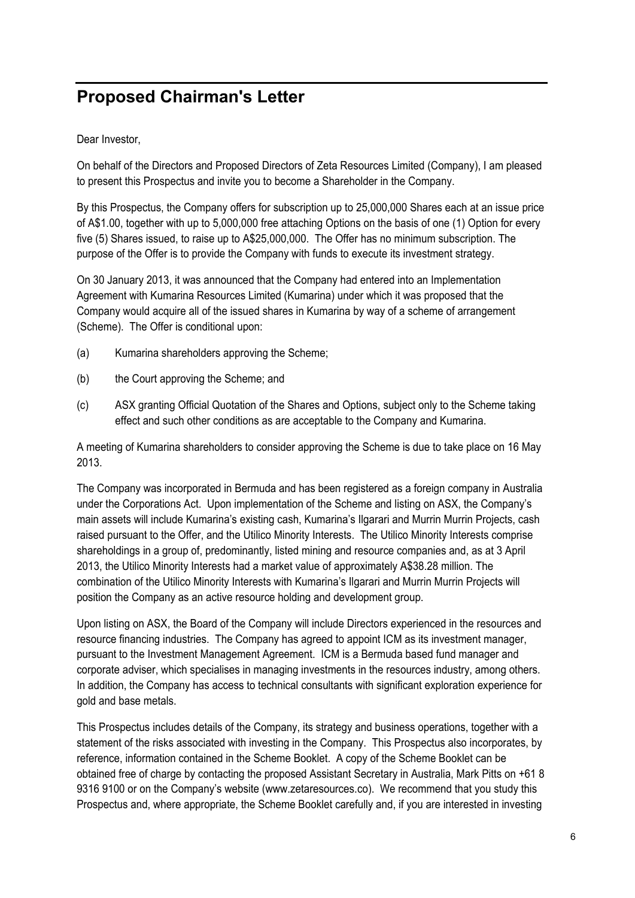# Proposed Chairman's Letter

Dear Investor,

On behalf of the Directors and Proposed Directors of Zeta Resources Limited (Company), I am pleased to present this Prospectus and invite you to become a Shareholder in the Company.

By this Prospectus, the Company offers for subscription up to 25,000,000 Shares each at an issue price of A$1.00, together with up to 5,000,000 free attaching Options on the basis of one (1) Option for every five (5) Shares issued, to raise up to A$25,000,000. The Offer has no minimum subscription. The purpose of the Offer is to provide the Company with funds to execute its investment strategy.

On 30 January 2013, it was announced that the Company had entered into an Implementation Agreement with Kumarina Resources Limited (Kumarina) under which it was proposed that the Company would acquire all of the issued shares in Kumarina by way of a scheme of arrangement (Scheme). The Offer is conditional upon:

(a) Kumarina shareholders approving the Scheme;

(b) the Court approving the Scheme; and

(c) ASX granting Official Quotation of the Shares and Options, subject only to the Scheme taking effect and such other conditions as are acceptable to the Company and Kumarina.

A meeting of Kumarina shareholders to consider approving the Scheme is due to take place on 16 May 2013.

The Company was incorporated in Bermuda and has been registered as a foreign company in Australia under the Corporations Act. Upon implementation of the Scheme and listing on ASX, the Company's main assets will include Kumarina's existing cash, Kumarina's Ilgarari and Murrin Murrin Projects, cash raised pursuant to the Offer, and the Utilico Minority Interests. The Utilico Minority Interests comprise shareholdings in a group of, predominantly, listed mining and resource companies and, as at 3 April 2013, the Utilico Minority Interests had a market value of approximately A$38.28 million. The combination of the Utilico Minority Interests with Kumarina's Ilgarari and Murrin Murrin Projects will position the Company as an active resource holding and development group.

Upon listing on ASX, the Board of the Company will include Directors experienced in the resources and resource financing industries. The Company has agreed to appoint ICM as its investment manager, pursuant to the Investment Management Agreement. ICM is a Bermuda based fund manager and corporate adviser, which specialises in managing investments in the resources industry, among others. In addition, the Company has access to technical consultants with significant exploration experience for gold and base metals.

This Prospectus includes details of the Company, its strategy and business operations, together with a statement of the risks associated with investing in the Company. This Prospectus also incorporates, by reference, information contained in the Scheme Booklet. A copy of the Scheme Booklet can be obtained free of charge by contacting the proposed Assistant Secretary in Australia, Mark Pitts on +61 8 9316 9100 or on the Company's website (www.zetaresources.co). We recommend that you study this Prospectus and, where appropriate, the Scheme Booklet carefully and, if you are interested in investing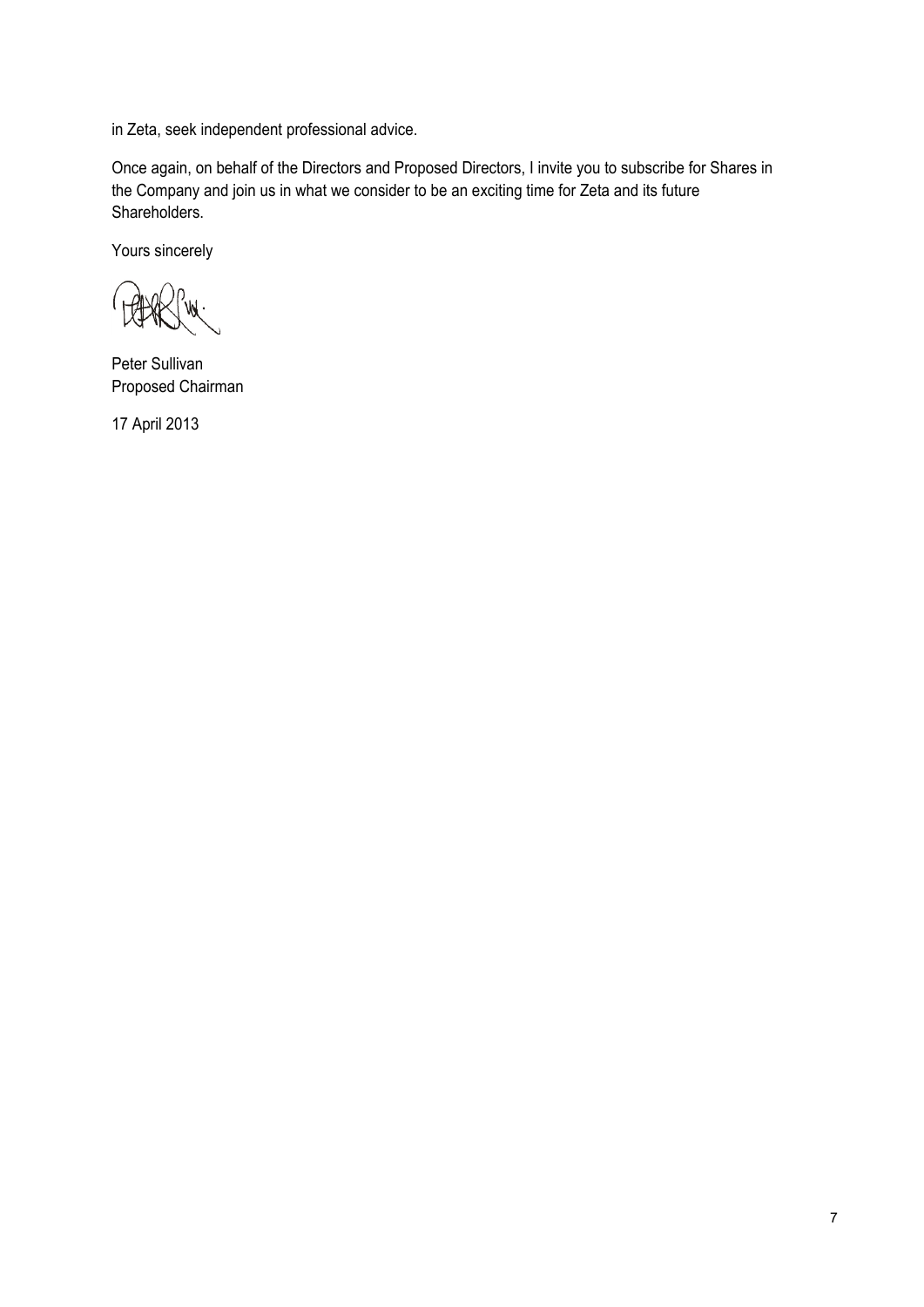in Zeta, seek independent professional advice.

Once again, on behalf of the Directors and Proposed Directors, I invite you to subscribe for Shares in the Company and join us in what we consider to be an exciting time for Zeta and its future Shareholders.

Yours sincerely

Peter Sullivan
Proposed Chairman

17 April 2013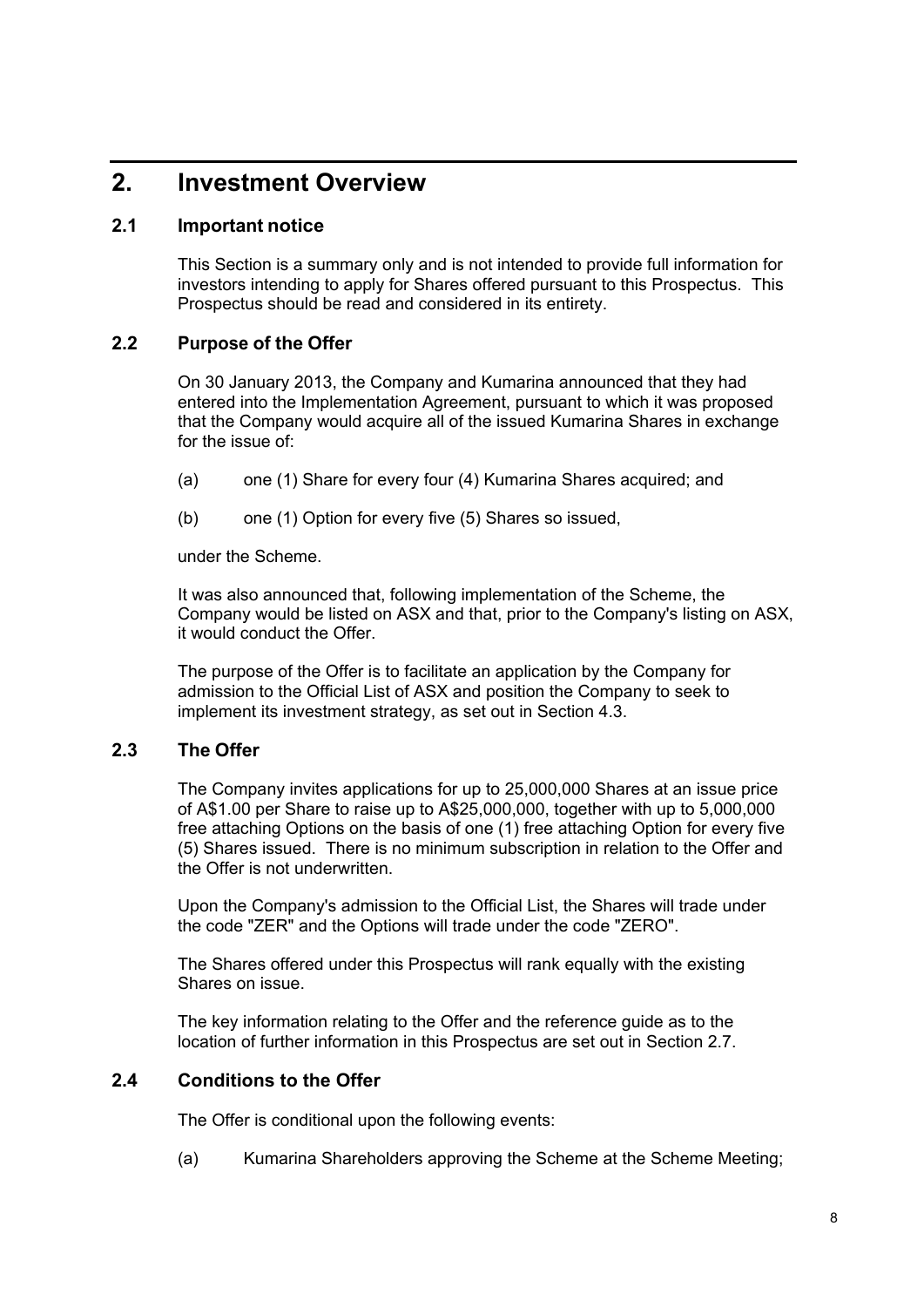# 2. Investment Overview

## 2.1 Important notice

This Section is a summary only and is not intended to provide full information for investors intending to apply for Shares offered pursuant to this Prospectus. This Prospectus should be read and considered in its entirety.

## 2.2 Purpose of the Offer

On 30 January 2013, the Company and Kumarina announced that they had entered into the Implementation Agreement, pursuant to which it was proposed that the Company would acquire all of the issued Kumarina Shares in exchange for the issue of:

(a) one (1) Share for every four (4) Kumarina Shares acquired; and

(b) one (1) Option for every five (5) Shares so issued,

under the Scheme.

It was also announced that, following implementation of the Scheme, the Company would be listed on ASX and that, prior to the Company's listing on ASX, it would conduct the Offer.

The purpose of the Offer is to facilitate an application by the Company for admission to the Official List of ASX and position the Company to seek to implement its investment strategy, as set out in Section 4.3.

## 2.3 The Offer

The Company invites applications for up to 25,000,000 Shares at an issue price of A$1.00 per Share to raise up to A$25,000,000, together with up to 5,000,000 free attaching Options on the basis of one (1) free attaching Option for every five (5) Shares issued. There is no minimum subscription in relation to the Offer and the Offer is not underwritten.

Upon the Company's admission to the Official List, the Shares will trade under the code "ZER" and the Options will trade under the code "ZERO".

The Shares offered under this Prospectus will rank equally with the existing Shares on issue.

The key information relating to the Offer and the reference guide as to the location of further information in this Prospectus are set out in Section 2.7.

## 2.4 Conditions to the Offer

The Offer is conditional upon the following events:

(a) Kumarina Shareholders approving the Scheme at the Scheme Meeting;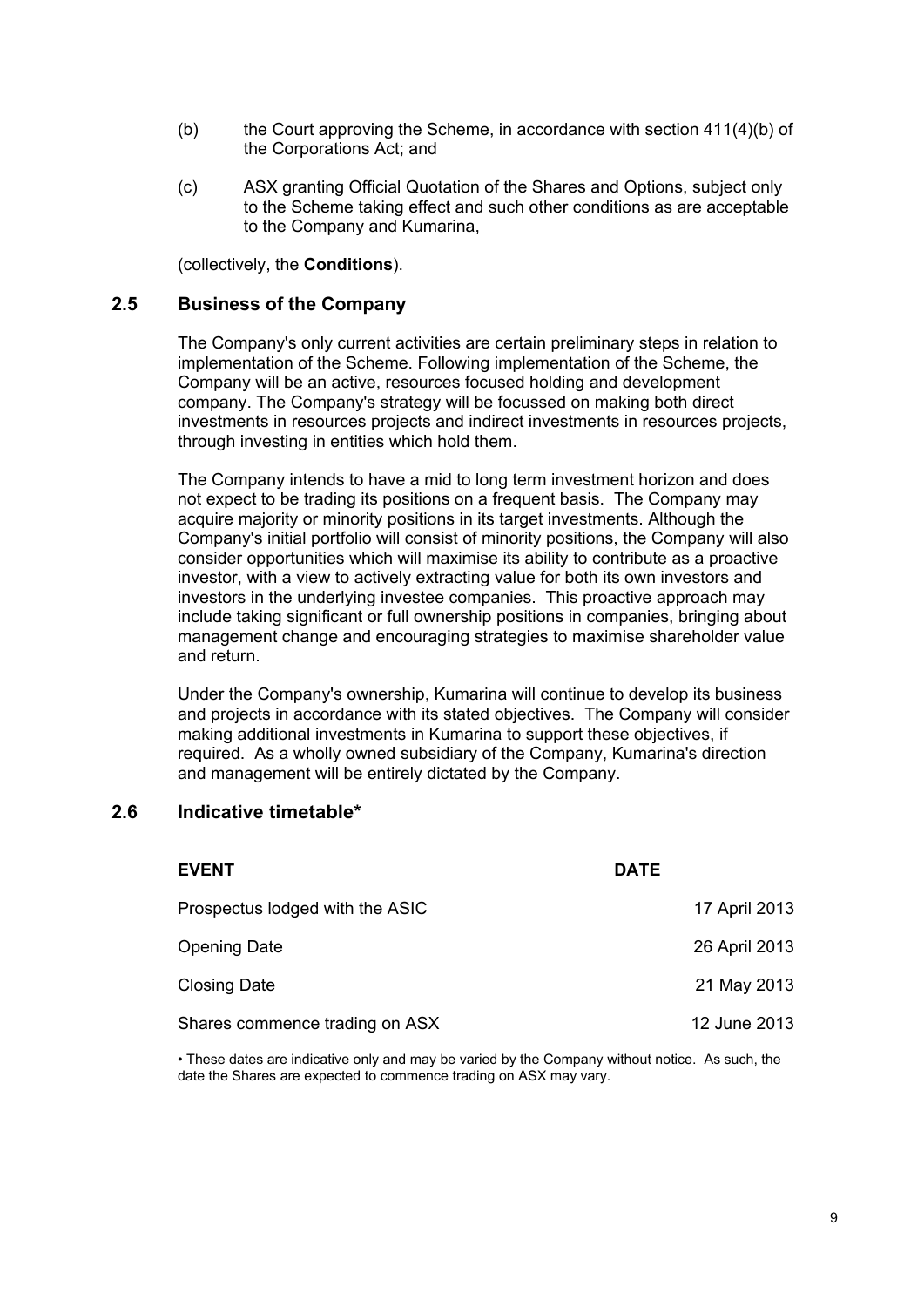(b) the Court approving the Scheme, in accordance with section 411(4)(b) of the Corporations Act; and

(c) ASX granting Official Quotation of the Shares and Options, subject only to the Scheme taking effect and such other conditions as are acceptable to the Company and Kumarina,

(collectively, the **Conditions**).

## 2.5 Business of the Company

The Company's only current activities are certain preliminary steps in relation to implementation of the Scheme. Following implementation of the Scheme, the Company will be an active, resources focused holding and development company. The Company's strategy will be focussed on making both direct investments in resources projects and indirect investments in resources projects, through investing in entities which hold them.

The Company intends to have a mid to long term investment horizon and does not expect to be trading its positions on a frequent basis. The Company may acquire majority or minority positions in its target investments. Although the Company's initial portfolio will consist of minority positions, the Company will also consider opportunities which will maximise its ability to contribute as a proactive investor, with a view to actively extracting value for both its own investors and investors in the underlying investee companies. This proactive approach may include taking significant or full ownership positions in companies, bringing about management change and encouraging strategies to maximise shareholder value and return.

Under the Company's ownership, Kumarina will continue to develop its business and projects in accordance with its stated objectives. The Company will consider making additional investments in Kumarina to support these objectives, if required. As a wholly owned subsidiary of the Company, Kumarina's direction and management will be entirely dictated by the Company.

## 2.6 Indicative timetable*

| EVENT | DATE |
|---|---|
| Prospectus lodged with the ASIC | 17 April 2013 |
| Opening Date | 26 April 2013 |
| Closing Date | 21 May 2013 |
| Shares commence trading on ASX | 12 June 2013 |

• These dates are indicative only and may be varied by the Company without notice. As such, the date the Shares are expected to commence trading on ASX may vary.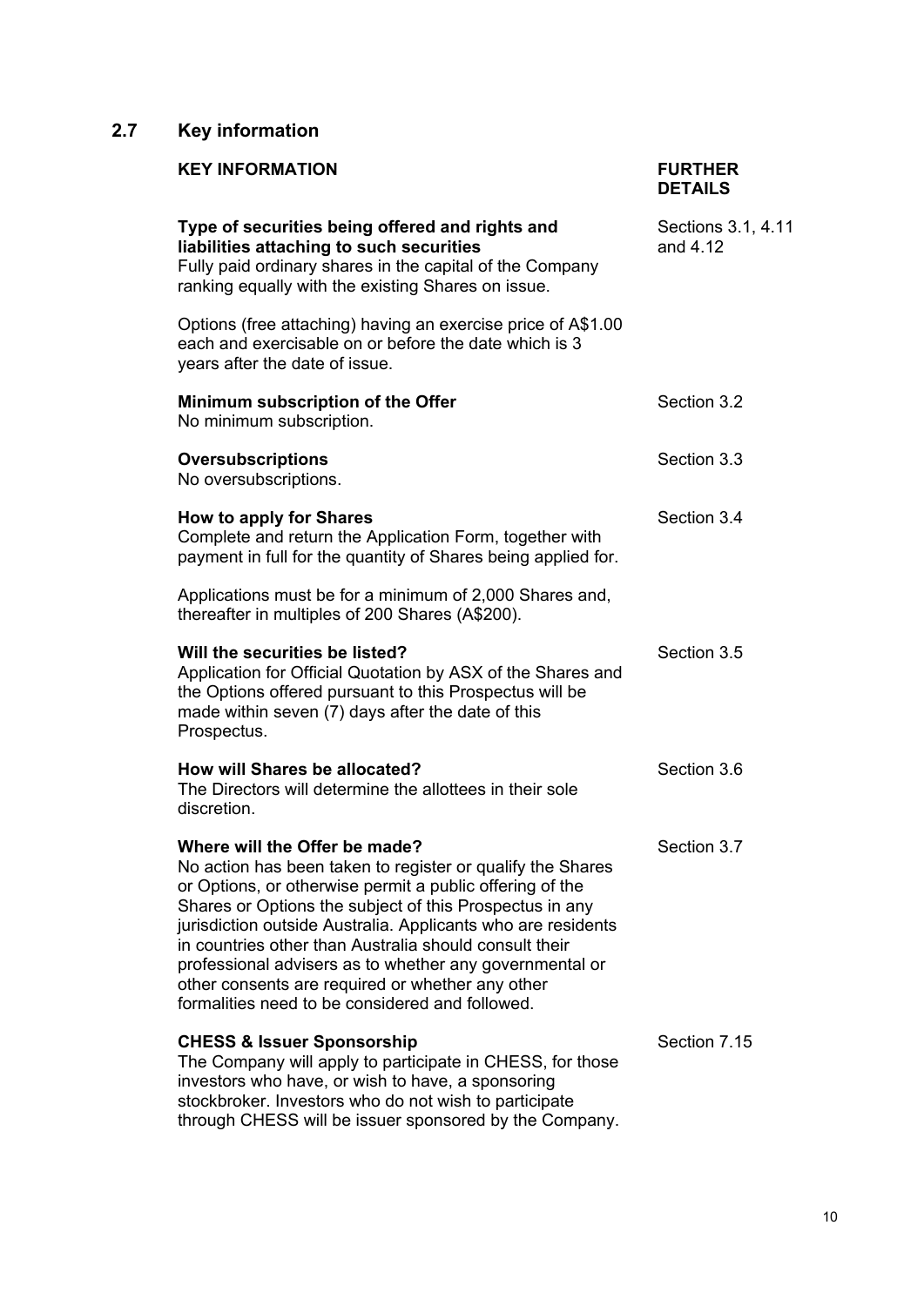## 2.7 Key information

| KEY INFORMATION | FURTHER DETAILS |
|---|---|
| **Type of securities being offered and rights and liabilities attaching to such securities**<br>Fully paid ordinary shares in the capital of the Company ranking equally with the existing Shares on issue.<br><br>Options (free attaching) having an exercise price of A$1.00 each and exercisable on or before the date which is 3 years after the date of issue. | Sections 3.1, 4.11 and 4.12 |
| **Minimum subscription of the Offer**<br>No minimum subscription. | Section 3.2 |
| **Oversubscriptions**<br>No oversubscriptions. | Section 3.3 |
| **How to apply for Shares**<br>Complete and return the Application Form, together with payment in full for the quantity of Shares being applied for.<br><br>Applications must be for a minimum of 2,000 Shares and, thereafter in multiples of 200 Shares (A$200). | Section 3.4 |
| **Will the securities be listed?**<br>Application for Official Quotation by ASX of the Shares and the Options offered pursuant to this Prospectus will be made within seven (7) days after the date of this Prospectus. | Section 3.5 |
| **How will Shares be allocated?**<br>The Directors will determine the allottees in their sole discretion. | Section 3.6 |
| **Where will the Offer be made?**<br>No action has been taken to register or qualify the Shares or Options, or otherwise permit a public offering of the Shares or Options the subject of this Prospectus in any jurisdiction outside Australia. Applicants who are residents in countries other than Australia should consult their professional advisers as to whether any governmental or other consents are required or whether any other formalities need to be considered and followed. | Section 3.7 |
| **CHESS & Issuer Sponsorship**<br>The Company will apply to participate in CHESS, for those investors who have, or wish to have, a sponsoring stockbroker. Investors who do not wish to participate through CHESS will be issuer sponsored by the Company. | Section 7.15 |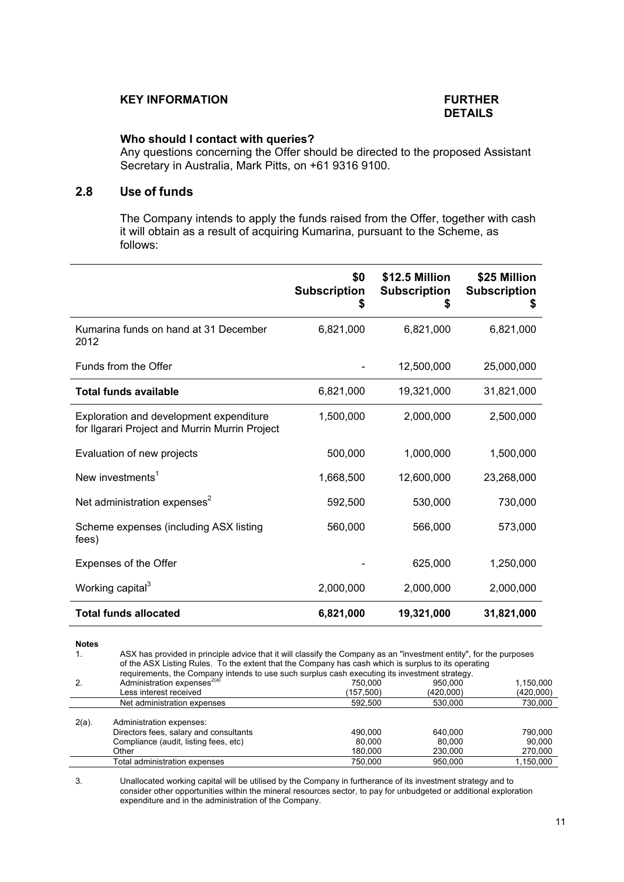**KEY INFORMATION** **FURTHER DETAILS**

**Who should I contact with queries?**

Any questions concerning the Offer should be directed to the proposed Assistant Secretary in Australia, Mark Pitts, on +61 9316 9100.

## 2.8 Use of funds

The Company intends to apply the funds raised from the Offer, together with cash it will obtain as a result of acquiring Kumarina, pursuant to the Scheme, as follows:

| | $0 Subscription $ | $12.5 Million Subscription $ | $25 Million Subscription $ |
|---|---|---|---|
| Kumarina funds on hand at 31 December 2012 | 6,821,000 | 6,821,000 | 6,821,000 |
| Funds from the Offer | - | 12,500,000 | 25,000,000 |
| **Total funds available** | 6,821,000 | 19,321,000 | 31,821,000 |
| Exploration and development expenditure for Ilgarari Project and Murrin Murrin Project | 1,500,000 | 2,000,000 | 2,500,000 |
| Evaluation of new projects | 500,000 | 1,000,000 | 1,500,000 |
| New investments[1] | 1,668,500 | 12,600,000 | 23,268,000 |
| Net administration expenses[2] | 592,500 | 530,000 | 730,000 |
| Scheme expenses (including ASX listing fees) | 560,000 | 566,000 | 573,000 |
| Expenses of the Offer | - | 625,000 | 1,250,000 |
| Working capital[3] | 2,000,000 | 2,000,000 | 2,000,000 |
| **Total funds allocated** | **6,821,000** | **19,321,000** | **31,821,000** |

**Notes**

1. ASX has provided in principle advice that it will classify the Company as an "investment entity", for the purposes of the ASX Listing Rules. To the extent that the Company has cash which is surplus to its operating requirements, the Company intends to use such surplus cash executing its investment strategy.

2.

| | | | |
|---|---|---|---|
| Administration expenses[2(a)] | 750,000 | 950,000 | 1,150,000 |
| Less interest received | (157,500) | (420,000) | (420,000) |
| Net administration expenses | 592,500 | 530,000 | 730,000 |

2(a). Administration expenses:

| | | | |
|---|---|---|---|
| Directors fees, salary and consultants | 490,000 | 640,000 | 790,000 |
| Compliance (audit, listing fees, etc) | 80,000 | 80,000 | 90,000 |
| Other | 180,000 | 230,000 | 270,000 |
| Total administration expenses | 750,000 | 950,000 | 1,150,000 |

3. Unallocated working capital will be utilised by the Company in furtherance of its investment strategy and to consider other opportunities within the mineral resources sector, to pay for unbudgeted or additional exploration expenditure and in the administration of the Company.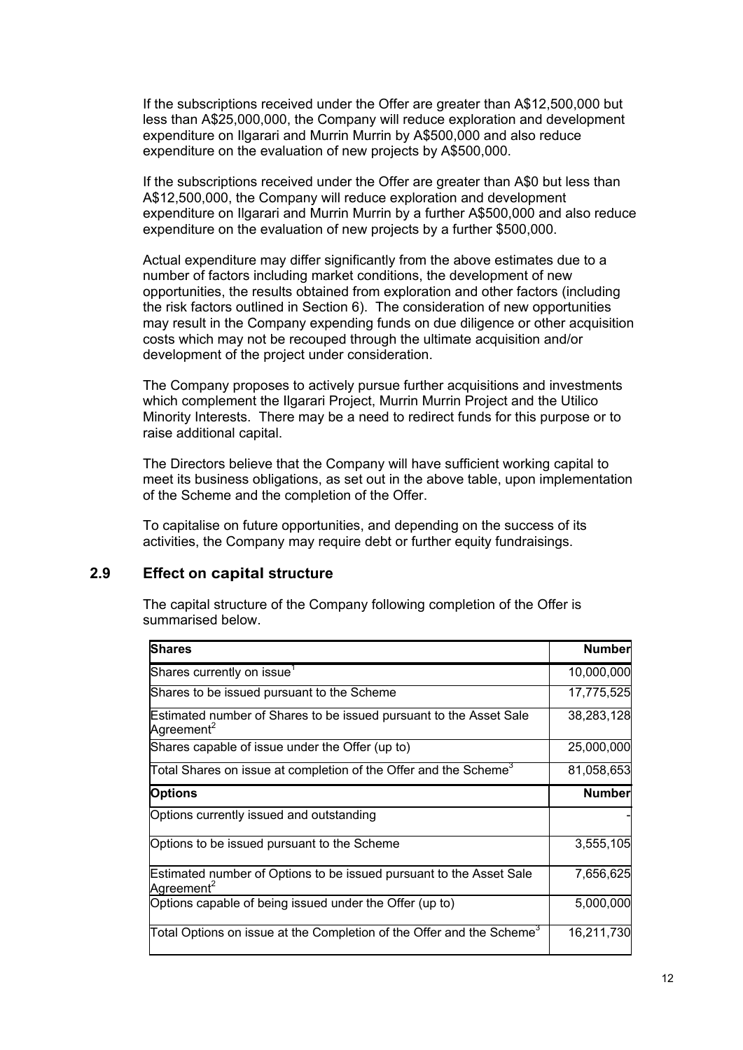If the subscriptions received under the Offer are greater than A$12,500,000 but less than A$25,000,000, the Company will reduce exploration and development expenditure on Ilgarari and Murrin Murrin by A$500,000 and also reduce expenditure on the evaluation of new projects by A$500,000.

If the subscriptions received under the Offer are greater than A$0 but less than A$12,500,000, the Company will reduce exploration and development expenditure on Ilgarari and Murrin Murrin by a further A$500,000 and also reduce expenditure on the evaluation of new projects by a further $500,000.

Actual expenditure may differ significantly from the above estimates due to a number of factors including market conditions, the development of new opportunities, the results obtained from exploration and other factors (including the risk factors outlined in Section 6). The consideration of new opportunities may result in the Company expending funds on due diligence or other acquisition costs which may not be recouped through the ultimate acquisition and/or development of the project under consideration.

The Company proposes to actively pursue further acquisitions and investments which complement the Ilgarari Project, Murrin Murrin Project and the Utilico Minority Interests. There may be a need to redirect funds for this purpose or to raise additional capital.

The Directors believe that the Company will have sufficient working capital to meet its business obligations, as set out in the above table, upon implementation of the Scheme and the completion of the Offer.

To capitalise on future opportunities, and depending on the success of its activities, the Company may require debt or further equity fundraisings.

## 2.9 Effect on capital structure

The capital structure of the Company following completion of the Offer is summarised below.

| **Shares** | **Number** |
|---|---|
| Shares currently on issue[1] | 10,000,000 |
| Shares to be issued pursuant to the Scheme | 17,775,525 |
| Estimated number of Shares to be issued pursuant to the Asset Sale Agreement[2] | 38,283,128 |
| Shares capable of issue under the Offer (up to) | 25,000,000 |
| Total Shares on issue at completion of the Offer and the Scheme[3] | 81,058,653 |
| **Options** | **Number** |
| Options currently issued and outstanding | - |
| Options to be issued pursuant to the Scheme | 3,555,105 |
| Estimated number of Options to be issued pursuant to the Asset Sale Agreement[2] | 7,656,625 |
| Options capable of being issued under the Offer (up to) | 5,000,000 |
| Total Options on issue at the Completion of the Offer and the Scheme[3] | 16,211,730 |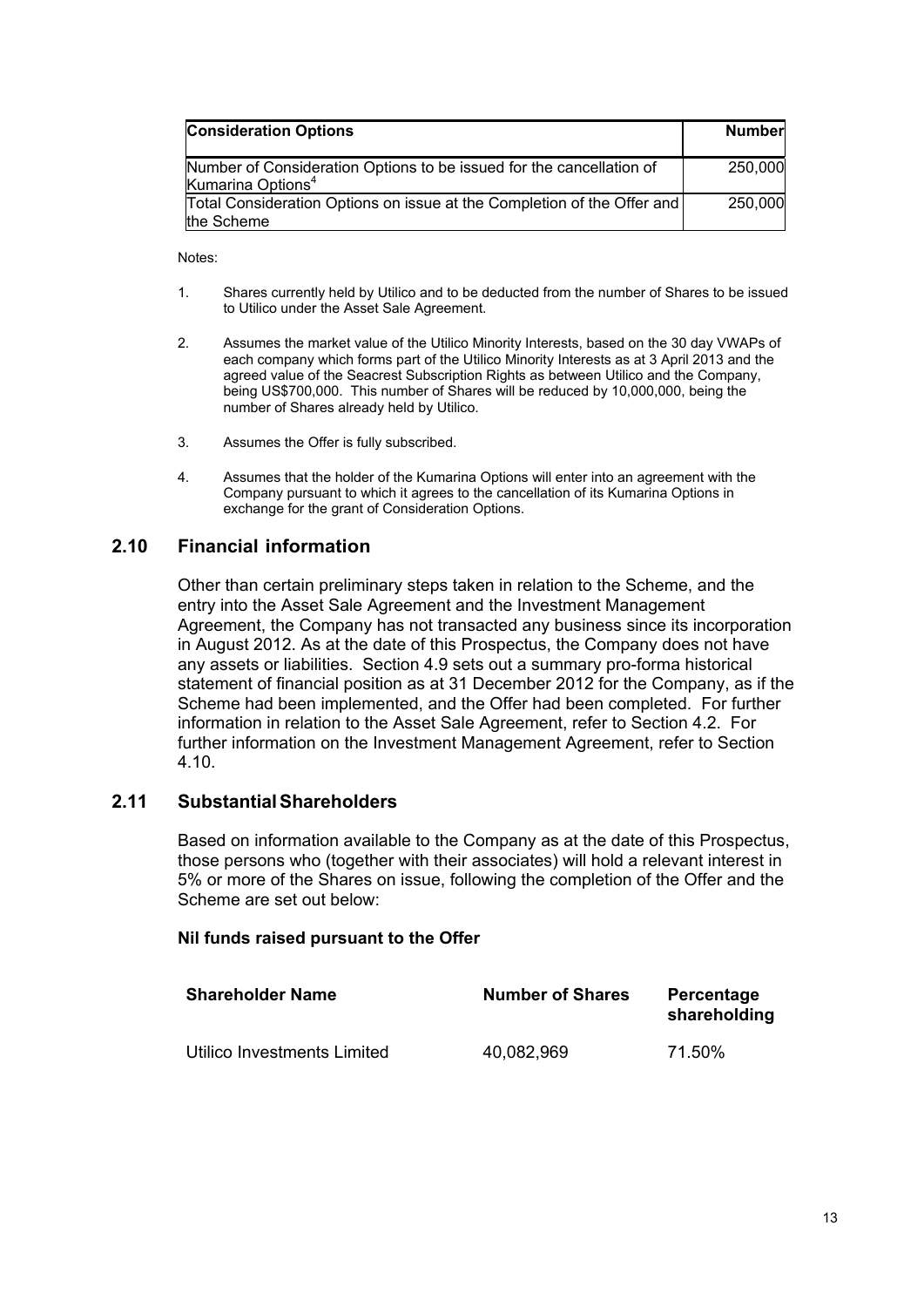| Consideration Options | Number |
| --- | --- |
| Number of Consideration Options to be issued for the cancellation of Kumarina Options[4] | 250,000 |
| Total Consideration Options on issue at the Completion of the Offer and the Scheme | 250,000 |

Notes:

1. Shares currently held by Utilico and to be deducted from the number of Shares to be issued to Utilico under the Asset Sale Agreement.
2. Assumes the market value of the Utilico Minority Interests, based on the 30 day VWAPs of each company which forms part of the Utilico Minority Interests as at 3 April 2013 and the agreed value of the Seacrest Subscription Rights as between Utilico and the Company, being US$700,000. This number of Shares will be reduced by 10,000,000, being the number of Shares already held by Utilico.
3. Assumes the Offer is fully subscribed.
4. Assumes that the holder of the Kumarina Options will enter into an agreement with the Company pursuant to which it agrees to the cancellation of its Kumarina Options in exchange for the grant of Consideration Options.

## 2.10 Financial information

Other than certain preliminary steps taken in relation to the Scheme, and the entry into the Asset Sale Agreement and the Investment Management Agreement, the Company has not transacted any business since its incorporation in August 2012. As at the date of this Prospectus, the Company does not have any assets or liabilities. Section 4.9 sets out a summary pro-forma historical statement of financial position as at 31 December 2012 for the Company, as if the Scheme had been implemented, and the Offer had been completed. For further information in relation to the Asset Sale Agreement, refer to Section 4.2. For further information on the Investment Management Agreement, refer to Section 4.10.

## 2.11 Substantial Shareholders

Based on information available to the Company as at the date of this Prospectus, those persons who (together with their associates) will hold a relevant interest in 5% or more of the Shares on issue, following the completion of the Offer and the Scheme are set out below:

**Nil funds raised pursuant to the Offer**

| Shareholder Name | Number of Shares | Percentage shareholding |
| --- | --- | --- |
| Utilico Investments Limited | 40,082,969 | 71.50% |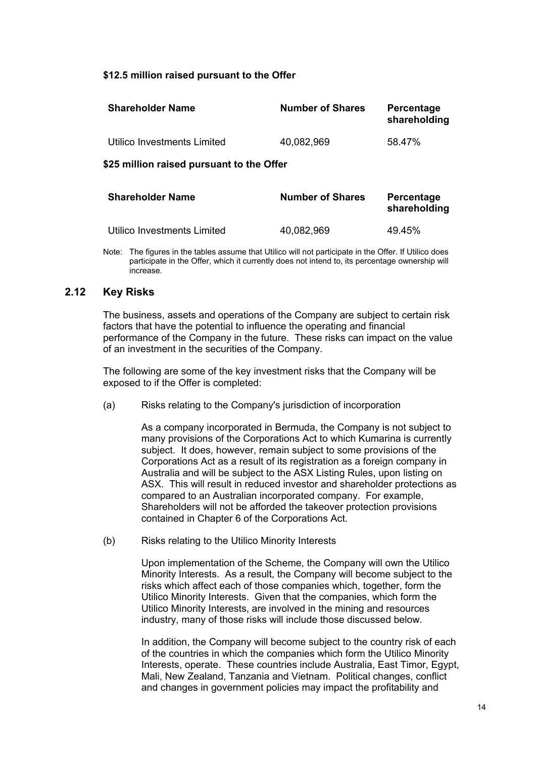**$12.5 million raised pursuant to the Offer**

| Shareholder Name | Number of Shares | Percentage shareholding |
| --- | --- | --- |
| Utilico Investments Limited | 40,082,969 | 58.47% |

**$25 million raised pursuant to the Offer**

| Shareholder Name | Number of Shares | Percentage shareholding |
| --- | --- | --- |
| Utilico Investments Limited | 40,082,969 | 49.45% |

Note: The figures in the tables assume that Utilico will not participate in the Offer. If Utilico does participate in the Offer, which it currently does not intend to, its percentage ownership will increase.

## 2.12 Key Risks

The business, assets and operations of the Company are subject to certain risk factors that have the potential to influence the operating and financial performance of the Company in the future. These risks can impact on the value of an investment in the securities of the Company.

The following are some of the key investment risks that the Company will be exposed to if the Offer is completed:

(a) Risks relating to the Company's jurisdiction of incorporation

As a company incorporated in Bermuda, the Company is not subject to many provisions of the Corporations Act to which Kumarina is currently subject. It does, however, remain subject to some provisions of the Corporations Act as a result of its registration as a foreign company in Australia and will be subject to the ASX Listing Rules, upon listing on ASX. This will result in reduced investor and shareholder protections as compared to an Australian incorporated company. For example, Shareholders will not be afforded the takeover protection provisions contained in Chapter 6 of the Corporations Act.

(b) Risks relating to the Utilico Minority Interests

Upon implementation of the Scheme, the Company will own the Utilico Minority Interests. As a result, the Company will become subject to the risks which affect each of those companies which, together, form the Utilico Minority Interests. Given that the companies, which form the Utilico Minority Interests, are involved in the mining and resources industry, many of those risks will include those discussed below.

In addition, the Company will become subject to the country risk of each of the countries in which the companies which form the Utilico Minority Interests, operate. These countries include Australia, East Timor, Egypt, Mali, New Zealand, Tanzania and Vietnam. Political changes, conflict and changes in government policies may impact the profitability and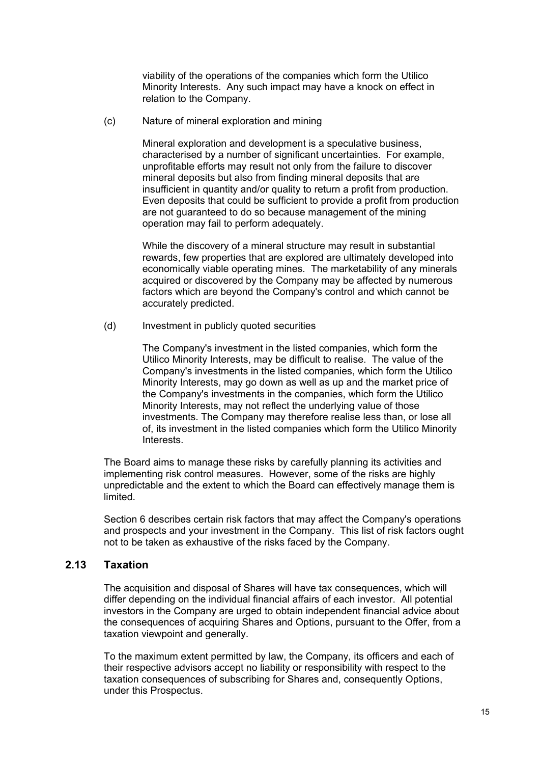viability of the operations of the companies which form the Utilico Minority Interests. Any such impact may have a knock on effect in relation to the Company.

(c) Nature of mineral exploration and mining

Mineral exploration and development is a speculative business, characterised by a number of significant uncertainties. For example, unprofitable efforts may result not only from the failure to discover mineral deposits but also from finding mineral deposits that are insufficient in quantity and/or quality to return a profit from production. Even deposits that could be sufficient to provide a profit from production are not guaranteed to do so because management of the mining operation may fail to perform adequately.

While the discovery of a mineral structure may result in substantial rewards, few properties that are explored are ultimately developed into economically viable operating mines. The marketability of any minerals acquired or discovered by the Company may be affected by numerous factors which are beyond the Company's control and which cannot be accurately predicted.

(d) Investment in publicly quoted securities

The Company's investment in the listed companies, which form the Utilico Minority Interests, may be difficult to realise. The value of the Company's investments in the listed companies, which form the Utilico Minority Interests, may go down as well as up and the market price of the Company's investments in the companies, which form the Utilico Minority Interests, may not reflect the underlying value of those investments. The Company may therefore realise less than, or lose all of, its investment in the listed companies which form the Utilico Minority Interests.

The Board aims to manage these risks by carefully planning its activities and implementing risk control measures. However, some of the risks are highly unpredictable and the extent to which the Board can effectively manage them is limited.

Section 6 describes certain risk factors that may affect the Company's operations and prospects and your investment in the Company. This list of risk factors ought not to be taken as exhaustive of the risks faced by the Company.

## 2.13 Taxation

The acquisition and disposal of Shares will have tax consequences, which will differ depending on the individual financial affairs of each investor. All potential investors in the Company are urged to obtain independent financial advice about the consequences of acquiring Shares and Options, pursuant to the Offer, from a taxation viewpoint and generally.

To the maximum extent permitted by law, the Company, its officers and each of their respective advisors accept no liability or responsibility with respect to the taxation consequences of subscribing for Shares and, consequently Options, under this Prospectus.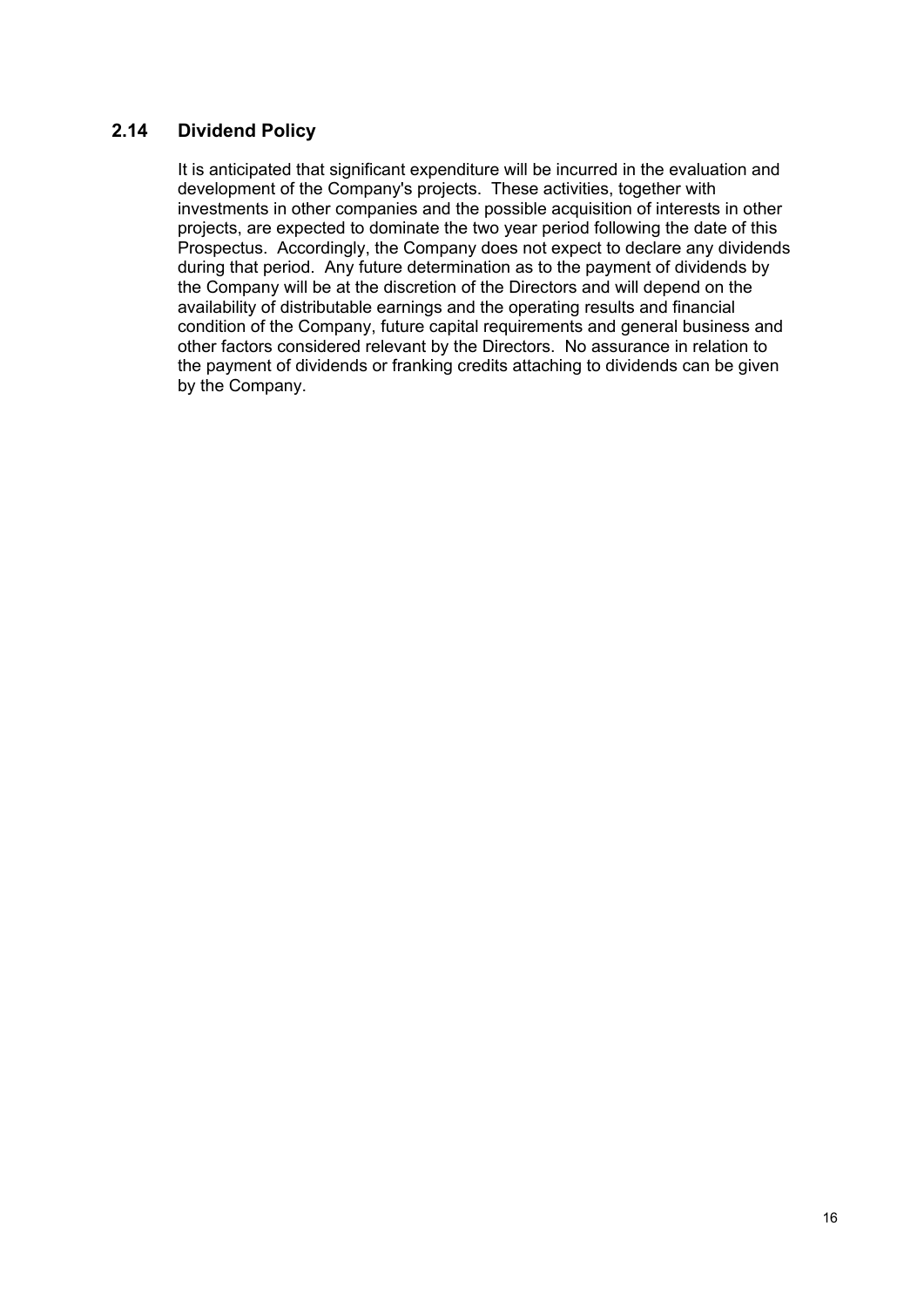## 2.14 Dividend Policy

It is anticipated that significant expenditure will be incurred in the evaluation and development of the Company's projects. These activities, together with investments in other companies and the possible acquisition of interests in other projects, are expected to dominate the two year period following the date of this Prospectus. Accordingly, the Company does not expect to declare any dividends during that period. Any future determination as to the payment of dividends by the Company will be at the discretion of the Directors and will depend on the availability of distributable earnings and the operating results and financial condition of the Company, future capital requirements and general business and other factors considered relevant by the Directors. No assurance in relation to the payment of dividends or franking credits attaching to dividends can be given by the Company.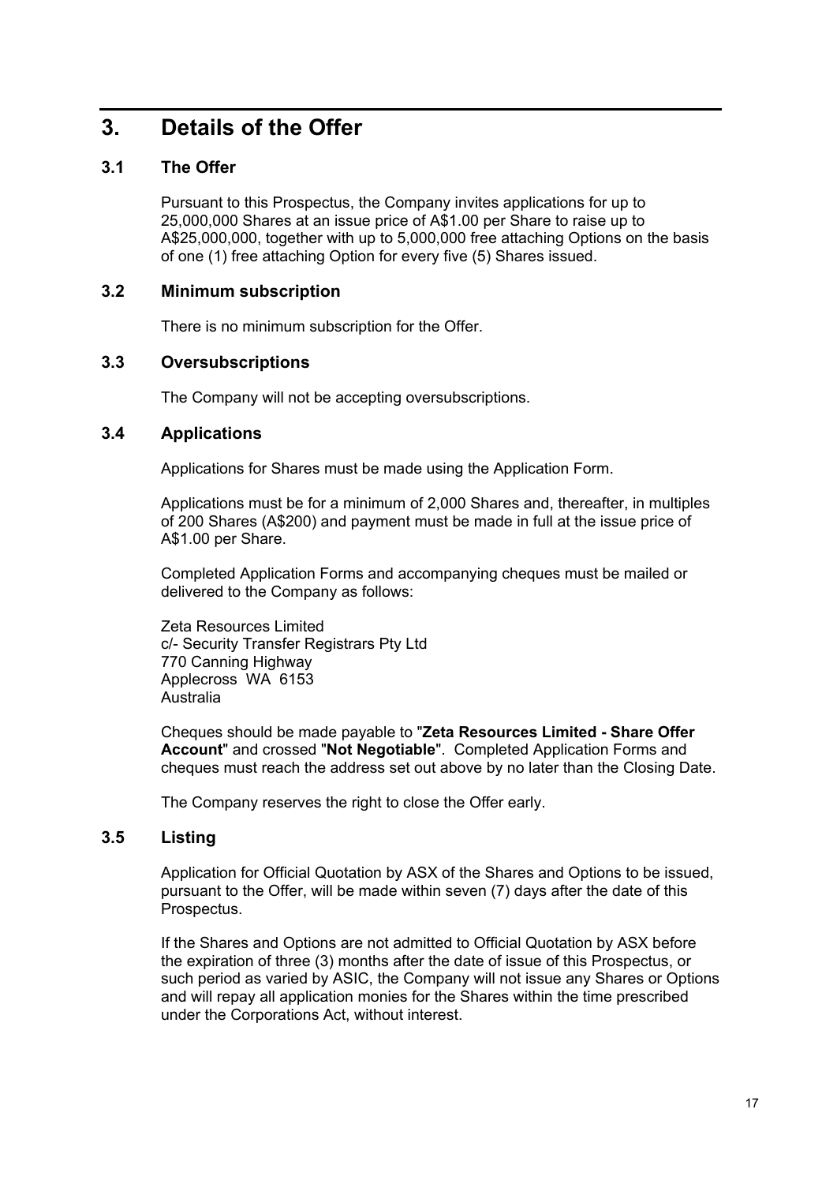# 3. Details of the Offer

## 3.1 The Offer

Pursuant to this Prospectus, the Company invites applications for up to 25,000,000 Shares at an issue price of A$1.00 per Share to raise up to A$25,000,000, together with up to 5,000,000 free attaching Options on the basis of one (1) free attaching Option for every five (5) Shares issued.

## 3.2 Minimum subscription

There is no minimum subscription for the Offer.

## 3.3 Oversubscriptions

The Company will not be accepting oversubscriptions.

## 3.4 Applications

Applications for Shares must be made using the Application Form.

Applications must be for a minimum of 2,000 Shares and, thereafter, in multiples of 200 Shares (A$200) and payment must be made in full at the issue price of A$1.00 per Share.

Completed Application Forms and accompanying cheques must be mailed or delivered to the Company as follows:

Zeta Resources Limited
c/- Security Transfer Registrars Pty Ltd
770 Canning Highway
Applecross WA 6153
Australia

Cheques should be made payable to "**Zeta Resources Limited - Share Offer Account**" and crossed "**Not Negotiable**". Completed Application Forms and cheques must reach the address set out above by no later than the Closing Date.

The Company reserves the right to close the Offer early.

## 3.5 Listing

Application for Official Quotation by ASX of the Shares and Options to be issued, pursuant to the Offer, will be made within seven (7) days after the date of this Prospectus.

If the Shares and Options are not admitted to Official Quotation by ASX before the expiration of three (3) months after the date of issue of this Prospectus, or such period as varied by ASIC, the Company will not issue any Shares or Options and will repay all application monies for the Shares within the time prescribed under the Corporations Act, without interest.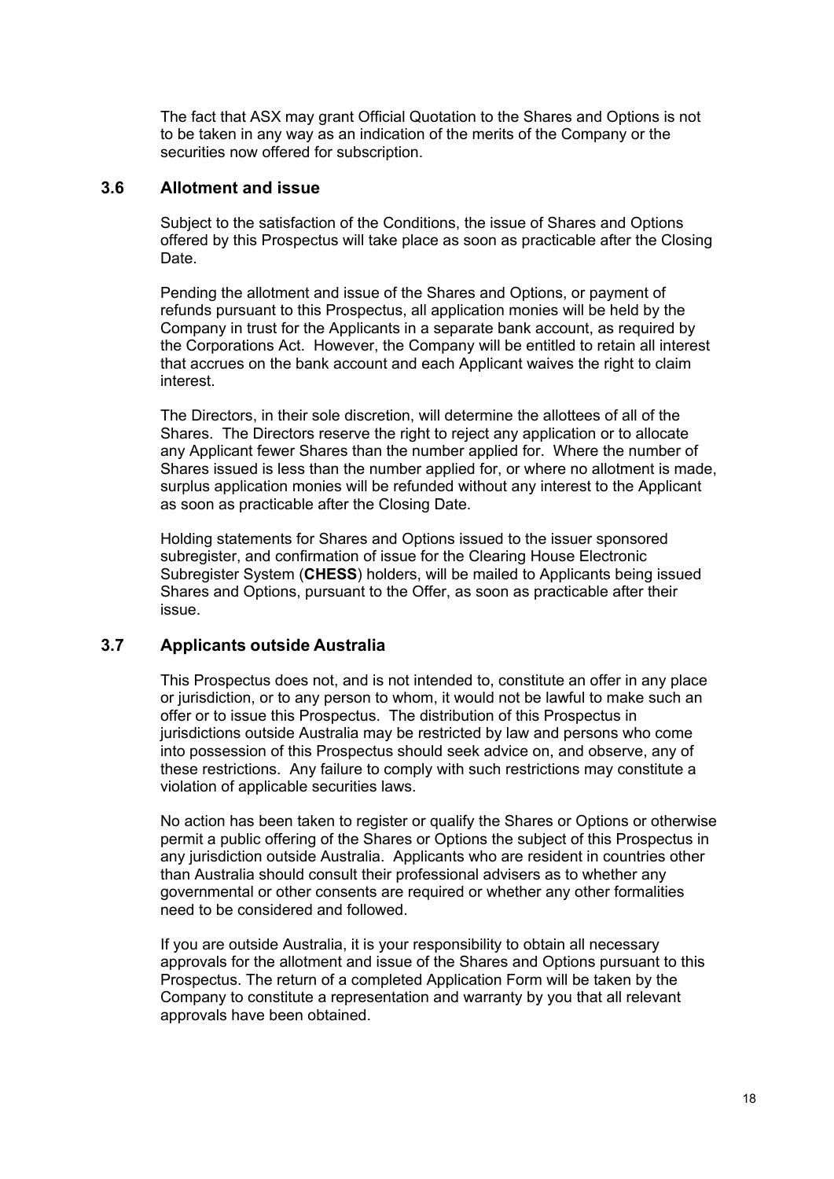The fact that ASX may grant Official Quotation to the Shares and Options is not to be taken in any way as an indication of the merits of the Company or the securities now offered for subscription.

## 3.6 Allotment and issue

Subject to the satisfaction of the Conditions, the issue of Shares and Options offered by this Prospectus will take place as soon as practicable after the Closing Date.

Pending the allotment and issue of the Shares and Options, or payment of refunds pursuant to this Prospectus, all application monies will be held by the Company in trust for the Applicants in a separate bank account, as required by the Corporations Act. However, the Company will be entitled to retain all interest that accrues on the bank account and each Applicant waives the right to claim interest.

The Directors, in their sole discretion, will determine the allottees of all of the Shares. The Directors reserve the right to reject any application or to allocate any Applicant fewer Shares than the number applied for. Where the number of Shares issued is less than the number applied for, or where no allotment is made, surplus application monies will be refunded without any interest to the Applicant as soon as practicable after the Closing Date.

Holding statements for Shares and Options issued to the issuer sponsored subregister, and confirmation of issue for the Clearing House Electronic Subregister System (**CHESS**) holders, will be mailed to Applicants being issued Shares and Options, pursuant to the Offer, as soon as practicable after their issue.

## 3.7 Applicants outside Australia

This Prospectus does not, and is not intended to, constitute an offer in any place or jurisdiction, or to any person to whom, it would not be lawful to make such an offer or to issue this Prospectus. The distribution of this Prospectus in jurisdictions outside Australia may be restricted by law and persons who come into possession of this Prospectus should seek advice on, and observe, any of these restrictions. Any failure to comply with such restrictions may constitute a violation of applicable securities laws.

No action has been taken to register or qualify the Shares or Options or otherwise permit a public offering of the Shares or Options the subject of this Prospectus in any jurisdiction outside Australia. Applicants who are resident in countries other than Australia should consult their professional advisers as to whether any governmental or other consents are required or whether any other formalities need to be considered and followed.

If you are outside Australia, it is your responsibility to obtain all necessary approvals for the allotment and issue of the Shares and Options pursuant to this Prospectus. The return of a completed Application Form will be taken by the Company to constitute a representation and warranty by you that all relevant approvals have been obtained.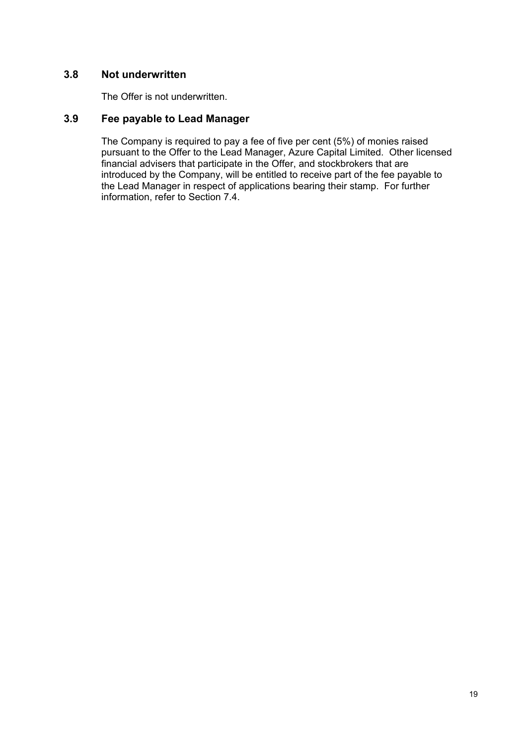### 3.8 Not underwritten

The Offer is not underwritten.

### 3.9 Fee payable to Lead Manager

The Company is required to pay a fee of five per cent (5%) of monies raised pursuant to the Offer to the Lead Manager, Azure Capital Limited. Other licensed financial advisers that participate in the Offer, and stockbrokers that are introduced by the Company, will be entitled to receive part of the fee payable to the Lead Manager in respect of applications bearing their stamp. For further information, refer to Section 7.4.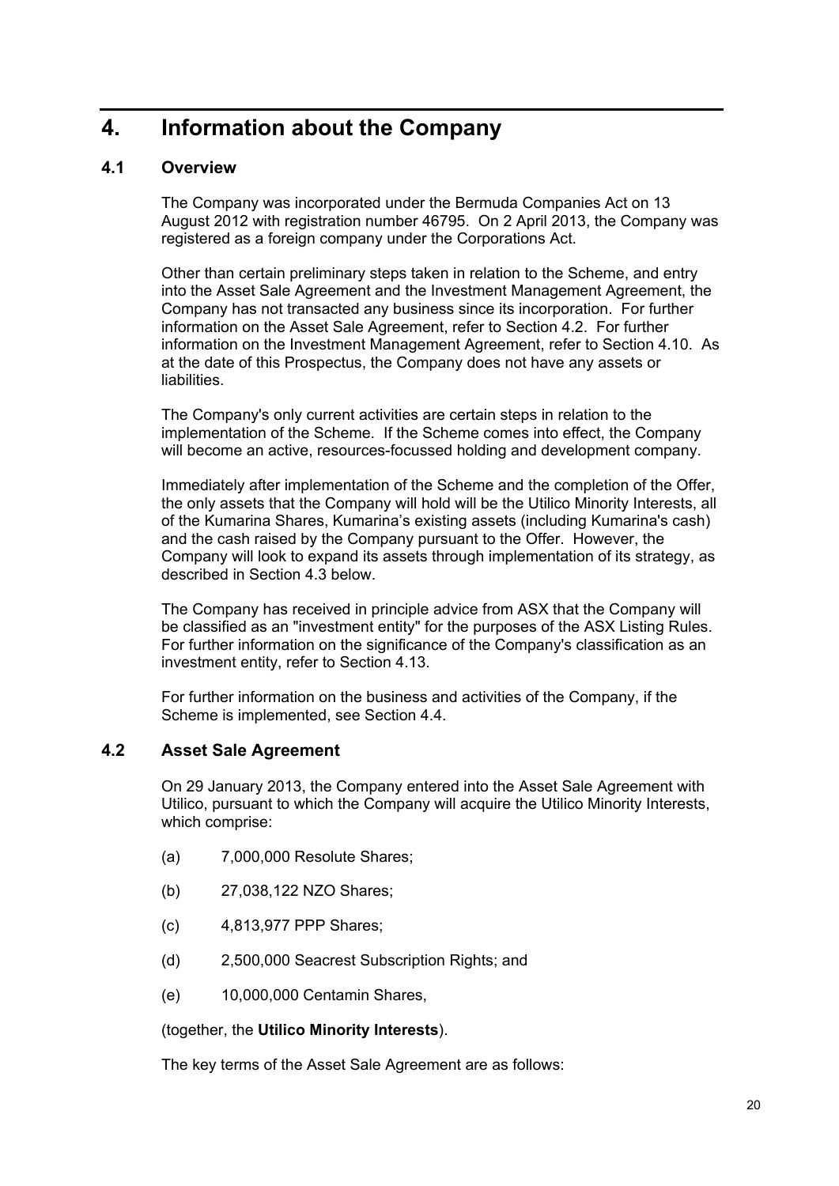# 4. Information about the Company

## 4.1 Overview

The Company was incorporated under the Bermuda Companies Act on 13 August 2012 with registration number 46795. On 2 April 2013, the Company was registered as a foreign company under the Corporations Act.

Other than certain preliminary steps taken in relation to the Scheme, and entry into the Asset Sale Agreement and the Investment Management Agreement, the Company has not transacted any business since its incorporation. For further information on the Asset Sale Agreement, refer to Section 4.2. For further information on the Investment Management Agreement, refer to Section 4.10. As at the date of this Prospectus, the Company does not have any assets or liabilities.

The Company's only current activities are certain steps in relation to the implementation of the Scheme. If the Scheme comes into effect, the Company will become an active, resources-focussed holding and development company.

Immediately after implementation of the Scheme and the completion of the Offer, the only assets that the Company will hold will be the Utilico Minority Interests, all of the Kumarina Shares, Kumarina's existing assets (including Kumarina's cash) and the cash raised by the Company pursuant to the Offer. However, the Company will look to expand its assets through implementation of its strategy, as described in Section 4.3 below.

The Company has received in principle advice from ASX that the Company will be classified as an "investment entity" for the purposes of the ASX Listing Rules. For further information on the significance of the Company's classification as an investment entity, refer to Section 4.13.

For further information on the business and activities of the Company, if the Scheme is implemented, see Section 4.4.

## 4.2 Asset Sale Agreement

On 29 January 2013, the Company entered into the Asset Sale Agreement with Utilico, pursuant to which the Company will acquire the Utilico Minority Interests, which comprise:

(a) 7,000,000 Resolute Shares;

(b) 27,038,122 NZO Shares;

(c) 4,813,977 PPP Shares;

(d) 2,500,000 Seacrest Subscription Rights; and

(e) 10,000,000 Centamin Shares,

(together, the **Utilico Minority Interests**).

The key terms of the Asset Sale Agreement are as follows: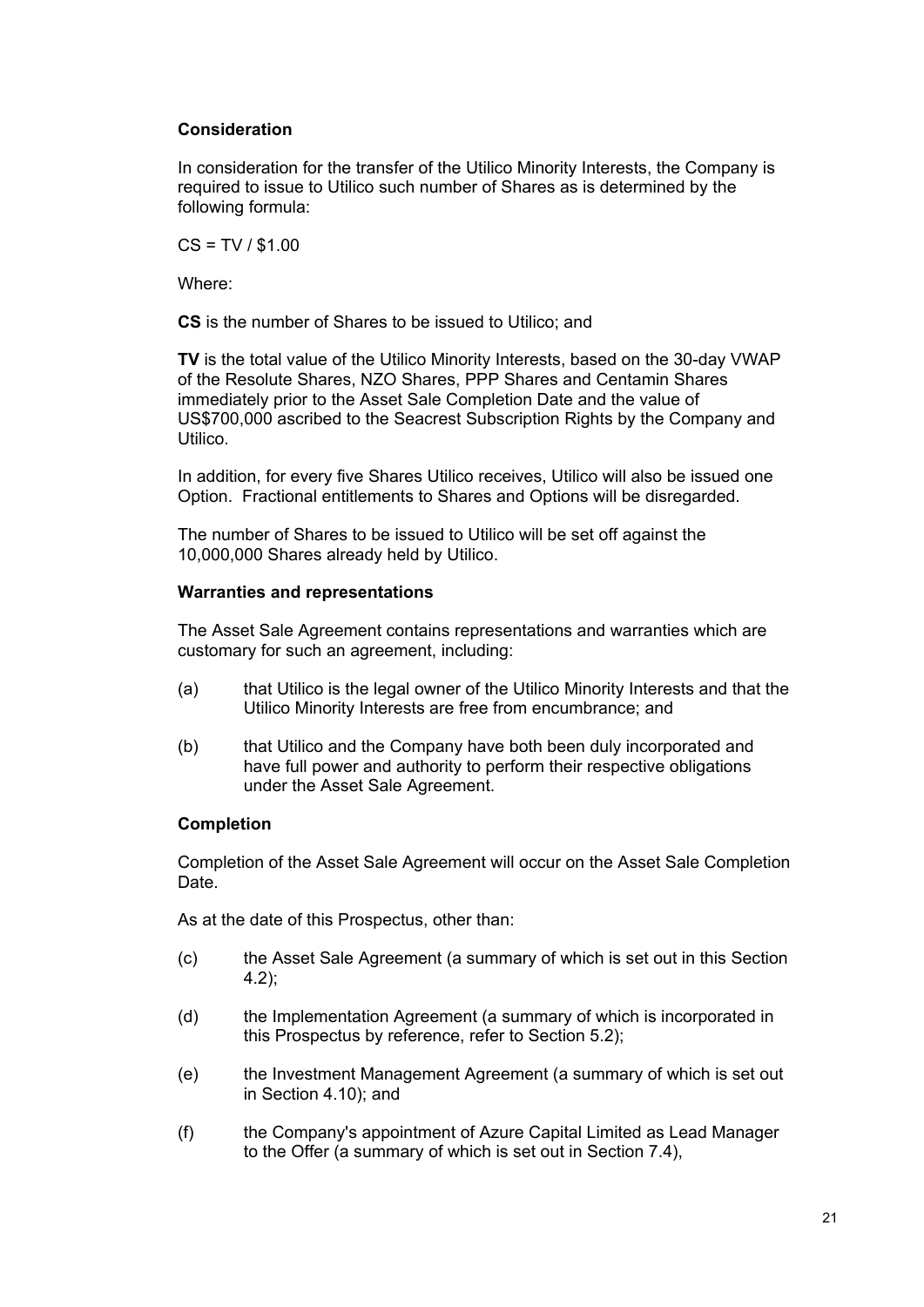**Consideration**

In consideration for the transfer of the Utilico Minority Interests, the Company is required to issue to Utilico such number of Shares as is determined by the following formula:

CS = TV / $1.00

Where:

**CS** is the number of Shares to be issued to Utilico; and

**TV** is the total value of the Utilico Minority Interests, based on the 30-day VWAP of the Resolute Shares, NZO Shares, PPP Shares and Centamin Shares immediately prior to the Asset Sale Completion Date and the value of US$700,000 ascribed to the Seacrest Subscription Rights by the Company and Utilico.

In addition, for every five Shares Utilico receives, Utilico will also be issued one Option. Fractional entitlements to Shares and Options will be disregarded.

The number of Shares to be issued to Utilico will be set off against the 10,000,000 Shares already held by Utilico.

**Warranties and representations**

The Asset Sale Agreement contains representations and warranties which are customary for such an agreement, including:

(a) that Utilico is the legal owner of the Utilico Minority Interests and that the Utilico Minority Interests are free from encumbrance; and

(b) that Utilico and the Company have both been duly incorporated and have full power and authority to perform their respective obligations under the Asset Sale Agreement.

**Completion**

Completion of the Asset Sale Agreement will occur on the Asset Sale Completion Date.

As at the date of this Prospectus, other than:

(c) the Asset Sale Agreement (a summary of which is set out in this Section 4.2);

(d) the Implementation Agreement (a summary of which is incorporated in this Prospectus by reference, refer to Section 5.2);

(e) the Investment Management Agreement (a summary of which is set out in Section 4.10); and

(f) the Company's appointment of Azure Capital Limited as Lead Manager to the Offer (a summary of which is set out in Section 7.4),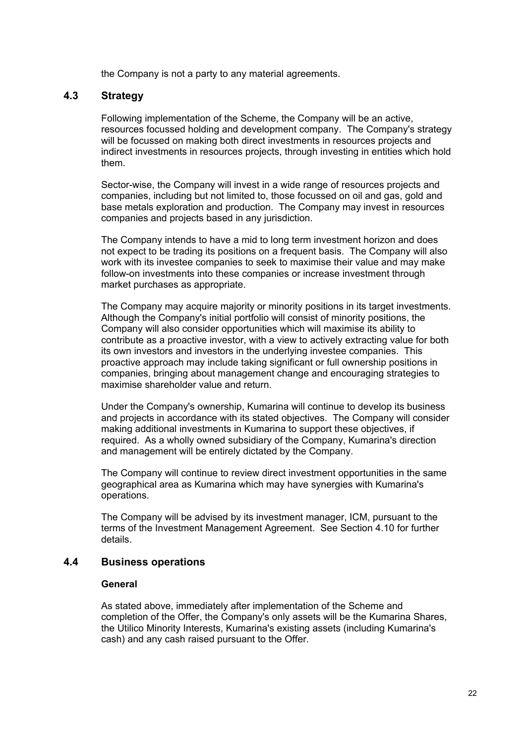the Company is not a party to any material agreements.

## 4.3 Strategy

Following implementation of the Scheme, the Company will be an active, resources focussed holding and development company. The Company's strategy will be focussed on making both direct investments in resources projects and indirect investments in resources projects, through investing in entities which hold them.

Sector-wise, the Company will invest in a wide range of resources projects and companies, including but not limited to, those focussed on oil and gas, gold and base metals exploration and production. The Company may invest in resources companies and projects based in any jurisdiction.

The Company intends to have a mid to long term investment horizon and does not expect to be trading its positions on a frequent basis. The Company will also work with its investee companies to seek to maximise their value and may make follow-on investments into these companies or increase investment through market purchases as appropriate.

The Company may acquire majority or minority positions in its target investments. Although the Company's initial portfolio will consist of minority positions, the Company will also consider opportunities which will maximise its ability to contribute as a proactive investor, with a view to actively extracting value for both its own investors and investors in the underlying investee companies. This proactive approach may include taking significant or full ownership positions in companies, bringing about management change and encouraging strategies to maximise shareholder value and return.

Under the Company's ownership, Kumarina will continue to develop its business and projects in accordance with its stated objectives. The Company will consider making additional investments in Kumarina to support these objectives, if required. As a wholly owned subsidiary of the Company, Kumarina's direction and management will be entirely dictated by the Company.

The Company will continue to review direct investment opportunities in the same geographical area as Kumarina which may have synergies with Kumarina's operations.

The Company will be advised by its investment manager, ICM, pursuant to the terms of the Investment Management Agreement. See Section 4.10 for further details.

## 4.4 Business operations

**General**

As stated above, immediately after implementation of the Scheme and completion of the Offer, the Company's only assets will be the Kumarina Shares, the Utilico Minority Interests, Kumarina's existing assets (including Kumarina's cash) and any cash raised pursuant to the Offer.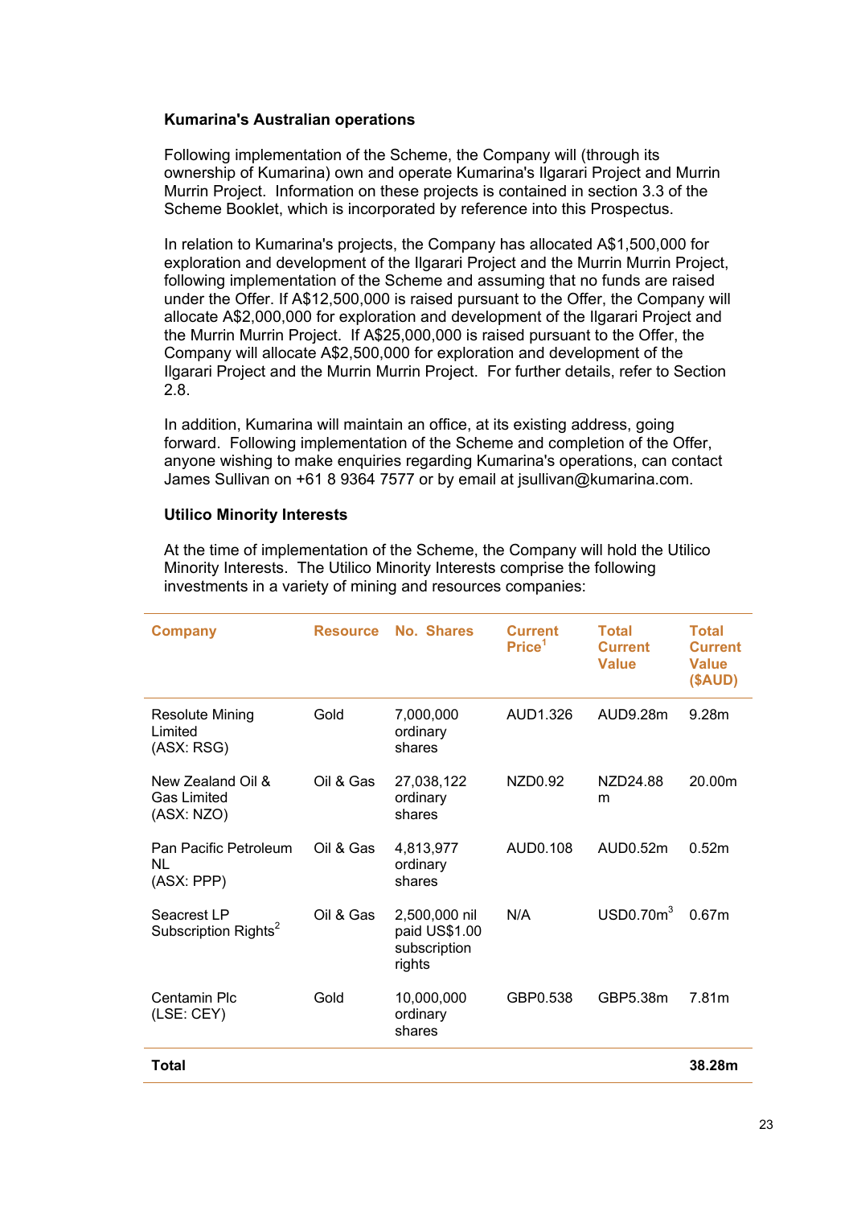**Kumarina's Australian operations**

Following implementation of the Scheme, the Company will (through its ownership of Kumarina) own and operate Kumarina's Ilgarari Project and Murrin Murrin Project. Information on these projects is contained in section 3.3 of the Scheme Booklet, which is incorporated by reference into this Prospectus.

In relation to Kumarina's projects, the Company has allocated A$1,500,000 for exploration and development of the Ilgarari Project and the Murrin Murrin Project, following implementation of the Scheme and assuming that no funds are raised under the Offer. If A$12,500,000 is raised pursuant to the Offer, the Company will allocate A$2,000,000 for exploration and development of the Ilgarari Project and the Murrin Murrin Project. If A$25,000,000 is raised pursuant to the Offer, the Company will allocate A$2,500,000 for exploration and development of the Ilgarari Project and the Murrin Murrin Project. For further details, refer to Section 2.8.

In addition, Kumarina will maintain an office, at its existing address, going forward. Following implementation of the Scheme and completion of the Offer, anyone wishing to make enquiries regarding Kumarina's operations, can contact James Sullivan on +61 8 9364 7577 or by email at jsullivan@kumarina.com.

**Utilico Minority Interests**

At the time of implementation of the Scheme, the Company will hold the Utilico Minority Interests. The Utilico Minority Interests comprise the following investments in a variety of mining and resources companies:

| Company | Resource | No. Shares | Current Price[1] | Total Current Value | Total Current Value ($AUD) |
|---|---|---|---|---|---|
| Resolute Mining Limited (ASX: RSG) | Gold | 7,000,000 ordinary shares | AUD1.326 | AUD9.28m | 9.28m |
| New Zealand Oil & Gas Limited (ASX: NZO) | Oil & Gas | 27,038,122 ordinary shares | NZD0.92 | NZD24.88 m | 20.00m |
| Pan Pacific Petroleum NL (ASX: PPP) | Oil & Gas | 4,813,977 ordinary shares | AUD0.108 | AUD0.52m | 0.52m |
| Seacrest LP Subscription Rights[2] | Oil & Gas | 2,500,000 nil paid US$1.00 subscription rights | N/A | USD0.70m[3] | 0.67m |
| Centamin Plc (LSE: CEY) | Gold | 10,000,000 ordinary shares | GBP0.538 | GBP5.38m | 7.81m |
| **Total** | | | | | **38.28m** |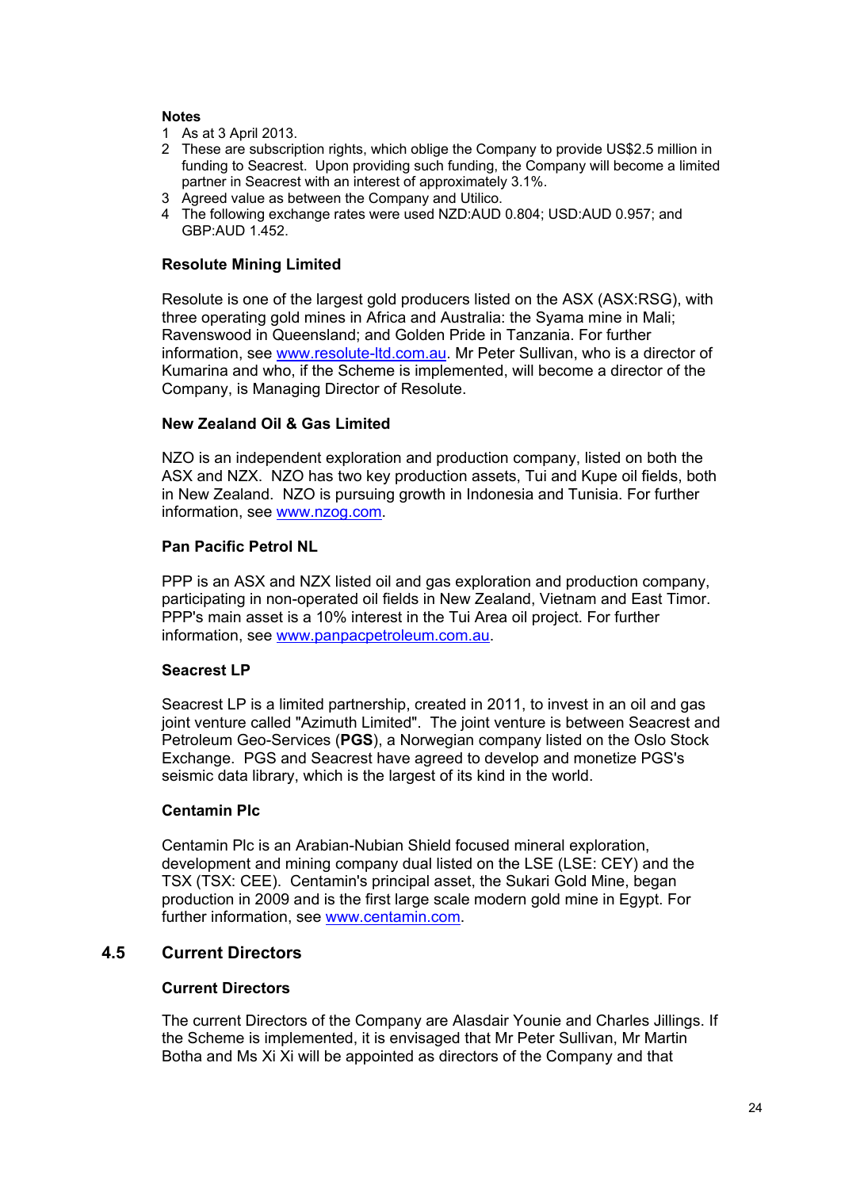**Notes**

1. As at 3 April 2013.
2. These are subscription rights, which oblige the Company to provide US$2.5 million in funding to Seacrest. Upon providing such funding, the Company will become a limited partner in Seacrest with an interest of approximately 3.1%.
3. Agreed value as between the Company and Utilico.
4. The following exchange rates were used NZD:AUD 0.804; USD:AUD 0.957; and GBP:AUD 1.452.

**Resolute Mining Limited**

Resolute is one of the largest gold producers listed on the ASX (ASX:RSG), with three operating gold mines in Africa and Australia: the Syama mine in Mali; Ravenswood in Queensland; and Golden Pride in Tanzania. For further information, see www.resolute-ltd.com.au. Mr Peter Sullivan, who is a director of Kumarina and who, if the Scheme is implemented, will become a director of the Company, is Managing Director of Resolute.

**New Zealand Oil & Gas Limited**

NZO is an independent exploration and production company, listed on both the ASX and NZX. NZO has two key production assets, Tui and Kupe oil fields, both in New Zealand. NZO is pursuing growth in Indonesia and Tunisia. For further information, see www.nzog.com.

**Pan Pacific Petrol NL**

PPP is an ASX and NZX listed oil and gas exploration and production company, participating in non-operated oil fields in New Zealand, Vietnam and East Timor. PPP's main asset is a 10% interest in the Tui Area oil project. For further information, see www.panpacpetroleum.com.au.

**Seacrest LP**

Seacrest LP is a limited partnership, created in 2011, to invest in an oil and gas joint venture called "Azimuth Limited". The joint venture is between Seacrest and Petroleum Geo-Services (**PGS**), a Norwegian company listed on the Oslo Stock Exchange. PGS and Seacrest have agreed to develop and monetize PGS's seismic data library, which is the largest of its kind in the world.

**Centamin Plc**

Centamin Plc is an Arabian-Nubian Shield focused mineral exploration, development and mining company dual listed on the LSE (LSE: CEY) and the TSX (TSX: CEE). Centamin's principal asset, the Sukari Gold Mine, began production in 2009 and is the first large scale modern gold mine in Egypt. For further information, see www.centamin.com.

## 4.5 Current Directors

**Current Directors**

The current Directors of the Company are Alasdair Younie and Charles Jillings. If the Scheme is implemented, it is envisaged that Mr Peter Sullivan, Mr Martin Botha and Ms Xi Xi will be appointed as directors of the Company and that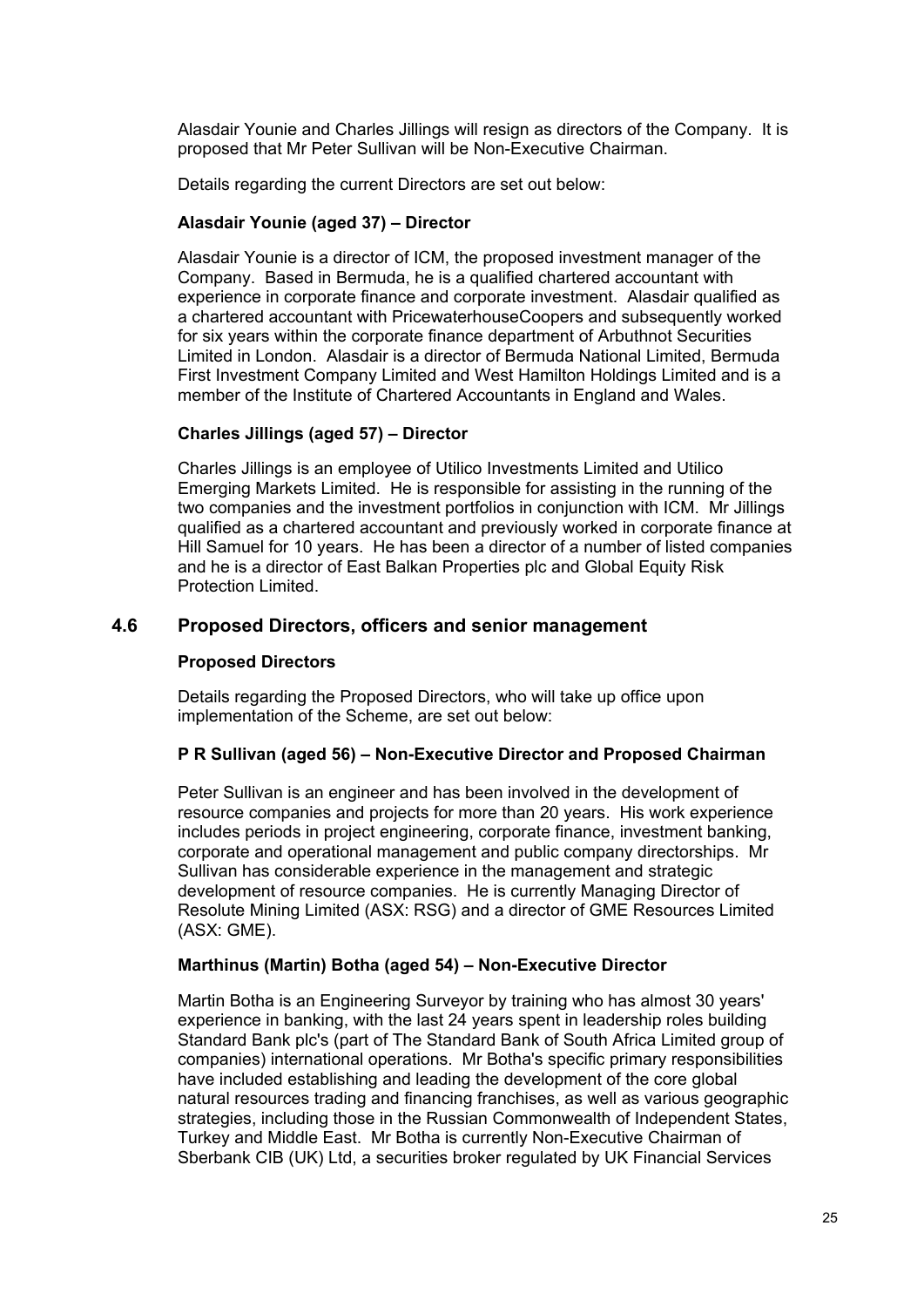Alasdair Younie and Charles Jillings will resign as directors of the Company. It is proposed that Mr Peter Sullivan will be Non-Executive Chairman.

Details regarding the current Directors are set out below:

**Alasdair Younie (aged 37) – Director**

Alasdair Younie is a director of ICM, the proposed investment manager of the Company. Based in Bermuda, he is a qualified chartered accountant with experience in corporate finance and corporate investment. Alasdair qualified as a chartered accountant with PricewaterhouseCoopers and subsequently worked for six years within the corporate finance department of Arbuthnot Securities Limited in London. Alasdair is a director of Bermuda National Limited, Bermuda First Investment Company Limited and West Hamilton Holdings Limited and is a member of the Institute of Chartered Accountants in England and Wales.

**Charles Jillings (aged 57) – Director**

Charles Jillings is an employee of Utilico Investments Limited and Utilico Emerging Markets Limited. He is responsible for assisting in the running of the two companies and the investment portfolios in conjunction with ICM. Mr Jillings qualified as a chartered accountant and previously worked in corporate finance at Hill Samuel for 10 years. He has been a director of a number of listed companies and he is a director of East Balkan Properties plc and Global Equity Risk Protection Limited.

## 4.6 Proposed Directors, officers and senior management

**Proposed Directors**

Details regarding the Proposed Directors, who will take up office upon implementation of the Scheme, are set out below:

**P R Sullivan (aged 56) – Non-Executive Director and Proposed Chairman**

Peter Sullivan is an engineer and has been involved in the development of resource companies and projects for more than 20 years. His work experience includes periods in project engineering, corporate finance, investment banking, corporate and operational management and public company directorships. Mr Sullivan has considerable experience in the management and strategic development of resource companies. He is currently Managing Director of Resolute Mining Limited (ASX: RSG) and a director of GME Resources Limited (ASX: GME).

**Marthinus (Martin) Botha (aged 54) – Non-Executive Director**

Martin Botha is an Engineering Surveyor by training who has almost 30 years' experience in banking, with the last 24 years spent in leadership roles building Standard Bank plc's (part of The Standard Bank of South Africa Limited group of companies) international operations. Mr Botha's specific primary responsibilities have included establishing and leading the development of the core global natural resources trading and financing franchises, as well as various geographic strategies, including those in the Russian Commonwealth of Independent States, Turkey and Middle East. Mr Botha is currently Non-Executive Chairman of Sberbank CIB (UK) Ltd, a securities broker regulated by UK Financial Services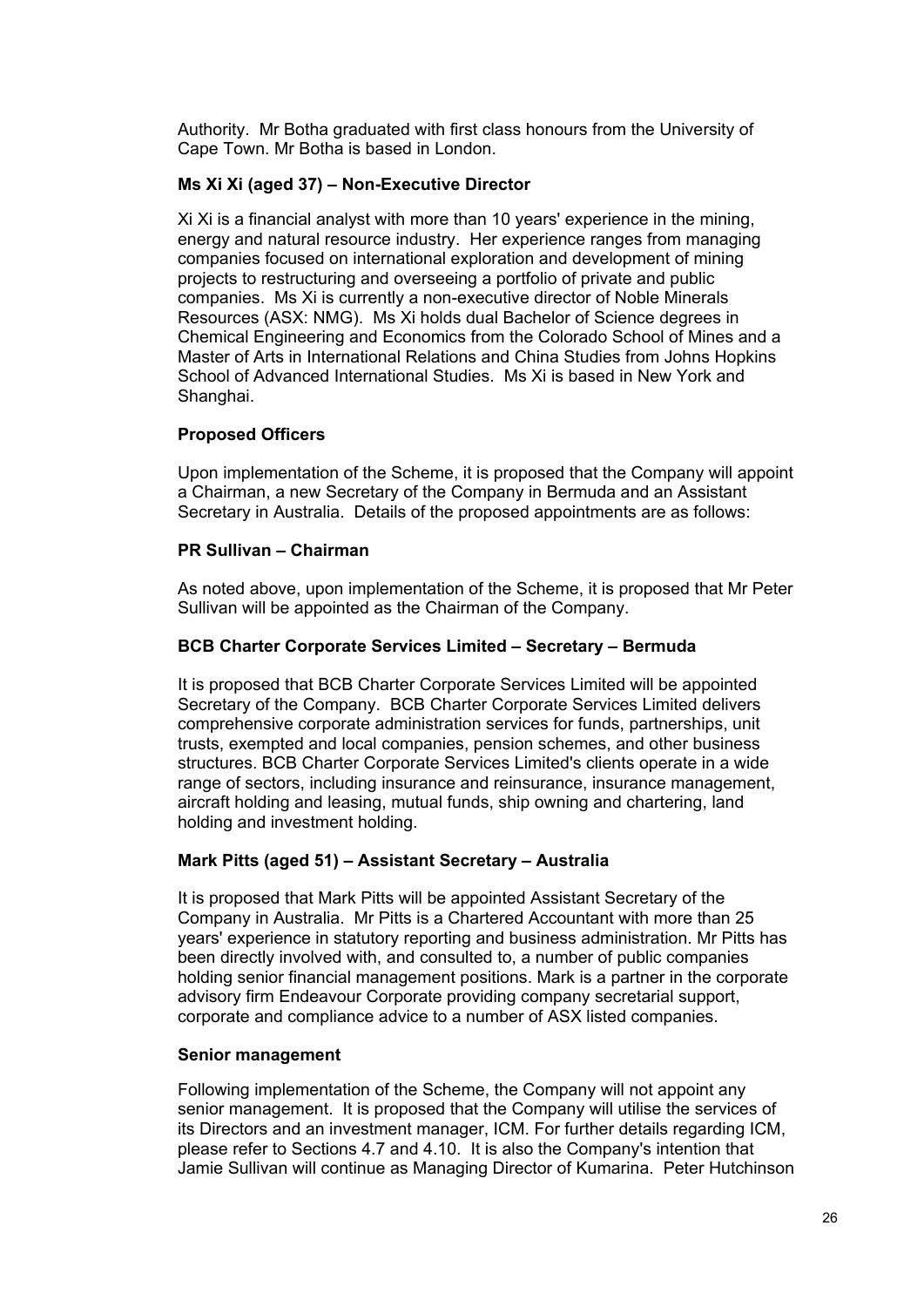Authority. Mr Botha graduated with first class honours from the University of Cape Town. Mr Botha is based in London.

**Ms Xi Xi (aged 37) – Non-Executive Director**

Xi Xi is a financial analyst with more than 10 years' experience in the mining, energy and natural resource industry. Her experience ranges from managing companies focused on international exploration and development of mining projects to restructuring and overseeing a portfolio of private and public companies. Ms Xi is currently a non-executive director of Noble Minerals Resources (ASX: NMG). Ms Xi holds dual Bachelor of Science degrees in Chemical Engineering and Economics from the Colorado School of Mines and a Master of Arts in International Relations and China Studies from Johns Hopkins School of Advanced International Studies. Ms Xi is based in New York and Shanghai.

**Proposed Officers**

Upon implementation of the Scheme, it is proposed that the Company will appoint a Chairman, a new Secretary of the Company in Bermuda and an Assistant Secretary in Australia. Details of the proposed appointments are as follows:

**PR Sullivan – Chairman**

As noted above, upon implementation of the Scheme, it is proposed that Mr Peter Sullivan will be appointed as the Chairman of the Company.

**BCB Charter Corporate Services Limited – Secretary – Bermuda**

It is proposed that BCB Charter Corporate Services Limited will be appointed Secretary of the Company. BCB Charter Corporate Services Limited delivers comprehensive corporate administration services for funds, partnerships, unit trusts, exempted and local companies, pension schemes, and other business structures. BCB Charter Corporate Services Limited's clients operate in a wide range of sectors, including insurance and reinsurance, insurance management, aircraft holding and leasing, mutual funds, ship owning and chartering, land holding and investment holding.

**Mark Pitts (aged 51) – Assistant Secretary – Australia**

It is proposed that Mark Pitts will be appointed Assistant Secretary of the Company in Australia. Mr Pitts is a Chartered Accountant with more than 25 years' experience in statutory reporting and business administration. Mr Pitts has been directly involved with, and consulted to, a number of public companies holding senior financial management positions. Mark is a partner in the corporate advisory firm Endeavour Corporate providing company secretarial support, corporate and compliance advice to a number of ASX listed companies.

**Senior management**

Following implementation of the Scheme, the Company will not appoint any senior management. It is proposed that the Company will utilise the services of its Directors and an investment manager, ICM. For further details regarding ICM, please refer to Sections 4.7 and 4.10. It is also the Company's intention that Jamie Sullivan will continue as Managing Director of Kumarina. Peter Hutchinson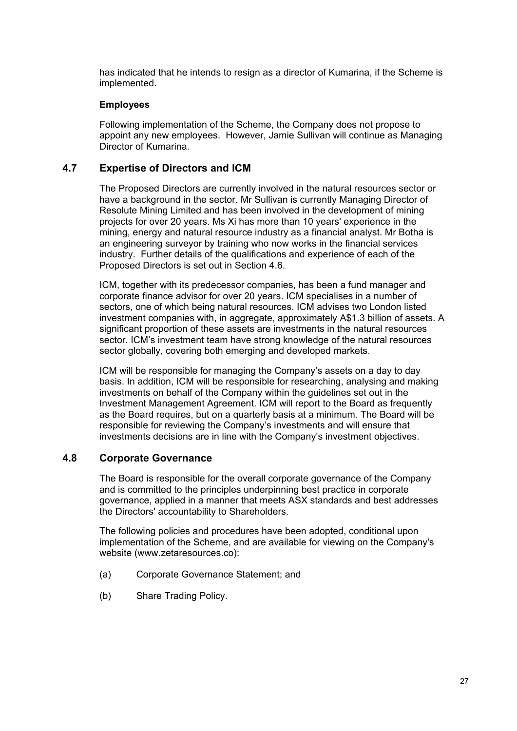has indicated that he intends to resign as a director of Kumarina, if the Scheme is implemented.

**Employees**

Following implementation of the Scheme, the Company does not propose to appoint any new employees. However, Jamie Sullivan will continue as Managing Director of Kumarina.

## 4.7 Expertise of Directors and ICM

The Proposed Directors are currently involved in the natural resources sector or have a background in the sector. Mr Sullivan is currently Managing Director of Resolute Mining Limited and has been involved in the development of mining projects for over 20 years. Ms Xi has more than 10 years' experience in the mining, energy and natural resource industry as a financial analyst. Mr Botha is an engineering surveyor by training who now works in the financial services industry. Further details of the qualifications and experience of each of the Proposed Directors is set out in Section 4.6.

ICM, together with its predecessor companies, has been a fund manager and corporate finance advisor for over 20 years. ICM specialises in a number of sectors, one of which being natural resources. ICM advises two London listed investment companies with, in aggregate, approximately A$1.3 billion of assets. A significant proportion of these assets are investments in the natural resources sector. ICM's investment team have strong knowledge of the natural resources sector globally, covering both emerging and developed markets.

ICM will be responsible for managing the Company's assets on a day to day basis. In addition, ICM will be responsible for researching, analysing and making investments on behalf of the Company within the guidelines set out in the Investment Management Agreement. ICM will report to the Board as frequently as the Board requires, but on a quarterly basis at a minimum. The Board will be responsible for reviewing the Company's investments and will ensure that investments decisions are in line with the Company's investment objectives.

## 4.8 Corporate Governance

The Board is responsible for the overall corporate governance of the Company and is committed to the principles underpinning best practice in corporate governance, applied in a manner that meets ASX standards and best addresses the Directors' accountability to Shareholders.

The following policies and procedures have been adopted, conditional upon implementation of the Scheme, and are available for viewing on the Company's website (www.zetaresources.co):

(a) Corporate Governance Statement; and

(b) Share Trading Policy.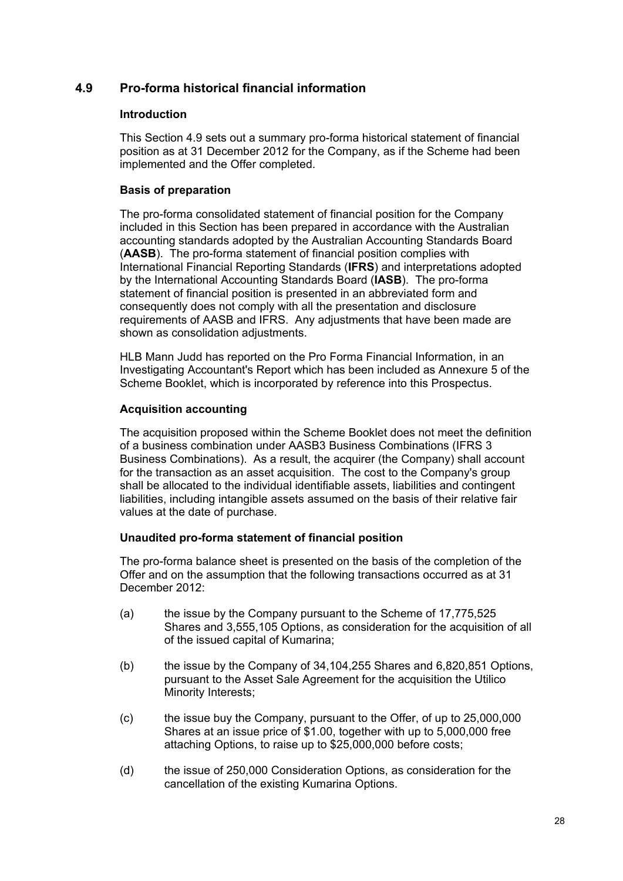## 4.9 Pro-forma historical financial information

### Introduction

This Section 4.9 sets out a summary pro-forma historical statement of financial position as at 31 December 2012 for the Company, as if the Scheme had been implemented and the Offer completed.

### Basis of preparation

The pro-forma consolidated statement of financial position for the Company included in this Section has been prepared in accordance with the Australian accounting standards adopted by the Australian Accounting Standards Board (**AASB**). The pro-forma statement of financial position complies with International Financial Reporting Standards (**IFRS**) and interpretations adopted by the International Accounting Standards Board (**IASB**). The pro-forma statement of financial position is presented in an abbreviated form and consequently does not comply with all the presentation and disclosure requirements of AASB and IFRS. Any adjustments that have been made are shown as consolidation adjustments.

HLB Mann Judd has reported on the Pro Forma Financial Information, in an Investigating Accountant's Report which has been included as Annexure 5 of the Scheme Booklet, which is incorporated by reference into this Prospectus.

### Acquisition accounting

The acquisition proposed within the Scheme Booklet does not meet the definition of a business combination under AASB3 Business Combinations (IFRS 3 Business Combinations). As a result, the acquirer (the Company) shall account for the transaction as an asset acquisition. The cost to the Company's group shall be allocated to the individual identifiable assets, liabilities and contingent liabilities, including intangible assets assumed on the basis of their relative fair values at the date of purchase.

### Unaudited pro-forma statement of financial position

The pro-forma balance sheet is presented on the basis of the completion of the Offer and on the assumption that the following transactions occurred as at 31 December 2012:

(a) the issue by the Company pursuant to the Scheme of 17,775,525 Shares and 3,555,105 Options, as consideration for the acquisition of all of the issued capital of Kumarina;

(b) the issue by the Company of 34,104,255 Shares and 6,820,851 Options, pursuant to the Asset Sale Agreement for the acquisition the Utilico Minority Interests;

(c) the issue buy the Company, pursuant to the Offer, of up to 25,000,000 Shares at an issue price of $1.00, together with up to 5,000,000 free attaching Options, to raise up to $25,000,000 before costs;

(d) the issue of 250,000 Consideration Options, as consideration for the cancellation of the existing Kumarina Options.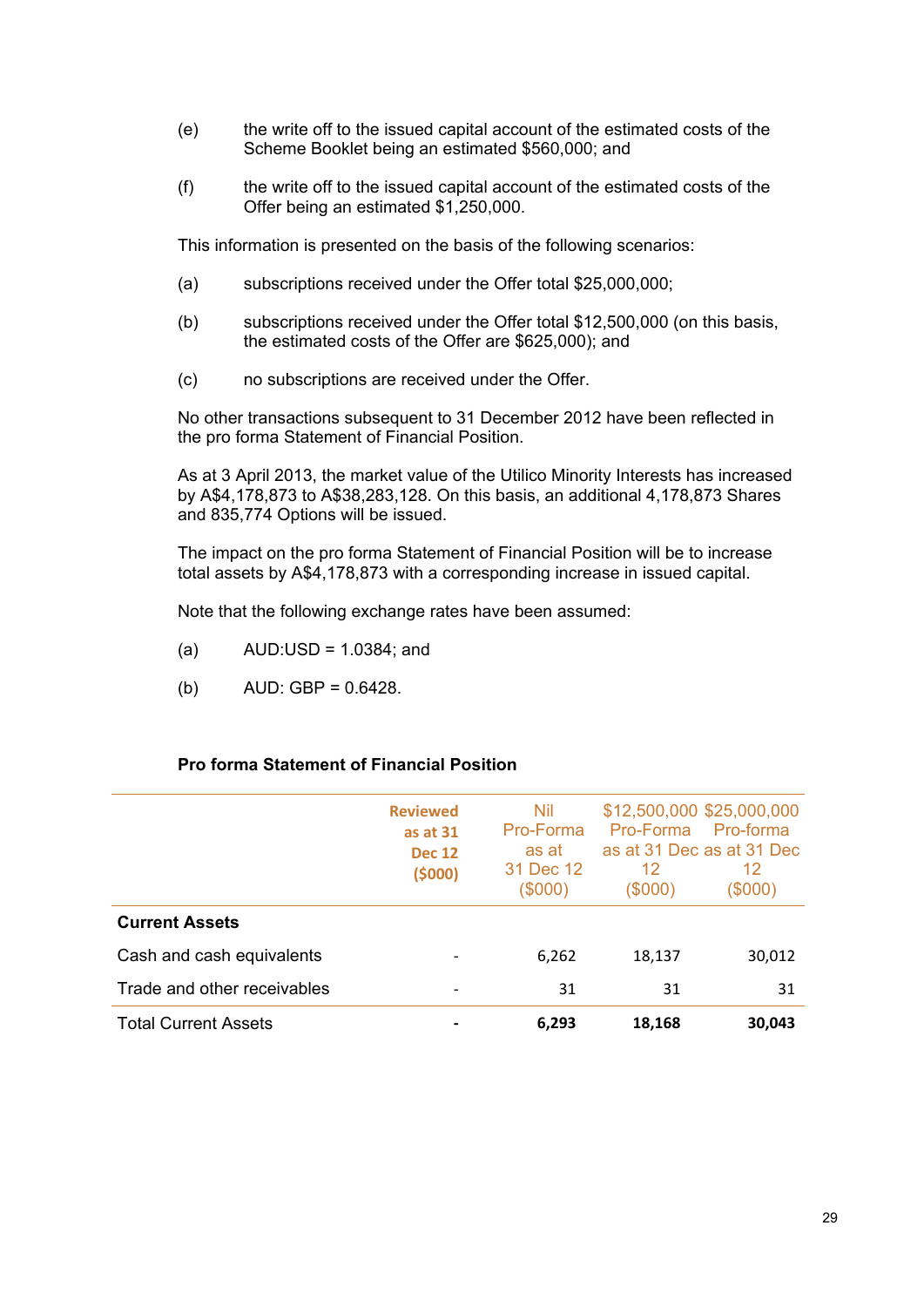(e) the write off to the issued capital account of the estimated costs of the Scheme Booklet being an estimated $560,000; and

(f) the write off to the issued capital account of the estimated costs of the Offer being an estimated $1,250,000.

This information is presented on the basis of the following scenarios:

(a) subscriptions received under the Offer total $25,000,000;

(b) subscriptions received under the Offer total $12,500,000 (on this basis, the estimated costs of the Offer are $625,000); and

(c) no subscriptions are received under the Offer.

No other transactions subsequent to 31 December 2012 have been reflected in the pro forma Statement of Financial Position.

As at 3 April 2013, the market value of the Utilico Minority Interests has increased by A$4,178,873 to A$38,283,128. On this basis, an additional 4,178,873 Shares and 835,774 Options will be issued.

The impact on the pro forma Statement of Financial Position will be to increase total assets by A$4,178,873 with a corresponding increase in issued capital.

Note that the following exchange rates have been assumed:

(a) AUD:USD = 1.0384; and

(b) AUD: GBP = 0.6428.

**Pro forma Statement of Financial Position**

| | Reviewed as at 31 Dec 12 ($000) | Nil Pro-Forma as at 31 Dec 12 ($000) | $12,500,000 Pro-Forma as at 31 Dec 12 ($000) | $25,000,000 Pro-forma as at 31 Dec 12 ($000) |
|---|---|---|---|---|
| **Current Assets** | | | | |
| Cash and cash equivalents | - | 6,262 | 18,137 | 30,012 |
| Trade and other receivables | - | 31 | 31 | 31 |
| Total Current Assets | **-** | **6,293** | **18,168** | **30,043** |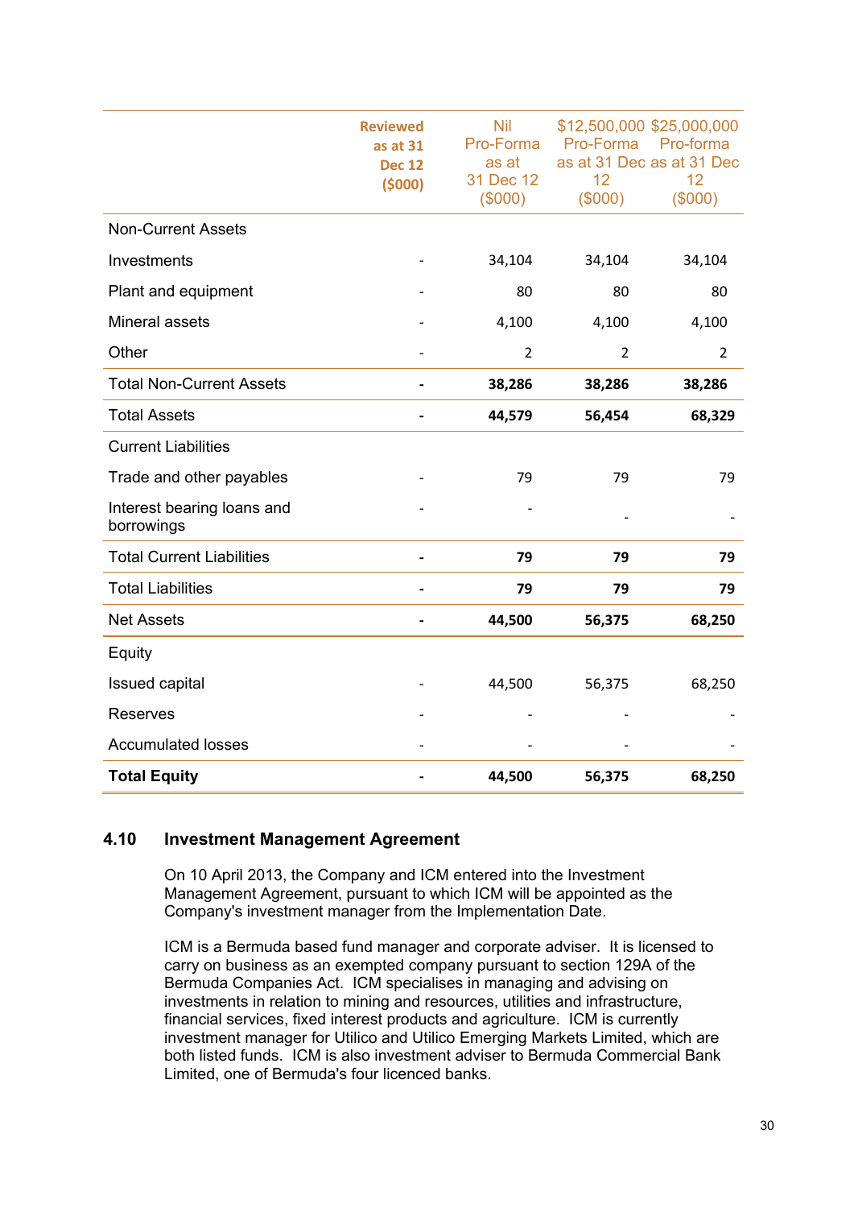| | Reviewed as at 31 Dec 12 ($000) | Nil Pro-Forma as at 31 Dec 12 ($000) | $12,500,000 Pro-Forma as at 31 Dec 12 ($000) | $25,000,000 Pro-forma as at 31 Dec 12 ($000) |
|---|---|---|---|---|
| Non-Current Assets | | | | |
| Investments | - | 34,104 | 34,104 | 34,104 |
| Plant and equipment | - | 80 | 80 | 80 |
| Mineral assets | - | 4,100 | 4,100 | 4,100 |
| Other | - | 2 | 2 | 2 |
| Total Non-Current Assets | **-** | **38,286** | **38,286** | **38,286** |
| Total Assets | **-** | **44,579** | **56,454** | **68,329** |
| Current Liabilities | | | | |
| Trade and other payables | - | 79 | 79 | 79 |
| Interest bearing loans and borrowings | - | - | - | - |
| Total Current Liabilities | **-** | **79** | **79** | **79** |
| Total Liabilities | **-** | **79** | **79** | **79** |
| Net Assets | **-** | **44,500** | **56,375** | **68,250** |
| Equity | | | | |
| Issued capital | - | 44,500 | 56,375 | 68,250 |
| Reserves | - | - | - | - |
| Accumulated losses | - | - | - | - |
| **Total Equity** | **-** | **44,500** | **56,375** | **68,250** |

## 4.10 Investment Management Agreement

On 10 April 2013, the Company and ICM entered into the Investment Management Agreement, pursuant to which ICM will be appointed as the Company's investment manager from the Implementation Date.

ICM is a Bermuda based fund manager and corporate adviser. It is licensed to carry on business as an exempted company pursuant to section 129A of the Bermuda Companies Act. ICM specialises in managing and advising on investments in relation to mining and resources, utilities and infrastructure, financial services, fixed interest products and agriculture. ICM is currently investment manager for Utilico and Utilico Emerging Markets Limited, which are both listed funds. ICM is also investment adviser to Bermuda Commercial Bank Limited, one of Bermuda's four licenced banks.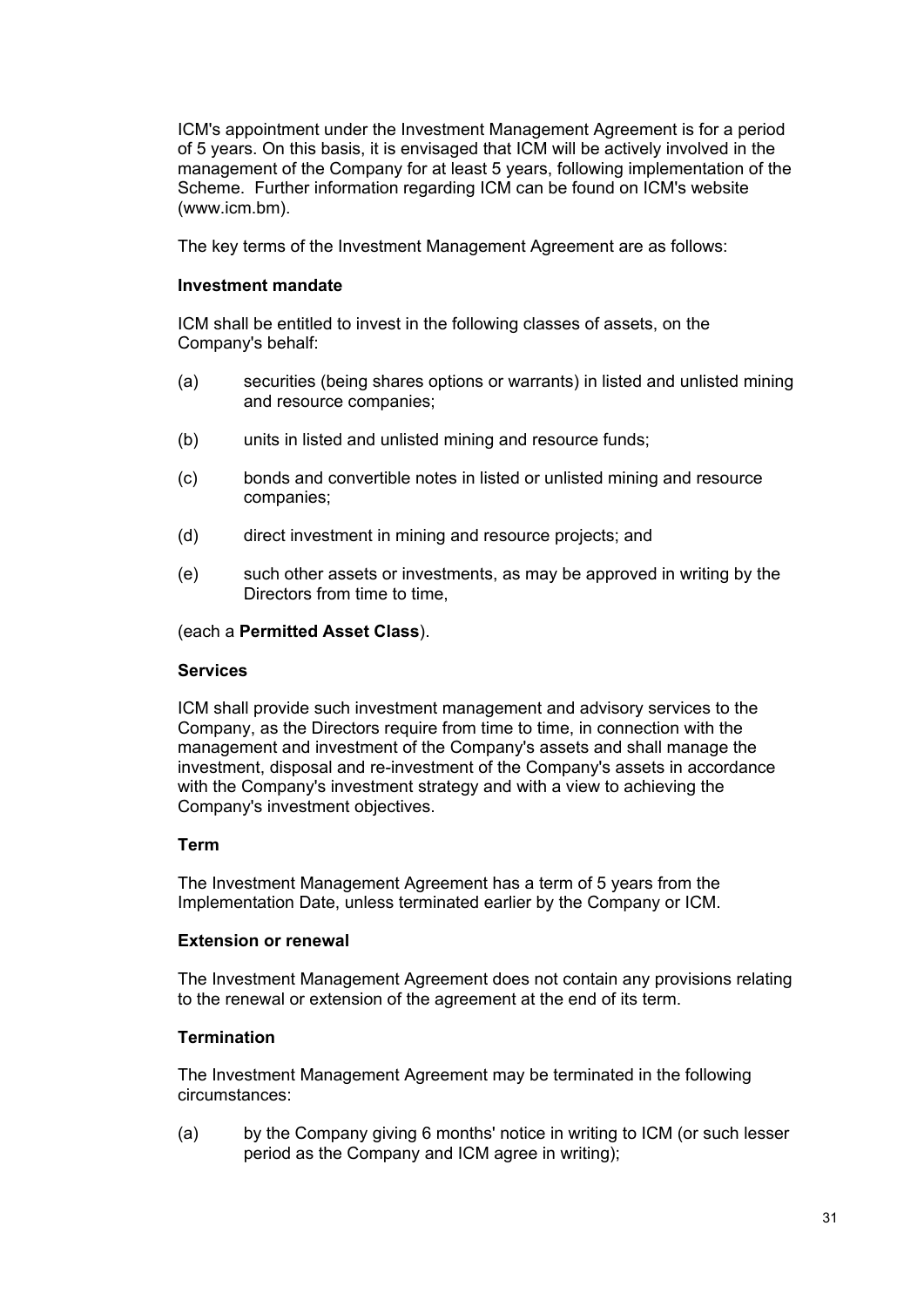ICM's appointment under the Investment Management Agreement is for a period of 5 years. On this basis, it is envisaged that ICM will be actively involved in the management of the Company for at least 5 years, following implementation of the Scheme. Further information regarding ICM can be found on ICM's website (www.icm.bm).

The key terms of the Investment Management Agreement are as follows:

**Investment mandate**

ICM shall be entitled to invest in the following classes of assets, on the Company's behalf:

(a) securities (being shares options or warrants) in listed and unlisted mining and resource companies;

(b) units in listed and unlisted mining and resource funds;

(c) bonds and convertible notes in listed or unlisted mining and resource companies;

(d) direct investment in mining and resource projects; and

(e) such other assets or investments, as may be approved in writing by the Directors from time to time,

(each a **Permitted Asset Class**).

**Services**

ICM shall provide such investment management and advisory services to the Company, as the Directors require from time to time, in connection with the management and investment of the Company's assets and shall manage the investment, disposal and re-investment of the Company's assets in accordance with the Company's investment strategy and with a view to achieving the Company's investment objectives.

**Term**

The Investment Management Agreement has a term of 5 years from the Implementation Date, unless terminated earlier by the Company or ICM.

**Extension or renewal**

The Investment Management Agreement does not contain any provisions relating to the renewal or extension of the agreement at the end of its term.

**Termination**

The Investment Management Agreement may be terminated in the following circumstances:

(a) by the Company giving 6 months' notice in writing to ICM (or such lesser period as the Company and ICM agree in writing);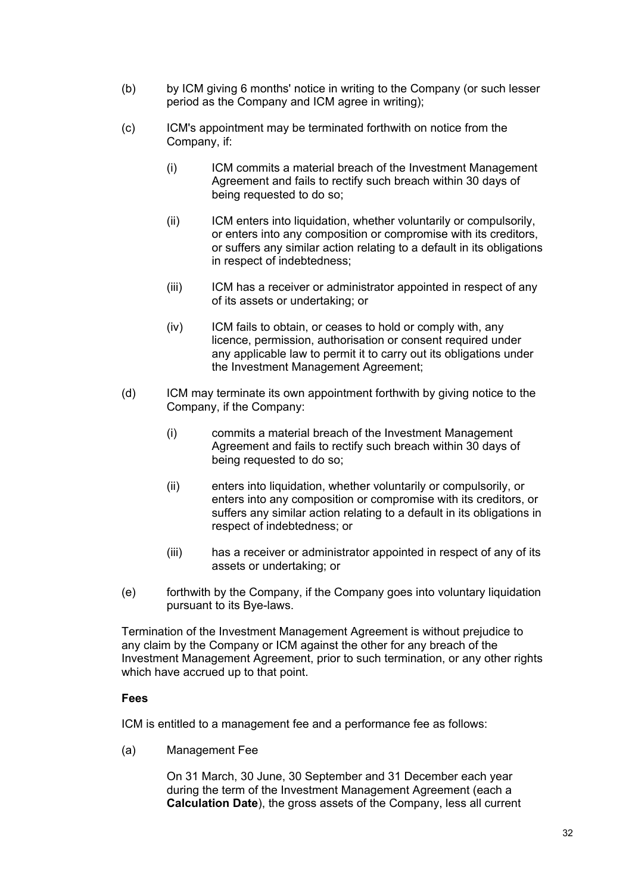(b) by ICM giving 6 months' notice in writing to the Company (or such lesser period as the Company and ICM agree in writing);

(c) ICM's appointment may be terminated forthwith on notice from the Company, if:

   (i) ICM commits a material breach of the Investment Management Agreement and fails to rectify such breach within 30 days of being requested to do so;

   (ii) ICM enters into liquidation, whether voluntarily or compulsorily, or enters into any composition or compromise with its creditors, or suffers any similar action relating to a default in its obligations in respect of indebtedness;

   (iii) ICM has a receiver or administrator appointed in respect of any of its assets or undertaking; or

   (iv) ICM fails to obtain, or ceases to hold or comply with, any licence, permission, authorisation or consent required under any applicable law to permit it to carry out its obligations under the Investment Management Agreement;

(d) ICM may terminate its own appointment forthwith by giving notice to the Company, if the Company:

   (i) commits a material breach of the Investment Management Agreement and fails to rectify such breach within 30 days of being requested to do so;

   (ii) enters into liquidation, whether voluntarily or compulsorily, or enters into any composition or compromise with its creditors, or suffers any similar action relating to a default in its obligations in respect of indebtedness; or

   (iii) has a receiver or administrator appointed in respect of any of its assets or undertaking; or

(e) forthwith by the Company, if the Company goes into voluntary liquidation pursuant to its Bye-laws.

Termination of the Investment Management Agreement is without prejudice to any claim by the Company or ICM against the other for any breach of the Investment Management Agreement, prior to such termination, or any other rights which have accrued up to that point.

**Fees**

ICM is entitled to a management fee and a performance fee as follows:

(a) Management Fee

   On 31 March, 30 June, 30 September and 31 December each year during the term of the Investment Management Agreement (each a **Calculation Date**), the gross assets of the Company, less all current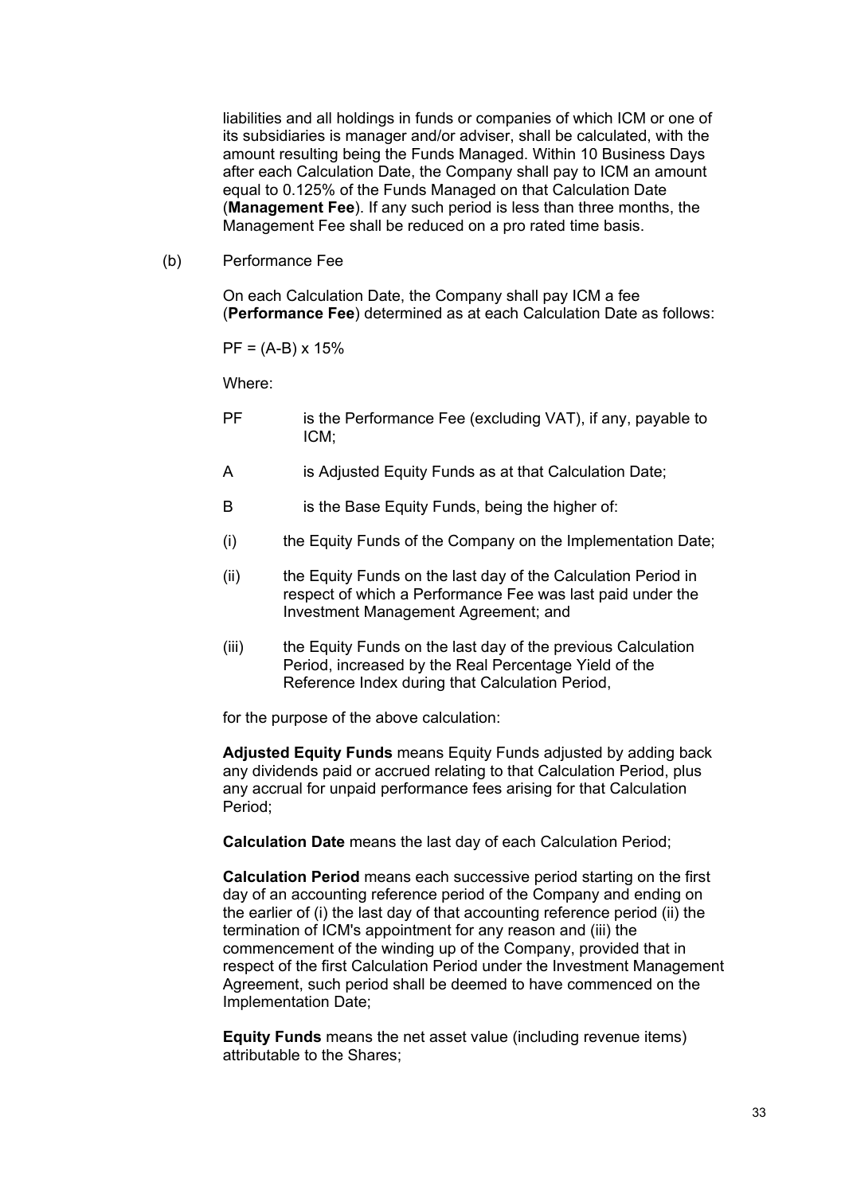liabilities and all holdings in funds or companies of which ICM or one of its subsidiaries is manager and/or adviser, shall be calculated, with the amount resulting being the Funds Managed. Within 10 Business Days after each Calculation Date, the Company shall pay to ICM an amount equal to 0.125% of the Funds Managed on that Calculation Date (**Management Fee**). If any such period is less than three months, the Management Fee shall be reduced on a pro rated time basis.

(b) Performance Fee

On each Calculation Date, the Company shall pay ICM a fee (**Performance Fee**) determined as at each Calculation Date as follows:

$PF = (A-B) \times 15\%$

Where:

PF is the Performance Fee (excluding VAT), if any, payable to ICM;

A is Adjusted Equity Funds as at that Calculation Date;

B is the Base Equity Funds, being the higher of:

(i) the Equity Funds of the Company on the Implementation Date;

(ii) the Equity Funds on the last day of the Calculation Period in respect of which a Performance Fee was last paid under the Investment Management Agreement; and

(iii) the Equity Funds on the last day of the previous Calculation Period, increased by the Real Percentage Yield of the Reference Index during that Calculation Period,

for the purpose of the above calculation:

**Adjusted Equity Funds** means Equity Funds adjusted by adding back any dividends paid or accrued relating to that Calculation Period, plus any accrual for unpaid performance fees arising for that Calculation Period;

**Calculation Date** means the last day of each Calculation Period;

**Calculation Period** means each successive period starting on the first day of an accounting reference period of the Company and ending on the earlier of (i) the last day of that accounting reference period (ii) the termination of ICM's appointment for any reason and (iii) the commencement of the winding up of the Company, provided that in respect of the first Calculation Period under the Investment Management Agreement, such period shall be deemed to have commenced on the Implementation Date;

**Equity Funds** means the net asset value (including revenue items) attributable to the Shares;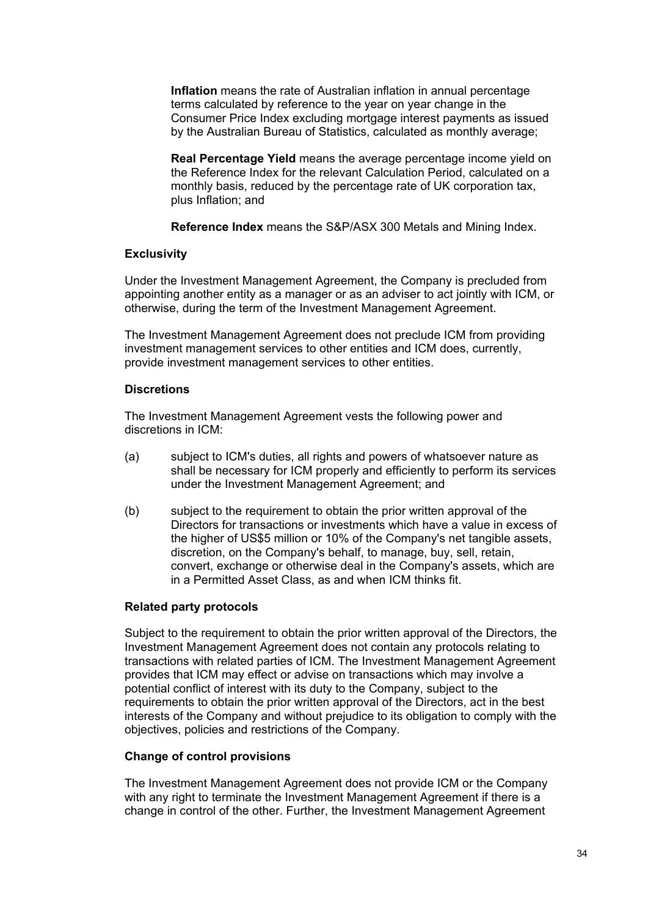**Inflation** means the rate of Australian inflation in annual percentage terms calculated by reference to the year on year change in the Consumer Price Index excluding mortgage interest payments as issued by the Australian Bureau of Statistics, calculated as monthly average;

**Real Percentage Yield** means the average percentage income yield on the Reference Index for the relevant Calculation Period, calculated on a monthly basis, reduced by the percentage rate of UK corporation tax, plus Inflation; and

**Reference Index** means the S&P/ASX 300 Metals and Mining Index.

**Exclusivity**

Under the Investment Management Agreement, the Company is precluded from appointing another entity as a manager or as an adviser to act jointly with ICM, or otherwise, during the term of the Investment Management Agreement.

The Investment Management Agreement does not preclude ICM from providing investment management services to other entities and ICM does, currently, provide investment management services to other entities.

**Discretions**

The Investment Management Agreement vests the following power and discretions in ICM:

(a) subject to ICM's duties, all rights and powers of whatsoever nature as shall be necessary for ICM properly and efficiently to perform its services under the Investment Management Agreement; and

(b) subject to the requirement to obtain the prior written approval of the Directors for transactions or investments which have a value in excess of the higher of US$5 million or 10% of the Company's net tangible assets, discretion, on the Company's behalf, to manage, buy, sell, retain, convert, exchange or otherwise deal in the Company's assets, which are in a Permitted Asset Class, as and when ICM thinks fit.

**Related party protocols**

Subject to the requirement to obtain the prior written approval of the Directors, the Investment Management Agreement does not contain any protocols relating to transactions with related parties of ICM. The Investment Management Agreement provides that ICM may effect or advise on transactions which may involve a potential conflict of interest with its duty to the Company, subject to the requirements to obtain the prior written approval of the Directors, act in the best interests of the Company and without prejudice to its obligation to comply with the objectives, policies and restrictions of the Company.

**Change of control provisions**

The Investment Management Agreement does not provide ICM or the Company with any right to terminate the Investment Management Agreement if there is a change in control of the other. Further, the Investment Management Agreement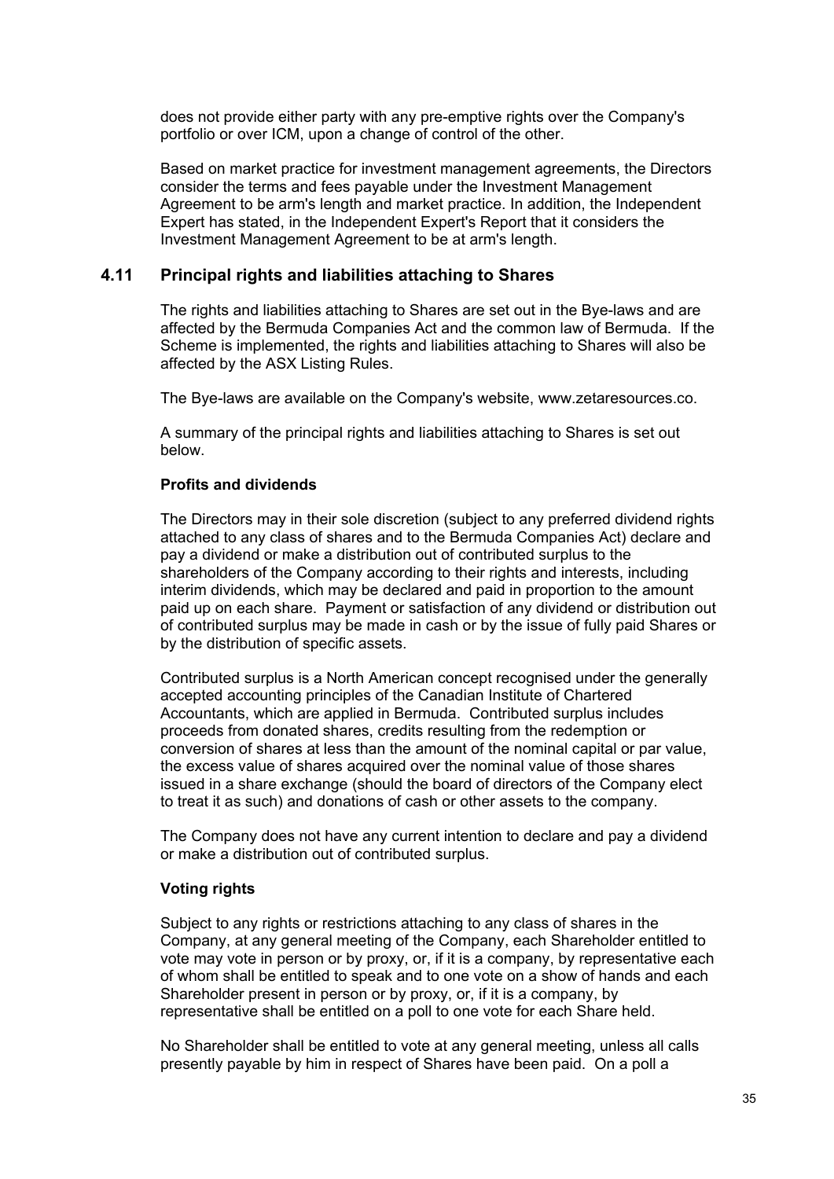does not provide either party with any pre-emptive rights over the Company's portfolio or over ICM, upon a change of control of the other.

Based on market practice for investment management agreements, the Directors consider the terms and fees payable under the Investment Management Agreement to be arm's length and market practice. In addition, the Independent Expert has stated, in the Independent Expert's Report that it considers the Investment Management Agreement to be at arm's length.

## 4.11 Principal rights and liabilities attaching to Shares

The rights and liabilities attaching to Shares are set out in the Bye-laws and are affected by the Bermuda Companies Act and the common law of Bermuda. If the Scheme is implemented, the rights and liabilities attaching to Shares will also be affected by the ASX Listing Rules.

The Bye-laws are available on the Company's website, www.zetaresources.co.

A summary of the principal rights and liabilities attaching to Shares is set out below.

**Profits and dividends**

The Directors may in their sole discretion (subject to any preferred dividend rights attached to any class of shares and to the Bermuda Companies Act) declare and pay a dividend or make a distribution out of contributed surplus to the shareholders of the Company according to their rights and interests, including interim dividends, which may be declared and paid in proportion to the amount paid up on each share. Payment or satisfaction of any dividend or distribution out of contributed surplus may be made in cash or by the issue of fully paid Shares or by the distribution of specific assets.

Contributed surplus is a North American concept recognised under the generally accepted accounting principles of the Canadian Institute of Chartered Accountants, which are applied in Bermuda. Contributed surplus includes proceeds from donated shares, credits resulting from the redemption or conversion of shares at less than the amount of the nominal capital or par value, the excess value of shares acquired over the nominal value of those shares issued in a share exchange (should the board of directors of the Company elect to treat it as such) and donations of cash or other assets to the company.

The Company does not have any current intention to declare and pay a dividend or make a distribution out of contributed surplus.

**Voting rights**

Subject to any rights or restrictions attaching to any class of shares in the Company, at any general meeting of the Company, each Shareholder entitled to vote may vote in person or by proxy, or, if it is a company, by representative each of whom shall be entitled to speak and to one vote on a show of hands and each Shareholder present in person or by proxy, or, if it is a company, by representative shall be entitled on a poll to one vote for each Share held.

No Shareholder shall be entitled to vote at any general meeting, unless all calls presently payable by him in respect of Shares have been paid. On a poll a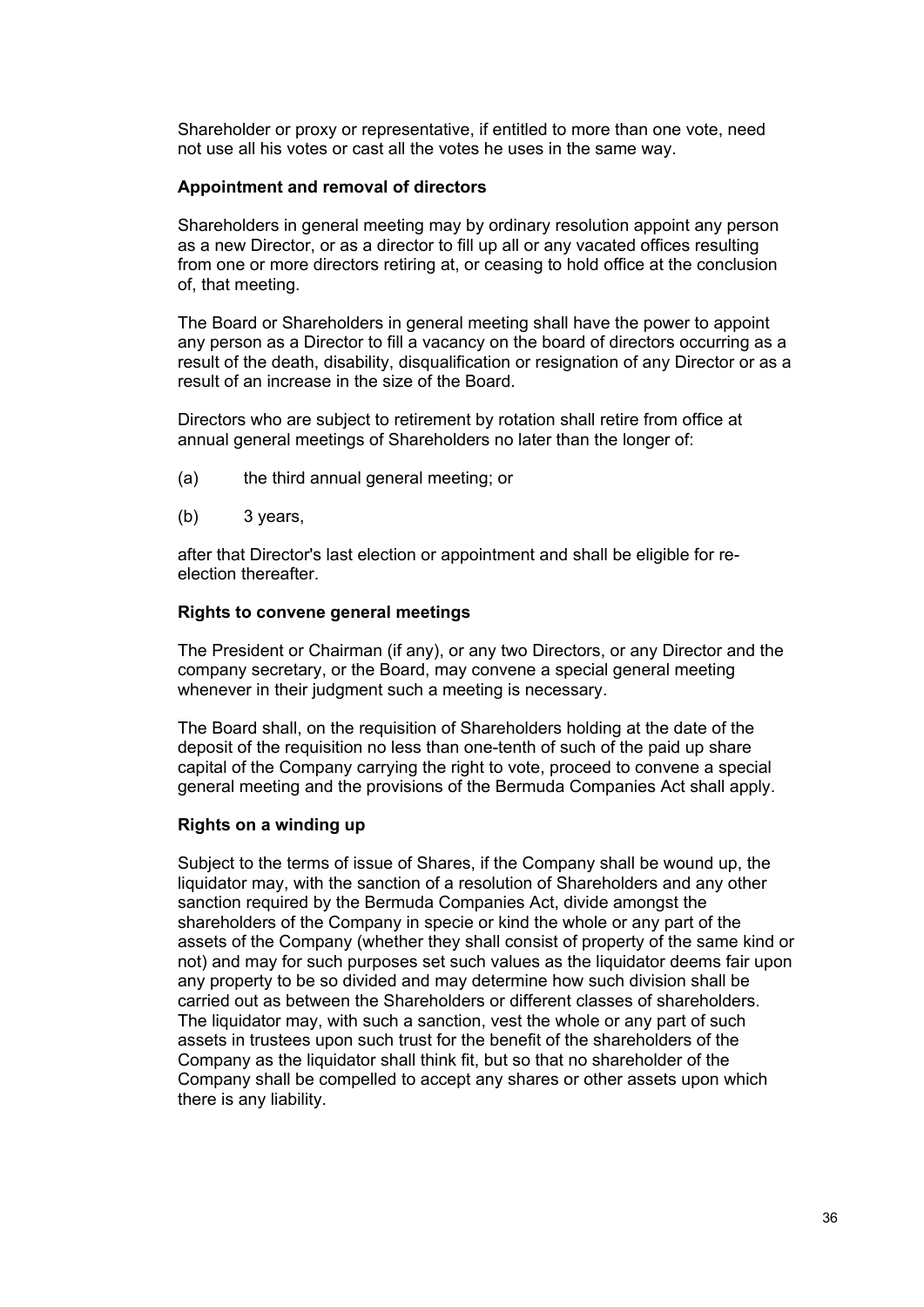Shareholder or proxy or representative, if entitled to more than one vote, need not use all his votes or cast all the votes he uses in the same way.

**Appointment and removal of directors**

Shareholders in general meeting may by ordinary resolution appoint any person as a new Director, or as a director to fill up all or any vacated offices resulting from one or more directors retiring at, or ceasing to hold office at the conclusion of, that meeting.

The Board or Shareholders in general meeting shall have the power to appoint any person as a Director to fill a vacancy on the board of directors occurring as a result of the death, disability, disqualification or resignation of any Director or as a result of an increase in the size of the Board.

Directors who are subject to retirement by rotation shall retire from office at annual general meetings of Shareholders no later than the longer of:

(a) the third annual general meeting; or

(b) 3 years,

after that Director's last election or appointment and shall be eligible for re-election thereafter.

**Rights to convene general meetings**

The President or Chairman (if any), or any two Directors, or any Director and the company secretary, or the Board, may convene a special general meeting whenever in their judgment such a meeting is necessary.

The Board shall, on the requisition of Shareholders holding at the date of the deposit of the requisition no less than one-tenth of such of the paid up share capital of the Company carrying the right to vote, proceed to convene a special general meeting and the provisions of the Bermuda Companies Act shall apply.

**Rights on a winding up**

Subject to the terms of issue of Shares, if the Company shall be wound up, the liquidator may, with the sanction of a resolution of Shareholders and any other sanction required by the Bermuda Companies Act, divide amongst the shareholders of the Company in specie or kind the whole or any part of the assets of the Company (whether they shall consist of property of the same kind or not) and may for such purposes set such values as the liquidator deems fair upon any property to be so divided and may determine how such division shall be carried out as between the Shareholders or different classes of shareholders. The liquidator may, with such a sanction, vest the whole or any part of such assets in trustees upon such trust for the benefit of the shareholders of the Company as the liquidator shall think fit, but so that no shareholder of the Company shall be compelled to accept any shares or other assets upon which there is any liability.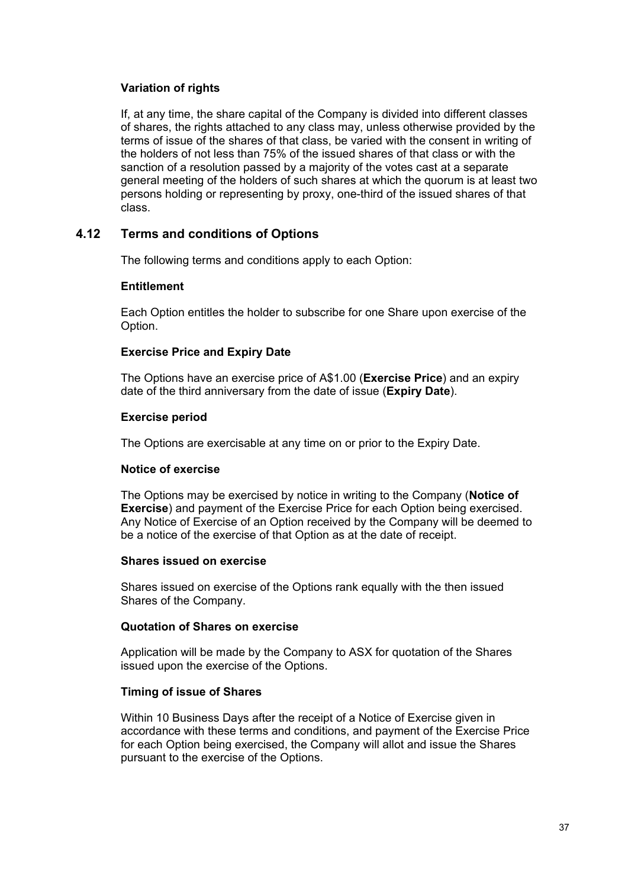**Variation of rights**

If, at any time, the share capital of the Company is divided into different classes of shares, the rights attached to any class may, unless otherwise provided by the terms of issue of the shares of that class, be varied with the consent in writing of the holders of not less than 75% of the issued shares of that class or with the sanction of a resolution passed by a majority of the votes cast at a separate general meeting of the holders of such shares at which the quorum is at least two persons holding or representing by proxy, one-third of the issued shares of that class.

## 4.12 Terms and conditions of Options

The following terms and conditions apply to each Option:

**Entitlement**

Each Option entitles the holder to subscribe for one Share upon exercise of the Option.

**Exercise Price and Expiry Date**

The Options have an exercise price of A$1.00 (**Exercise Price**) and an expiry date of the third anniversary from the date of issue (**Expiry Date**).

**Exercise period**

The Options are exercisable at any time on or prior to the Expiry Date.

**Notice of exercise**

The Options may be exercised by notice in writing to the Company (**Notice of Exercise**) and payment of the Exercise Price for each Option being exercised. Any Notice of Exercise of an Option received by the Company will be deemed to be a notice of the exercise of that Option as at the date of receipt.

**Shares issued on exercise**

Shares issued on exercise of the Options rank equally with the then issued Shares of the Company.

**Quotation of Shares on exercise**

Application will be made by the Company to ASX for quotation of the Shares issued upon the exercise of the Options.

**Timing of issue of Shares**

Within 10 Business Days after the receipt of a Notice of Exercise given in accordance with these terms and conditions, and payment of the Exercise Price for each Option being exercised, the Company will allot and issue the Shares pursuant to the exercise of the Options.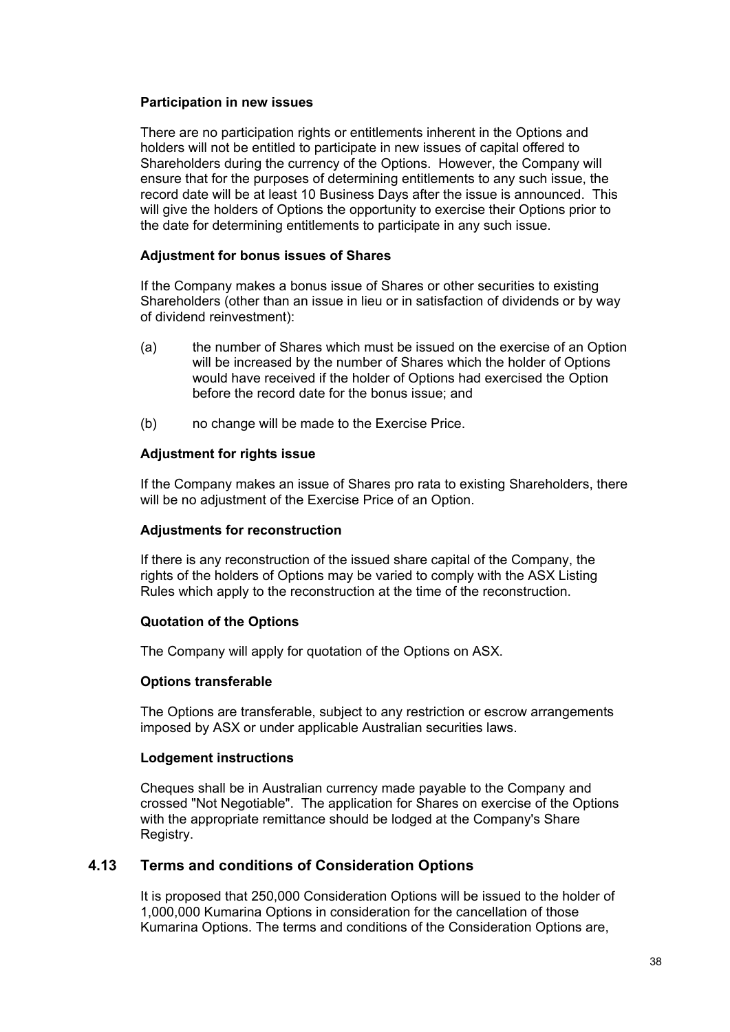**Participation in new issues**

There are no participation rights or entitlements inherent in the Options and holders will not be entitled to participate in new issues of capital offered to Shareholders during the currency of the Options. However, the Company will ensure that for the purposes of determining entitlements to any such issue, the record date will be at least 10 Business Days after the issue is announced. This will give the holders of Options the opportunity to exercise their Options prior to the date for determining entitlements to participate in any such issue.

**Adjustment for bonus issues of Shares**

If the Company makes a bonus issue of Shares or other securities to existing Shareholders (other than an issue in lieu or in satisfaction of dividends or by way of dividend reinvestment):

(a) the number of Shares which must be issued on the exercise of an Option will be increased by the number of Shares which the holder of Options would have received if the holder of Options had exercised the Option before the record date for the bonus issue; and

(b) no change will be made to the Exercise Price.

**Adjustment for rights issue**

If the Company makes an issue of Shares pro rata to existing Shareholders, there will be no adjustment of the Exercise Price of an Option.

**Adjustments for reconstruction**

If there is any reconstruction of the issued share capital of the Company, the rights of the holders of Options may be varied to comply with the ASX Listing Rules which apply to the reconstruction at the time of the reconstruction.

**Quotation of the Options**

The Company will apply for quotation of the Options on ASX.

**Options transferable**

The Options are transferable, subject to any restriction or escrow arrangements imposed by ASX or under applicable Australian securities laws.

**Lodgement instructions**

Cheques shall be in Australian currency made payable to the Company and crossed "Not Negotiable". The application for Shares on exercise of the Options with the appropriate remittance should be lodged at the Company's Share Registry.

## 4.13 Terms and conditions of Consideration Options

It is proposed that 250,000 Consideration Options will be issued to the holder of 1,000,000 Kumarina Options in consideration for the cancellation of those Kumarina Options. The terms and conditions of the Consideration Options are,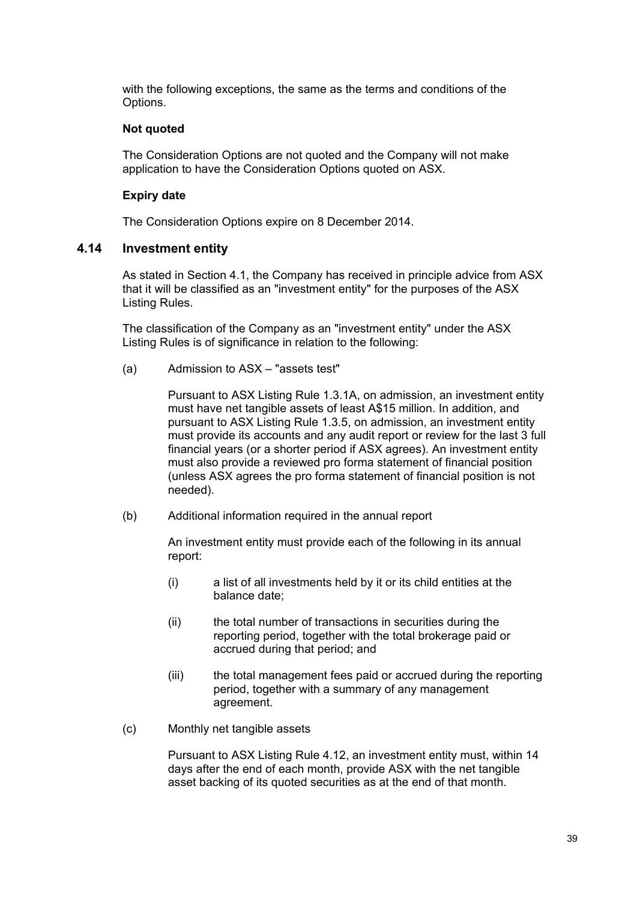with the following exceptions, the same as the terms and conditions of the Options.

**Not quoted**

The Consideration Options are not quoted and the Company will not make application to have the Consideration Options quoted on ASX.

**Expiry date**

The Consideration Options expire on 8 December 2014.

### 4.14 Investment entity

As stated in Section 4.1, the Company has received in principle advice from ASX that it will be classified as an "investment entity" for the purposes of the ASX Listing Rules.

The classification of the Company as an "investment entity" under the ASX Listing Rules is of significance in relation to the following:

(a) Admission to ASX – "assets test"

Pursuant to ASX Listing Rule 1.3.1A, on admission, an investment entity must have net tangible assets of least A$15 million. In addition, and pursuant to ASX Listing Rule 1.3.5, on admission, an investment entity must provide its accounts and any audit report or review for the last 3 full financial years (or a shorter period if ASX agrees). An investment entity must also provide a reviewed pro forma statement of financial position (unless ASX agrees the pro forma statement of financial position is not needed).

(b) Additional information required in the annual report

An investment entity must provide each of the following in its annual report:

(i) a list of all investments held by it or its child entities at the balance date;

(ii) the total number of transactions in securities during the reporting period, together with the total brokerage paid or accrued during that period; and

(iii) the total management fees paid or accrued during the reporting period, together with a summary of any management agreement.

(c) Monthly net tangible assets

Pursuant to ASX Listing Rule 4.12, an investment entity must, within 14 days after the end of each month, provide ASX with the net tangible asset backing of its quoted securities as at the end of that month.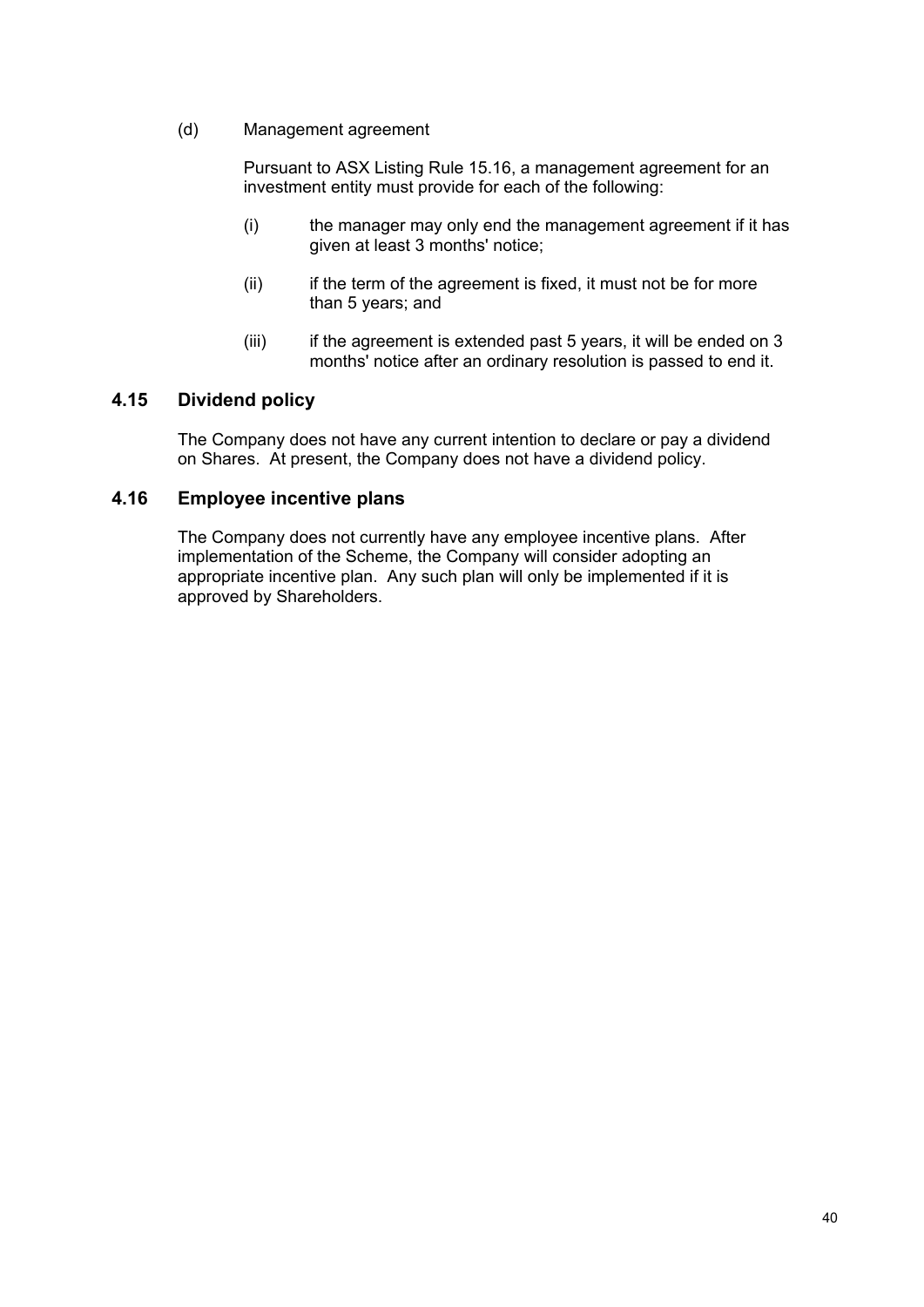(d) Management agreement

Pursuant to ASX Listing Rule 15.16, a management agreement for an investment entity must provide for each of the following:

(i) the manager may only end the management agreement if it has given at least 3 months' notice;

(ii) if the term of the agreement is fixed, it must not be for more than 5 years; and

(iii) if the agreement is extended past 5 years, it will be ended on 3 months' notice after an ordinary resolution is passed to end it.

## 4.15 Dividend policy

The Company does not have any current intention to declare or pay a dividend on Shares. At present, the Company does not have a dividend policy.

## 4.16 Employee incentive plans

The Company does not currently have any employee incentive plans. After implementation of the Scheme, the Company will consider adopting an appropriate incentive plan. Any such plan will only be implemented if it is approved by Shareholders.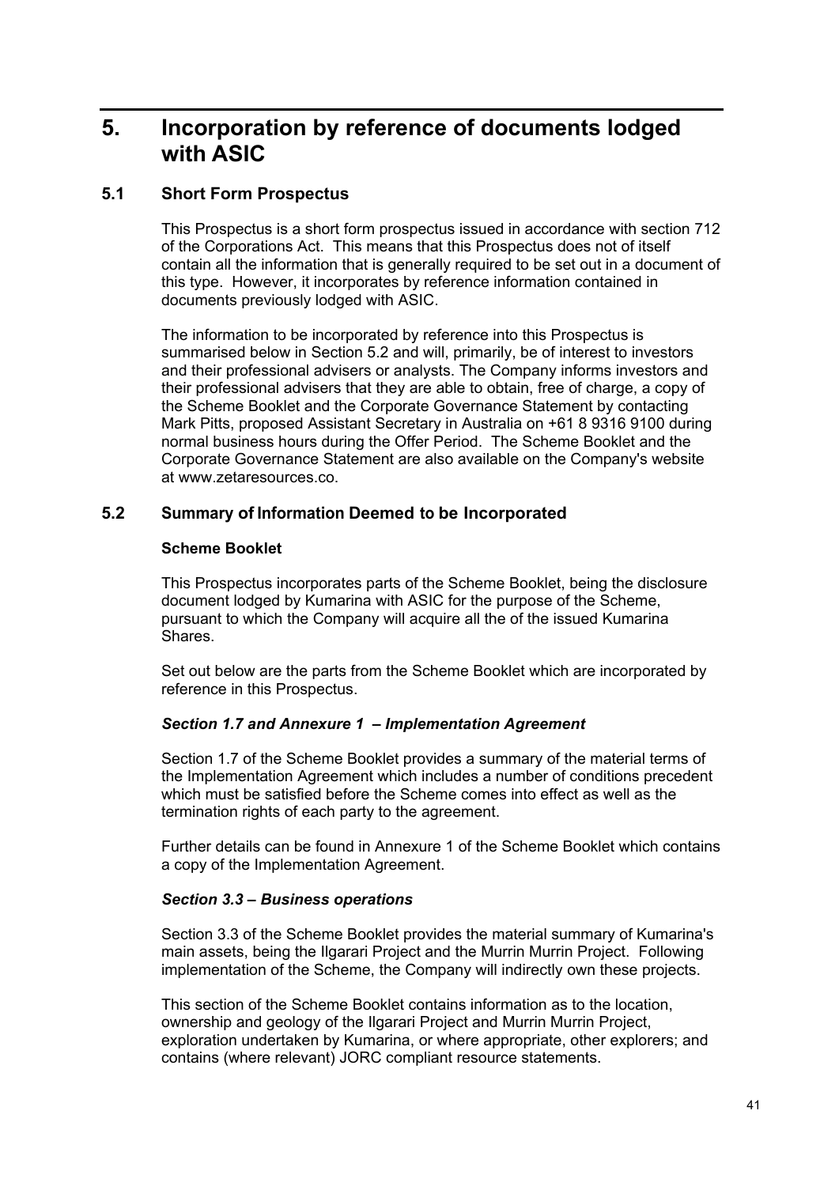# 5. Incorporation by reference of documents lodged with ASIC

## 5.1 Short Form Prospectus

This Prospectus is a short form prospectus issued in accordance with section 712 of the Corporations Act. This means that this Prospectus does not of itself contain all the information that is generally required to be set out in a document of this type. However, it incorporates by reference information contained in documents previously lodged with ASIC.

The information to be incorporated by reference into this Prospectus is summarised below in Section 5.2 and will, primarily, be of interest to investors and their professional advisers or analysts. The Company informs investors and their professional advisers that they are able to obtain, free of charge, a copy of the Scheme Booklet and the Corporate Governance Statement by contacting Mark Pitts, proposed Assistant Secretary in Australia on +61 8 9316 9100 during normal business hours during the Offer Period. The Scheme Booklet and the Corporate Governance Statement are also available on the Company's website at www.zetaresources.co.

## 5.2 Summary of Information Deemed to be Incorporated

**Scheme Booklet**

This Prospectus incorporates parts of the Scheme Booklet, being the disclosure document lodged by Kumarina with ASIC for the purpose of the Scheme, pursuant to which the Company will acquire all the of the issued Kumarina Shares.

Set out below are the parts from the Scheme Booklet which are incorporated by reference in this Prospectus.

***Section 1.7 and Annexure 1 – Implementation Agreement***

Section 1.7 of the Scheme Booklet provides a summary of the material terms of the Implementation Agreement which includes a number of conditions precedent which must be satisfied before the Scheme comes into effect as well as the termination rights of each party to the agreement.

Further details can be found in Annexure 1 of the Scheme Booklet which contains a copy of the Implementation Agreement.

***Section 3.3 – Business operations***

Section 3.3 of the Scheme Booklet provides the material summary of Kumarina's main assets, being the Ilgarari Project and the Murrin Murrin Project. Following implementation of the Scheme, the Company will indirectly own these projects.

This section of the Scheme Booklet contains information as to the location, ownership and geology of the Ilgarari Project and Murrin Murrin Project, exploration undertaken by Kumarina, or where appropriate, other explorers; and contains (where relevant) JORC compliant resource statements.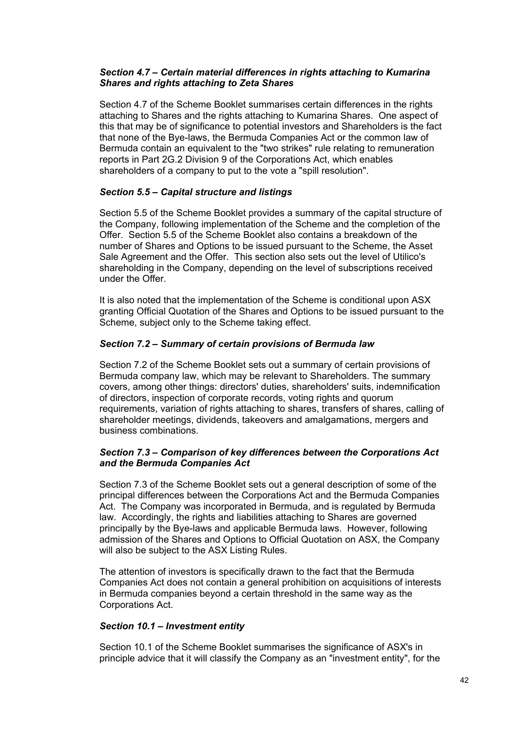### *Section 4.7 – Certain material differences in rights attaching to Kumarina Shares and rights attaching to Zeta Shares*

Section 4.7 of the Scheme Booklet summarises certain differences in the rights attaching to Shares and the rights attaching to Kumarina Shares. One aspect of this that may be of significance to potential investors and Shareholders is the fact that none of the Bye-laws, the Bermuda Companies Act or the common law of Bermuda contain an equivalent to the "two strikes" rule relating to remuneration reports in Part 2G.2 Division 9 of the Corporations Act, which enables shareholders of a company to put to the vote a "spill resolution".

### *Section 5.5 – Capital structure and listings*

Section 5.5 of the Scheme Booklet provides a summary of the capital structure of the Company, following implementation of the Scheme and the completion of the Offer. Section 5.5 of the Scheme Booklet also contains a breakdown of the number of Shares and Options to be issued pursuant to the Scheme, the Asset Sale Agreement and the Offer. This section also sets out the level of Utilico's shareholding in the Company, depending on the level of subscriptions received under the Offer.

It is also noted that the implementation of the Scheme is conditional upon ASX granting Official Quotation of the Shares and Options to be issued pursuant to the Scheme, subject only to the Scheme taking effect.

### *Section 7.2 – Summary of certain provisions of Bermuda law*

Section 7.2 of the Scheme Booklet sets out a summary of certain provisions of Bermuda company law, which may be relevant to Shareholders. The summary covers, among other things: directors' duties, shareholders' suits, indemnification of directors, inspection of corporate records, voting rights and quorum requirements, variation of rights attaching to shares, transfers of shares, calling of shareholder meetings, dividends, takeovers and amalgamations, mergers and business combinations.

### *Section 7.3 – Comparison of key differences between the Corporations Act and the Bermuda Companies Act*

Section 7.3 of the Scheme Booklet sets out a general description of some of the principal differences between the Corporations Act and the Bermuda Companies Act. The Company was incorporated in Bermuda, and is regulated by Bermuda law. Accordingly, the rights and liabilities attaching to Shares are governed principally by the Bye-laws and applicable Bermuda laws. However, following admission of the Shares and Options to Official Quotation on ASX, the Company will also be subject to the ASX Listing Rules.

The attention of investors is specifically drawn to the fact that the Bermuda Companies Act does not contain a general prohibition on acquisitions of interests in Bermuda companies beyond a certain threshold in the same way as the Corporations Act.

### *Section 10.1 – Investment entity*

Section 10.1 of the Scheme Booklet summarises the significance of ASX's in principle advice that it will classify the Company as an "investment entity", for the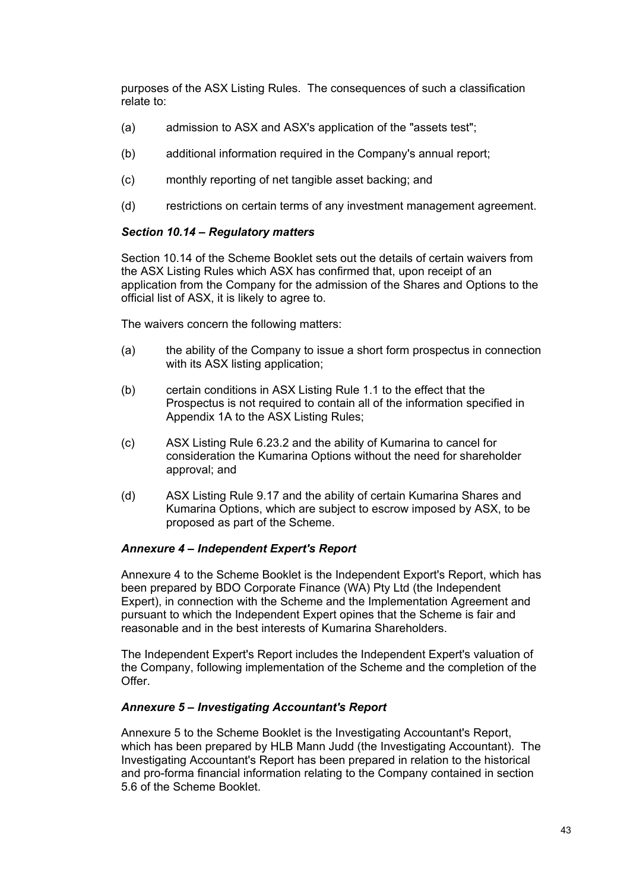purposes of the ASX Listing Rules. The consequences of such a classification relate to:

(a) admission to ASX and ASX's application of the "assets test";

(b) additional information required in the Company's annual report;

(c) monthly reporting of net tangible asset backing; and

(d) restrictions on certain terms of any investment management agreement.

### *Section 10.14 – Regulatory matters*

Section 10.14 of the Scheme Booklet sets out the details of certain waivers from the ASX Listing Rules which ASX has confirmed that, upon receipt of an application from the Company for the admission of the Shares and Options to the official list of ASX, it is likely to agree to.

The waivers concern the following matters:

(a) the ability of the Company to issue a short form prospectus in connection with its ASX listing application;

(b) certain conditions in ASX Listing Rule 1.1 to the effect that the Prospectus is not required to contain all of the information specified in Appendix 1A to the ASX Listing Rules;

(c) ASX Listing Rule 6.23.2 and the ability of Kumarina to cancel for consideration the Kumarina Options without the need for shareholder approval; and

(d) ASX Listing Rule 9.17 and the ability of certain Kumarina Shares and Kumarina Options, which are subject to escrow imposed by ASX, to be proposed as part of the Scheme.

### *Annexure 4 – Independent Expert's Report*

Annexure 4 to the Scheme Booklet is the Independent Export's Report, which has been prepared by BDO Corporate Finance (WA) Pty Ltd (the Independent Expert), in connection with the Scheme and the Implementation Agreement and pursuant to which the Independent Expert opines that the Scheme is fair and reasonable and in the best interests of Kumarina Shareholders.

The Independent Expert's Report includes the Independent Expert's valuation of the Company, following implementation of the Scheme and the completion of the Offer.

### *Annexure 5 – Investigating Accountant's Report*

Annexure 5 to the Scheme Booklet is the Investigating Accountant's Report, which has been prepared by HLB Mann Judd (the Investigating Accountant). The Investigating Accountant's Report has been prepared in relation to the historical and pro-forma financial information relating to the Company contained in section 5.6 of the Scheme Booklet.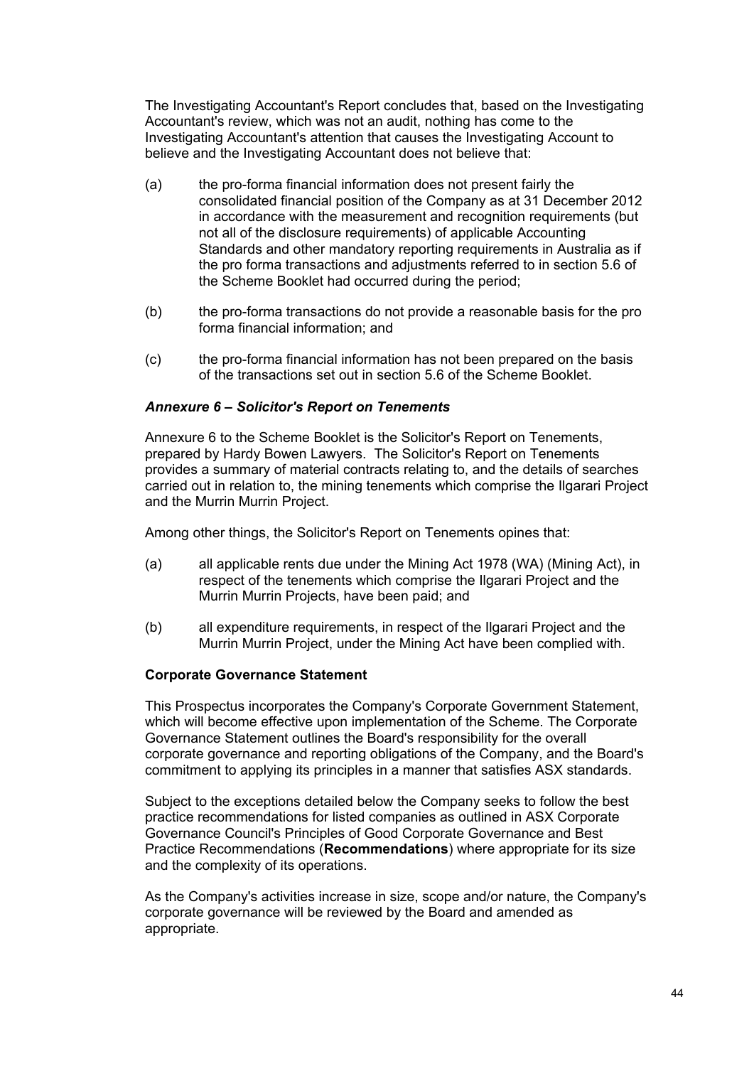The Investigating Accountant's Report concludes that, based on the Investigating Accountant's review, which was not an audit, nothing has come to the Investigating Accountant's attention that causes the Investigating Account to believe and the Investigating Accountant does not believe that:

(a) the pro-forma financial information does not present fairly the consolidated financial position of the Company as at 31 December 2012 in accordance with the measurement and recognition requirements (but not all of the disclosure requirements) of applicable Accounting Standards and other mandatory reporting requirements in Australia as if the pro forma transactions and adjustments referred to in section 5.6 of the Scheme Booklet had occurred during the period;

(b) the pro-forma transactions do not provide a reasonable basis for the pro forma financial information; and

(c) the pro-forma financial information has not been prepared on the basis of the transactions set out in section 5.6 of the Scheme Booklet.

### *Annexure 6 – Solicitor's Report on Tenements*

Annexure 6 to the Scheme Booklet is the Solicitor's Report on Tenements, prepared by Hardy Bowen Lawyers. The Solicitor's Report on Tenements provides a summary of material contracts relating to, and the details of searches carried out in relation to, the mining tenements which comprise the Ilgarari Project and the Murrin Murrin Project.

Among other things, the Solicitor's Report on Tenements opines that:

(a) all applicable rents due under the Mining Act 1978 (WA) (Mining Act), in respect of the tenements which comprise the Ilgarari Project and the Murrin Murrin Projects, have been paid; and

(b) all expenditure requirements, in respect of the Ilgarari Project and the Murrin Murrin Project, under the Mining Act have been complied with.

### Corporate Governance Statement

This Prospectus incorporates the Company's Corporate Government Statement, which will become effective upon implementation of the Scheme. The Corporate Governance Statement outlines the Board's responsibility for the overall corporate governance and reporting obligations of the Company, and the Board's commitment to applying its principles in a manner that satisfies ASX standards.

Subject to the exceptions detailed below the Company seeks to follow the best practice recommendations for listed companies as outlined in ASX Corporate Governance Council's Principles of Good Corporate Governance and Best Practice Recommendations (**Recommendations**) where appropriate for its size and the complexity of its operations.

As the Company's activities increase in size, scope and/or nature, the Company's corporate governance will be reviewed by the Board and amended as appropriate.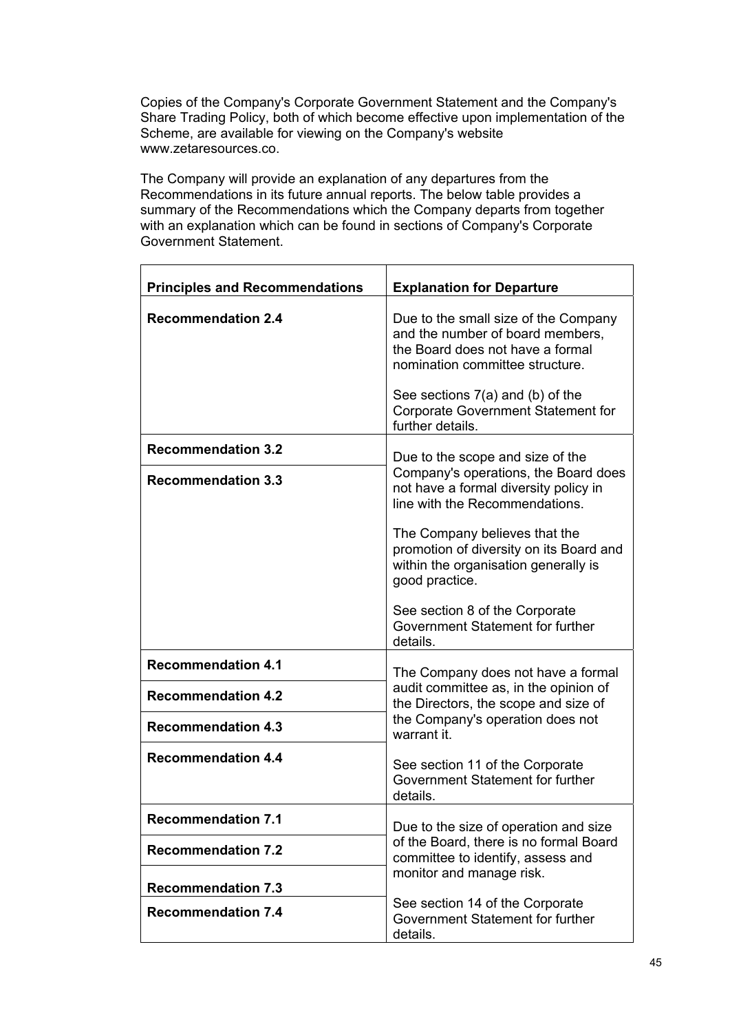Copies of the Company's Corporate Government Statement and the Company's Share Trading Policy, both of which become effective upon implementation of the Scheme, are available for viewing on the Company's website www.zetaresources.co.

The Company will provide an explanation of any departures from the Recommendations in its future annual reports. The below table provides a summary of the Recommendations which the Company departs from together with an explanation which can be found in sections of Company's Corporate Government Statement.

| **Principles and Recommendations** | **Explanation for Departure** |
|---|---|
| **Recommendation 2.4** | Due to the small size of the Company and the number of board members, the Board does not have a formal nomination committee structure.<br><br>See sections 7(a) and (b) of the Corporate Government Statement for further details. |
| **Recommendation 3.2**<br>**Recommendation 3.3** | Due to the scope and size of the Company's operations, the Board does not have a formal diversity policy in line with the Recommendations.<br><br>The Company believes that the promotion of diversity on its Board and within the organisation generally is good practice.<br><br>See section 8 of the Corporate Government Statement for further details. |
| **Recommendation 4.1**<br>**Recommendation 4.2**<br>**Recommendation 4.3**<br>**Recommendation 4.4** | The Company does not have a formal audit committee as, in the opinion of the Directors, the scope and size of the Company's operation does not warrant it.<br><br>See section 11 of the Corporate Government Statement for further details. |
| **Recommendation 7.1**<br>**Recommendation 7.2**<br>**Recommendation 7.3**<br>**Recommendation 7.4** | Due to the size of operation and size of the Board, there is no formal Board committee to identify, assess and monitor and manage risk.<br><br>See section 14 of the Corporate Government Statement for further details. |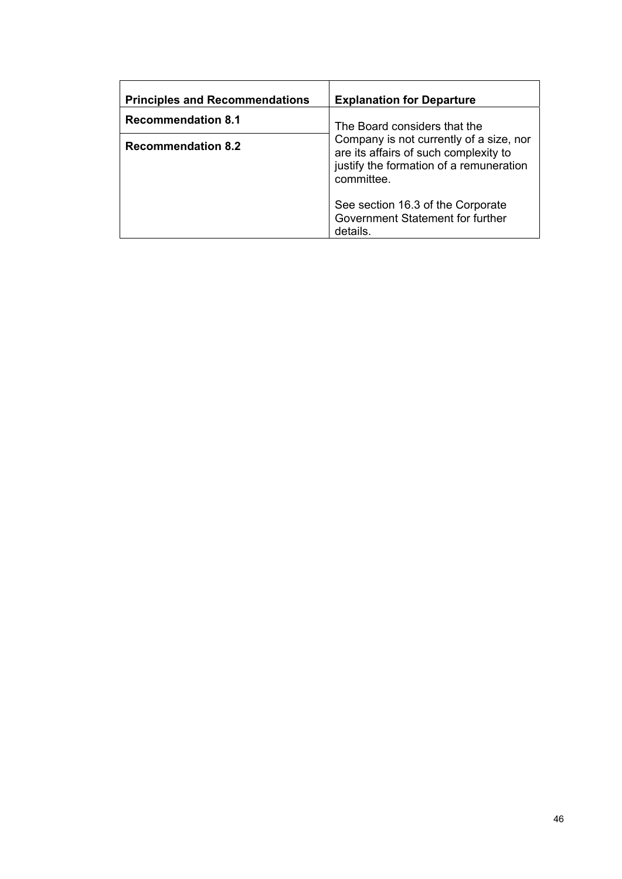| Principles and Recommendations | Explanation for Departure |
| --- | --- |
| **Recommendation 8.1** | The Board considers that the Company is not currently of a size, nor are its affairs of such complexity to justify the formation of a remuneration committee.<br><br>See section 16.3 of the Corporate Government Statement for further details. |
| **Recommendation 8.2** | |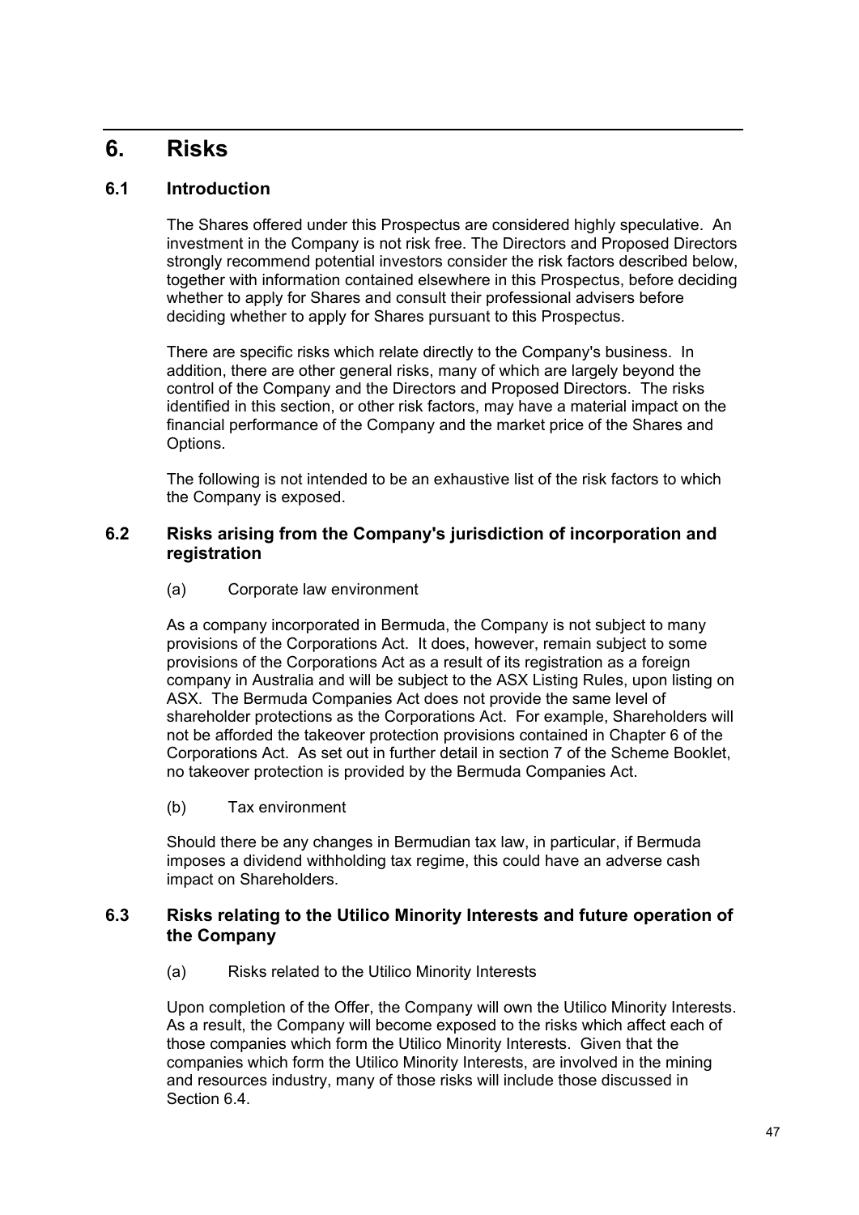# 6. Risks

## 6.1 Introduction

The Shares offered under this Prospectus are considered highly speculative. An investment in the Company is not risk free. The Directors and Proposed Directors strongly recommend potential investors consider the risk factors described below, together with information contained elsewhere in this Prospectus, before deciding whether to apply for Shares and consult their professional advisers before deciding whether to apply for Shares pursuant to this Prospectus.

There are specific risks which relate directly to the Company's business. In addition, there are other general risks, many of which are largely beyond the control of the Company and the Directors and Proposed Directors. The risks identified in this section, or other risk factors, may have a material impact on the financial performance of the Company and the market price of the Shares and Options.

The following is not intended to be an exhaustive list of the risk factors to which the Company is exposed.

## 6.2 Risks arising from the Company's jurisdiction of incorporation and registration

(a) Corporate law environment

As a company incorporated in Bermuda, the Company is not subject to many provisions of the Corporations Act. It does, however, remain subject to some provisions of the Corporations Act as a result of its registration as a foreign company in Australia and will be subject to the ASX Listing Rules, upon listing on ASX. The Bermuda Companies Act does not provide the same level of shareholder protections as the Corporations Act. For example, Shareholders will not be afforded the takeover protection provisions contained in Chapter 6 of the Corporations Act. As set out in further detail in section 7 of the Scheme Booklet, no takeover protection is provided by the Bermuda Companies Act.

(b) Tax environment

Should there be any changes in Bermudian tax law, in particular, if Bermuda imposes a dividend withholding tax regime, this could have an adverse cash impact on Shareholders.

## 6.3 Risks relating to the Utilico Minority Interests and future operation of the Company

(a) Risks related to the Utilico Minority Interests

Upon completion of the Offer, the Company will own the Utilico Minority Interests. As a result, the Company will become exposed to the risks which affect each of those companies which form the Utilico Minority Interests. Given that the companies which form the Utilico Minority Interests, are involved in the mining and resources industry, many of those risks will include those discussed in Section 6.4.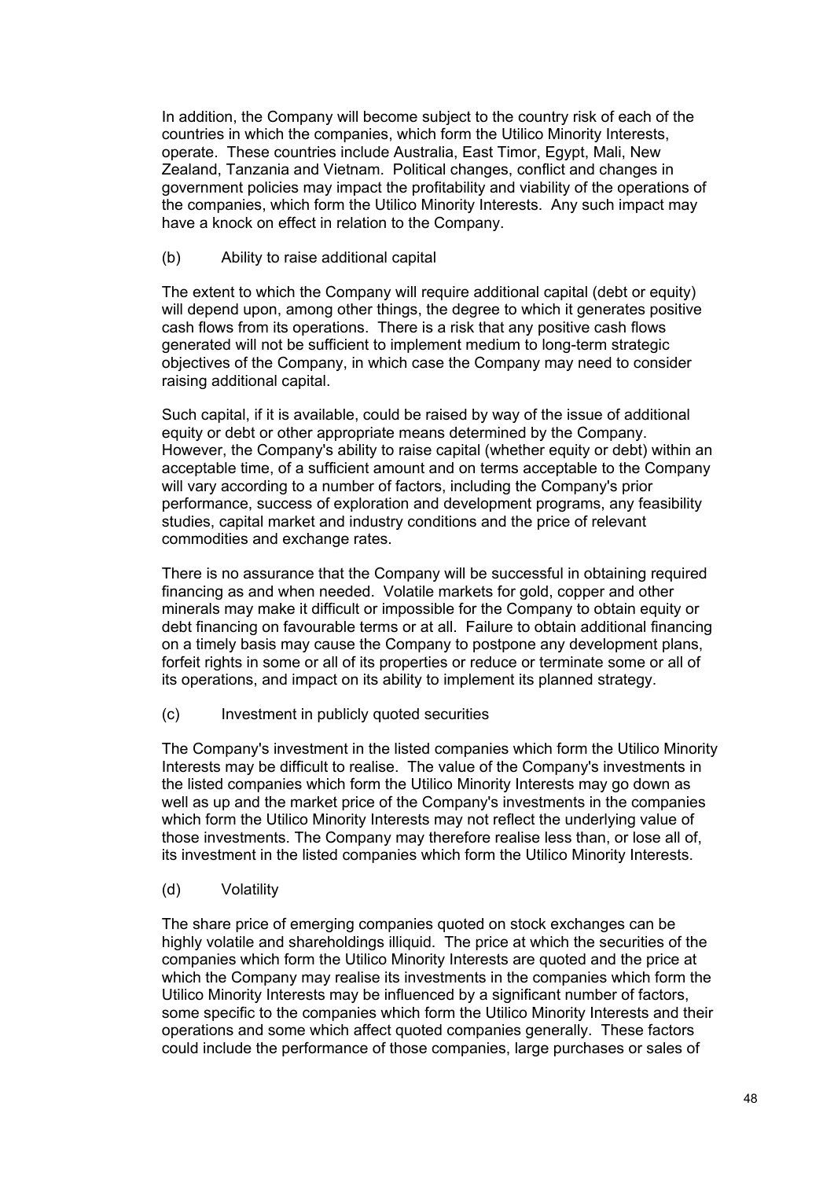In addition, the Company will become subject to the country risk of each of the countries in which the companies, which form the Utilico Minority Interests, operate. These countries include Australia, East Timor, Egypt, Mali, New Zealand, Tanzania and Vietnam. Political changes, conflict and changes in government policies may impact the profitability and viability of the operations of the companies, which form the Utilico Minority Interests. Any such impact may have a knock on effect in relation to the Company.

(b) Ability to raise additional capital

The extent to which the Company will require additional capital (debt or equity) will depend upon, among other things, the degree to which it generates positive cash flows from its operations. There is a risk that any positive cash flows generated will not be sufficient to implement medium to long-term strategic objectives of the Company, in which case the Company may need to consider raising additional capital.

Such capital, if it is available, could be raised by way of the issue of additional equity or debt or other appropriate means determined by the Company. However, the Company's ability to raise capital (whether equity or debt) within an acceptable time, of a sufficient amount and on terms acceptable to the Company will vary according to a number of factors, including the Company's prior performance, success of exploration and development programs, any feasibility studies, capital market and industry conditions and the price of relevant commodities and exchange rates.

There is no assurance that the Company will be successful in obtaining required financing as and when needed. Volatile markets for gold, copper and other minerals may make it difficult or impossible for the Company to obtain equity or debt financing on favourable terms or at all. Failure to obtain additional financing on a timely basis may cause the Company to postpone any development plans, forfeit rights in some or all of its properties or reduce or terminate some or all of its operations, and impact on its ability to implement its planned strategy.

(c) Investment in publicly quoted securities

The Company's investment in the listed companies which form the Utilico Minority Interests may be difficult to realise. The value of the Company's investments in the listed companies which form the Utilico Minority Interests may go down as well as up and the market price of the Company's investments in the companies which form the Utilico Minority Interests may not reflect the underlying value of those investments. The Company may therefore realise less than, or lose all of, its investment in the listed companies which form the Utilico Minority Interests.

(d) Volatility

The share price of emerging companies quoted on stock exchanges can be highly volatile and shareholdings illiquid. The price at which the securities of the companies which form the Utilico Minority Interests are quoted and the price at which the Company may realise its investments in the companies which form the Utilico Minority Interests may be influenced by a significant number of factors, some specific to the companies which form the Utilico Minority Interests and their operations and some which affect quoted companies generally. These factors could include the performance of those companies, large purchases or sales of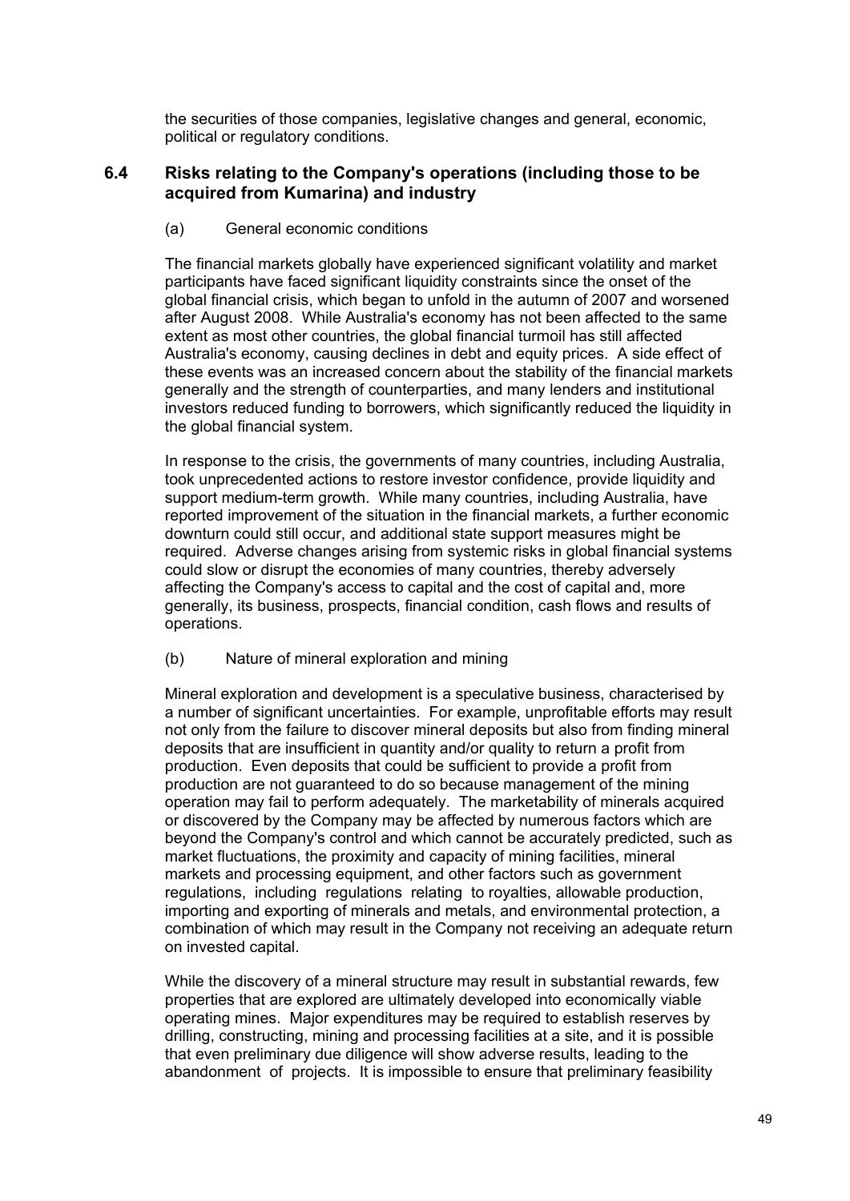the securities of those companies, legislative changes and general, economic, political or regulatory conditions.

## 6.4 Risks relating to the Company's operations (including those to be acquired from Kumarina) and industry

(a) General economic conditions

The financial markets globally have experienced significant volatility and market participants have faced significant liquidity constraints since the onset of the global financial crisis, which began to unfold in the autumn of 2007 and worsened after August 2008. While Australia's economy has not been affected to the same extent as most other countries, the global financial turmoil has still affected Australia's economy, causing declines in debt and equity prices. A side effect of these events was an increased concern about the stability of the financial markets generally and the strength of counterparties, and many lenders and institutional investors reduced funding to borrowers, which significantly reduced the liquidity in the global financial system.

In response to the crisis, the governments of many countries, including Australia, took unprecedented actions to restore investor confidence, provide liquidity and support medium-term growth. While many countries, including Australia, have reported improvement of the situation in the financial markets, a further economic downturn could still occur, and additional state support measures might be required. Adverse changes arising from systemic risks in global financial systems could slow or disrupt the economies of many countries, thereby adversely affecting the Company's access to capital and the cost of capital and, more generally, its business, prospects, financial condition, cash flows and results of operations.

(b) Nature of mineral exploration and mining

Mineral exploration and development is a speculative business, characterised by a number of significant uncertainties. For example, unprofitable efforts may result not only from the failure to discover mineral deposits but also from finding mineral deposits that are insufficient in quantity and/or quality to return a profit from production. Even deposits that could be sufficient to provide a profit from production are not guaranteed to do so because management of the mining operation may fail to perform adequately. The marketability of minerals acquired or discovered by the Company may be affected by numerous factors which are beyond the Company's control and which cannot be accurately predicted, such as market fluctuations, the proximity and capacity of mining facilities, mineral markets and processing equipment, and other factors such as government regulations, including regulations relating to royalties, allowable production, importing and exporting of minerals and metals, and environmental protection, a combination of which may result in the Company not receiving an adequate return on invested capital.

While the discovery of a mineral structure may result in substantial rewards, few properties that are explored are ultimately developed into economically viable operating mines. Major expenditures may be required to establish reserves by drilling, constructing, mining and processing facilities at a site, and it is possible that even preliminary due diligence will show adverse results, leading to the abandonment of projects. It is impossible to ensure that preliminary feasibility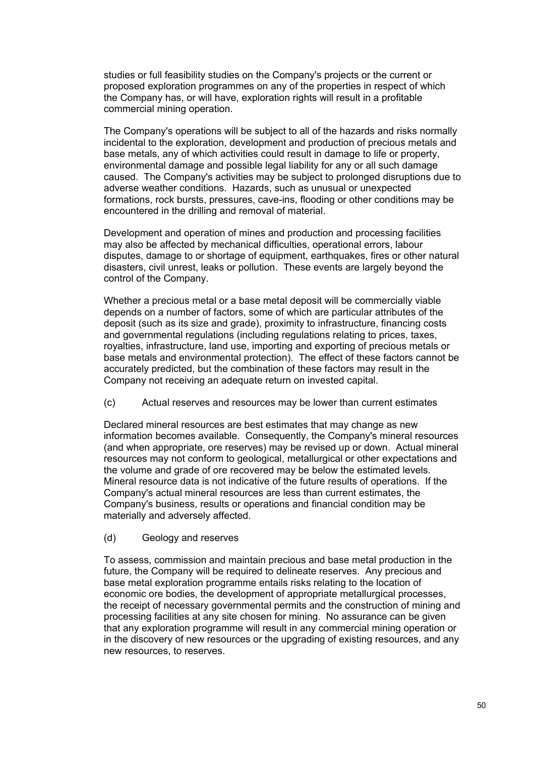studies or full feasibility studies on the Company's projects or the current or proposed exploration programmes on any of the properties in respect of which the Company has, or will have, exploration rights will result in a profitable commercial mining operation.

The Company's operations will be subject to all of the hazards and risks normally incidental to the exploration, development and production of precious metals and base metals, any of which activities could result in damage to life or property, environmental damage and possible legal liability for any or all such damage caused. The Company's activities may be subject to prolonged disruptions due to adverse weather conditions. Hazards, such as unusual or unexpected formations, rock bursts, pressures, cave-ins, flooding or other conditions may be encountered in the drilling and removal of material.

Development and operation of mines and production and processing facilities may also be affected by mechanical difficulties, operational errors, labour disputes, damage to or shortage of equipment, earthquakes, fires or other natural disasters, civil unrest, leaks or pollution. These events are largely beyond the control of the Company.

Whether a precious metal or a base metal deposit will be commercially viable depends on a number of factors, some of which are particular attributes of the deposit (such as its size and grade), proximity to infrastructure, financing costs and governmental regulations (including regulations relating to prices, taxes, royalties, infrastructure, land use, importing and exporting of precious metals or base metals and environmental protection). The effect of these factors cannot be accurately predicted, but the combination of these factors may result in the Company not receiving an adequate return on invested capital.

(c) Actual reserves and resources may be lower than current estimates

Declared mineral resources are best estimates that may change as new information becomes available. Consequently, the Company's mineral resources (and when appropriate, ore reserves) may be revised up or down. Actual mineral resources may not conform to geological, metallurgical or other expectations and the volume and grade of ore recovered may be below the estimated levels. Mineral resource data is not indicative of the future results of operations. If the Company's actual mineral resources are less than current estimates, the Company's business, results or operations and financial condition may be materially and adversely affected.

(d) Geology and reserves

To assess, commission and maintain precious and base metal production in the future, the Company will be required to delineate reserves. Any precious and base metal exploration programme entails risks relating to the location of economic ore bodies, the development of appropriate metallurgical processes, the receipt of necessary governmental permits and the construction of mining and processing facilities at any site chosen for mining. No assurance can be given that any exploration programme will result in any commercial mining operation or in the discovery of new resources or the upgrading of existing resources, and any new resources, to reserves.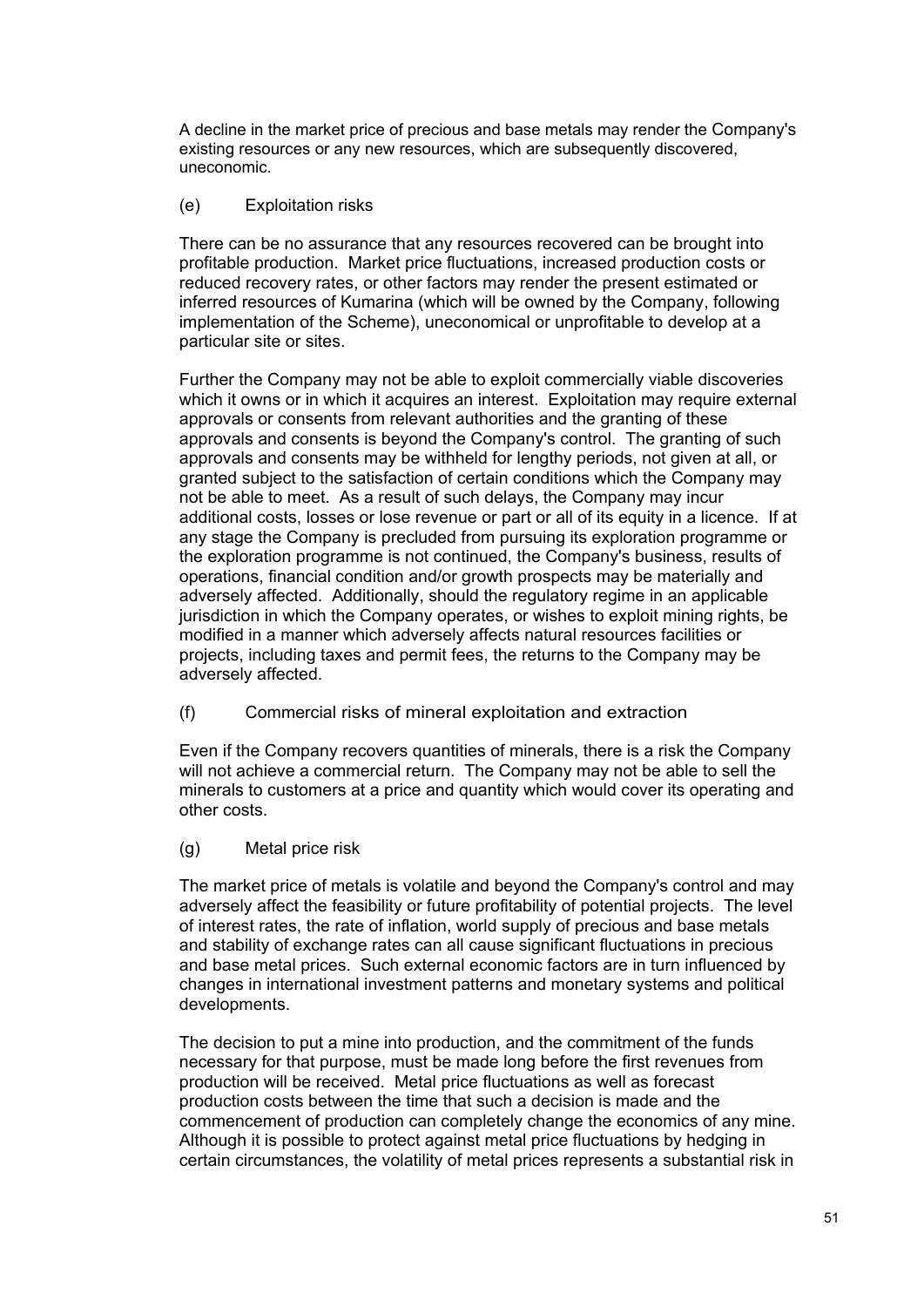A decline in the market price of precious and base metals may render the Company's existing resources or any new resources, which are subsequently discovered, uneconomic.

(e) Exploitation risks

There can be no assurance that any resources recovered can be brought into profitable production. Market price fluctuations, increased production costs or reduced recovery rates, or other factors may render the present estimated or inferred resources of Kumarina (which will be owned by the Company, following implementation of the Scheme), uneconomical or unprofitable to develop at a particular site or sites.

Further the Company may not be able to exploit commercially viable discoveries which it owns or in which it acquires an interest. Exploitation may require external approvals or consents from relevant authorities and the granting of these approvals and consents is beyond the Company's control. The granting of such approvals and consents may be withheld for lengthy periods, not given at all, or granted subject to the satisfaction of certain conditions which the Company may not be able to meet. As a result of such delays, the Company may incur additional costs, losses or lose revenue or part or all of its equity in a licence. If at any stage the Company is precluded from pursuing its exploration programme or the exploration programme is not continued, the Company's business, results of operations, financial condition and/or growth prospects may be materially and adversely affected. Additionally, should the regulatory regime in an applicable jurisdiction in which the Company operates, or wishes to exploit mining rights, be modified in a manner which adversely affects natural resources facilities or projects, including taxes and permit fees, the returns to the Company may be adversely affected.

(f) Commercial risks of mineral exploitation and extraction

Even if the Company recovers quantities of minerals, there is a risk the Company will not achieve a commercial return. The Company may not be able to sell the minerals to customers at a price and quantity which would cover its operating and other costs.

(g) Metal price risk

The market price of metals is volatile and beyond the Company's control and may adversely affect the feasibility or future profitability of potential projects. The level of interest rates, the rate of inflation, world supply of precious and base metals and stability of exchange rates can all cause significant fluctuations in precious and base metal prices. Such external economic factors are in turn influenced by changes in international investment patterns and monetary systems and political developments.

The decision to put a mine into production, and the commitment of the funds necessary for that purpose, must be made long before the first revenues from production will be received. Metal price fluctuations as well as forecast production costs between the time that such a decision is made and the commencement of production can completely change the economics of any mine. Although it is possible to protect against metal price fluctuations by hedging in certain circumstances, the volatility of metal prices represents a substantial risk in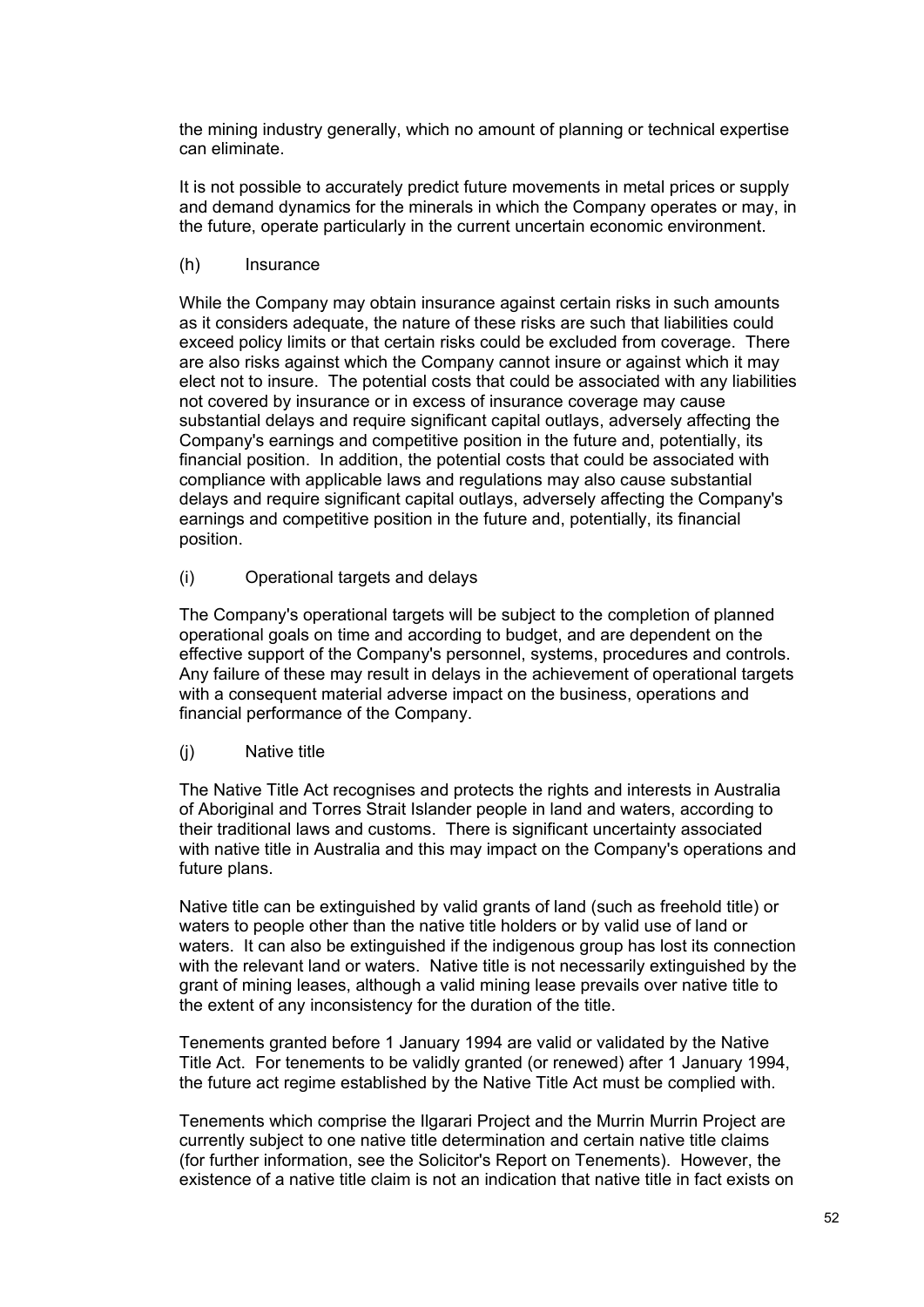the mining industry generally, which no amount of planning or technical expertise can eliminate.

It is not possible to accurately predict future movements in metal prices or supply and demand dynamics for the minerals in which the Company operates or may, in the future, operate particularly in the current uncertain economic environment.

(h) Insurance

While the Company may obtain insurance against certain risks in such amounts as it considers adequate, the nature of these risks are such that liabilities could exceed policy limits or that certain risks could be excluded from coverage. There are also risks against which the Company cannot insure or against which it may elect not to insure. The potential costs that could be associated with any liabilities not covered by insurance or in excess of insurance coverage may cause substantial delays and require significant capital outlays, adversely affecting the Company's earnings and competitive position in the future and, potentially, its financial position. In addition, the potential costs that could be associated with compliance with applicable laws and regulations may also cause substantial delays and require significant capital outlays, adversely affecting the Company's earnings and competitive position in the future and, potentially, its financial position.

(i) Operational targets and delays

The Company's operational targets will be subject to the completion of planned operational goals on time and according to budget, and are dependent on the effective support of the Company's personnel, systems, procedures and controls. Any failure of these may result in delays in the achievement of operational targets with a consequent material adverse impact on the business, operations and financial performance of the Company.

(j) Native title

The Native Title Act recognises and protects the rights and interests in Australia of Aboriginal and Torres Strait Islander people in land and waters, according to their traditional laws and customs. There is significant uncertainty associated with native title in Australia and this may impact on the Company's operations and future plans.

Native title can be extinguished by valid grants of land (such as freehold title) or waters to people other than the native title holders or by valid use of land or waters. It can also be extinguished if the indigenous group has lost its connection with the relevant land or waters. Native title is not necessarily extinguished by the grant of mining leases, although a valid mining lease prevails over native title to the extent of any inconsistency for the duration of the title.

Tenements granted before 1 January 1994 are valid or validated by the Native Title Act. For tenements to be validly granted (or renewed) after 1 January 1994, the future act regime established by the Native Title Act must be complied with.

Tenements which comprise the Ilgarari Project and the Murrin Murrin Project are currently subject to one native title determination and certain native title claims (for further information, see the Solicitor's Report on Tenements). However, the existence of a native title claim is not an indication that native title in fact exists on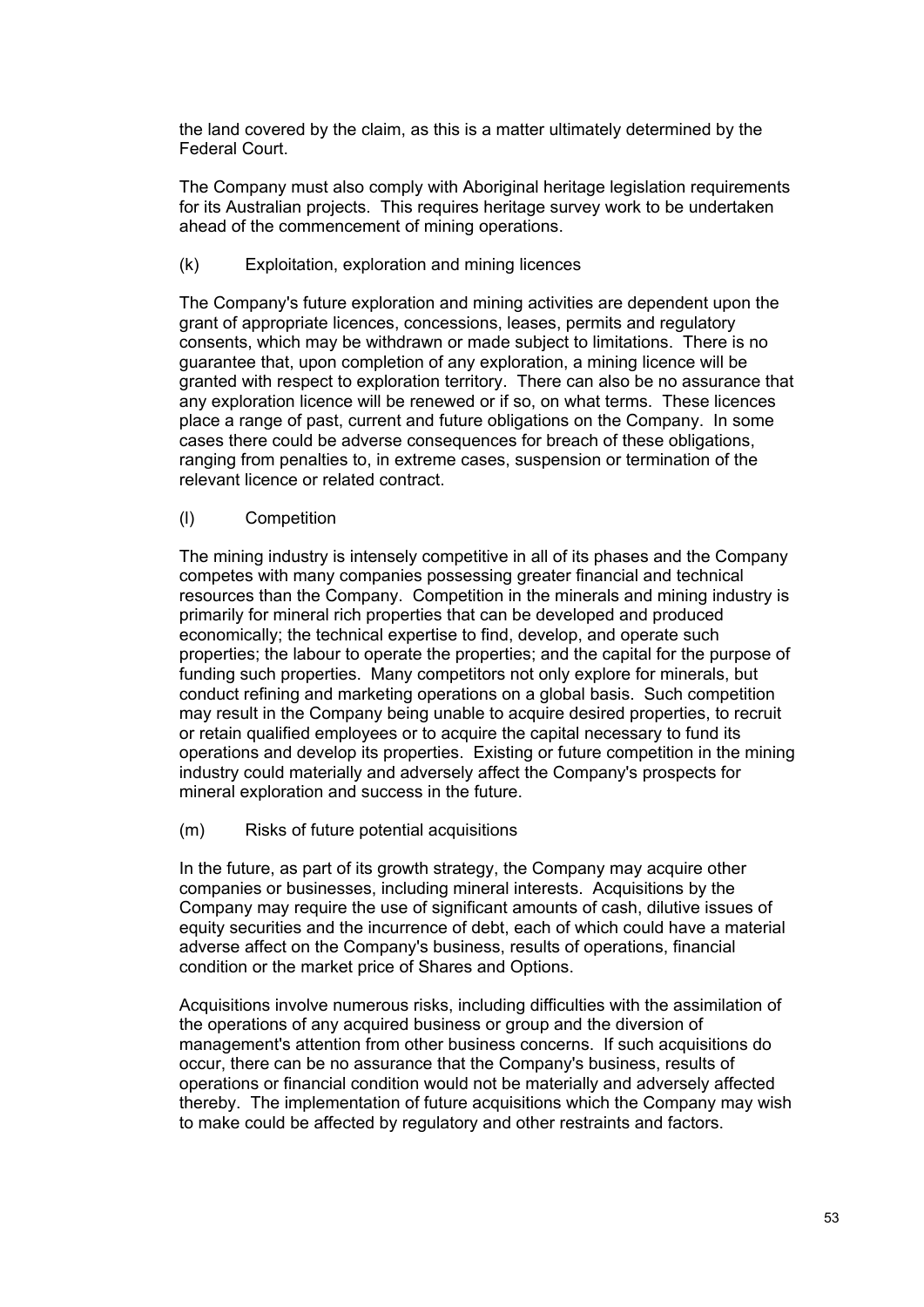the land covered by the claim, as this is a matter ultimately determined by the Federal Court.

The Company must also comply with Aboriginal heritage legislation requirements for its Australian projects. This requires heritage survey work to be undertaken ahead of the commencement of mining operations.

(k) Exploitation, exploration and mining licences

The Company's future exploration and mining activities are dependent upon the grant of appropriate licences, concessions, leases, permits and regulatory consents, which may be withdrawn or made subject to limitations. There is no guarantee that, upon completion of any exploration, a mining licence will be granted with respect to exploration territory. There can also be no assurance that any exploration licence will be renewed or if so, on what terms. These licences place a range of past, current and future obligations on the Company. In some cases there could be adverse consequences for breach of these obligations, ranging from penalties to, in extreme cases, suspension or termination of the relevant licence or related contract.

(l) Competition

The mining industry is intensely competitive in all of its phases and the Company competes with many companies possessing greater financial and technical resources than the Company. Competition in the minerals and mining industry is primarily for mineral rich properties that can be developed and produced economically; the technical expertise to find, develop, and operate such properties; the labour to operate the properties; and the capital for the purpose of funding such properties. Many competitors not only explore for minerals, but conduct refining and marketing operations on a global basis. Such competition may result in the Company being unable to acquire desired properties, to recruit or retain qualified employees or to acquire the capital necessary to fund its operations and develop its properties. Existing or future competition in the mining industry could materially and adversely affect the Company's prospects for mineral exploration and success in the future.

(m) Risks of future potential acquisitions

In the future, as part of its growth strategy, the Company may acquire other companies or businesses, including mineral interests. Acquisitions by the Company may require the use of significant amounts of cash, dilutive issues of equity securities and the incurrence of debt, each of which could have a material adverse affect on the Company's business, results of operations, financial condition or the market price of Shares and Options.

Acquisitions involve numerous risks, including difficulties with the assimilation of the operations of any acquired business or group and the diversion of management's attention from other business concerns. If such acquisitions do occur, there can be no assurance that the Company's business, results of operations or financial condition would not be materially and adversely affected thereby. The implementation of future acquisitions which the Company may wish to make could be affected by regulatory and other restraints and factors.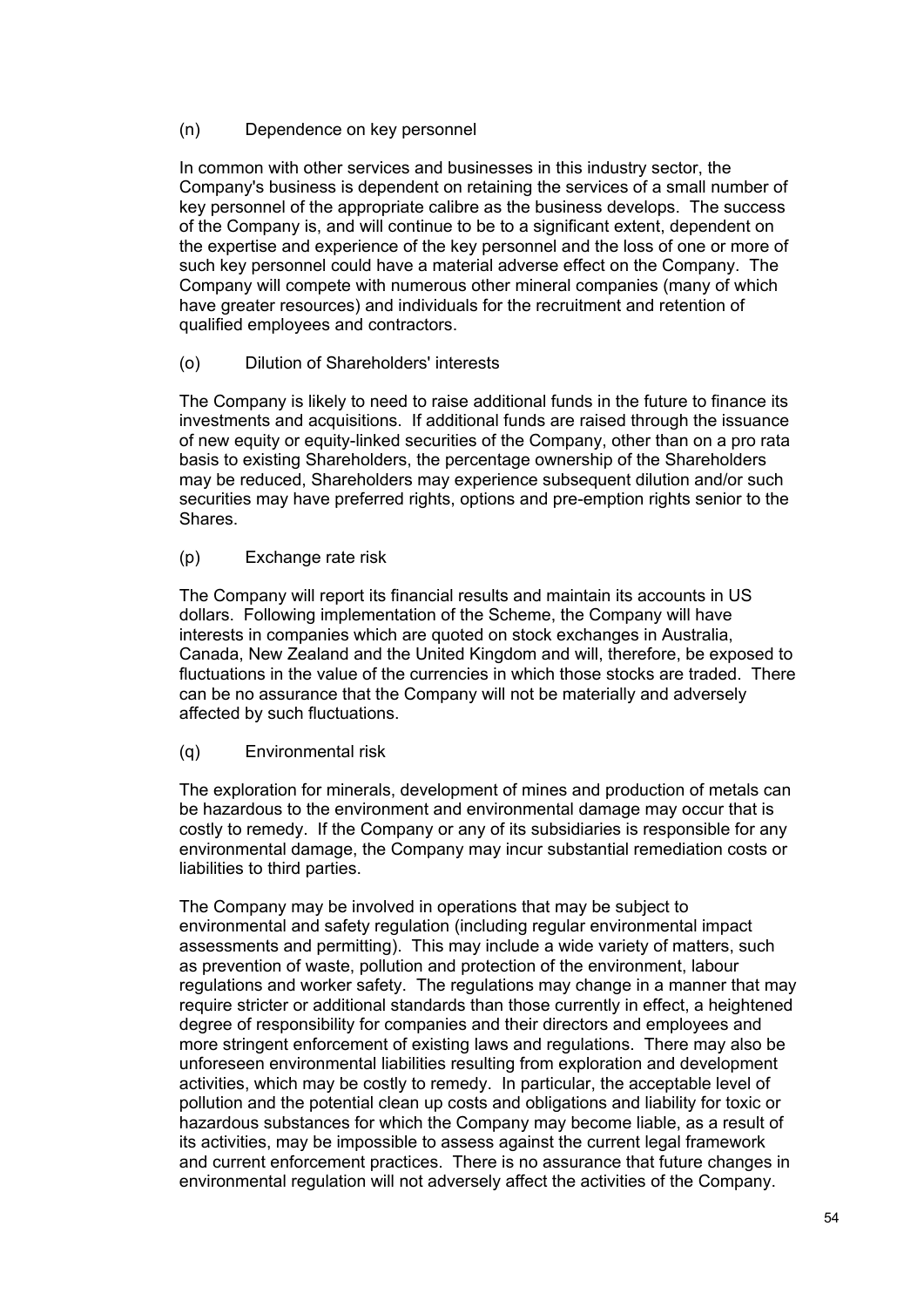(n) Dependence on key personnel

In common with other services and businesses in this industry sector, the Company's business is dependent on retaining the services of a small number of key personnel of the appropriate calibre as the business develops. The success of the Company is, and will continue to be to a significant extent, dependent on the expertise and experience of the key personnel and the loss of one or more of such key personnel could have a material adverse effect on the Company. The Company will compete with numerous other mineral companies (many of which have greater resources) and individuals for the recruitment and retention of qualified employees and contractors.

(o) Dilution of Shareholders' interests

The Company is likely to need to raise additional funds in the future to finance its investments and acquisitions. If additional funds are raised through the issuance of new equity or equity-linked securities of the Company, other than on a pro rata basis to existing Shareholders, the percentage ownership of the Shareholders may be reduced, Shareholders may experience subsequent dilution and/or such securities may have preferred rights, options and pre-emption rights senior to the Shares.

(p) Exchange rate risk

The Company will report its financial results and maintain its accounts in US dollars. Following implementation of the Scheme, the Company will have interests in companies which are quoted on stock exchanges in Australia, Canada, New Zealand and the United Kingdom and will, therefore, be exposed to fluctuations in the value of the currencies in which those stocks are traded. There can be no assurance that the Company will not be materially and adversely affected by such fluctuations.

(q) Environmental risk

The exploration for minerals, development of mines and production of metals can be hazardous to the environment and environmental damage may occur that is costly to remedy. If the Company or any of its subsidiaries is responsible for any environmental damage, the Company may incur substantial remediation costs or liabilities to third parties.

The Company may be involved in operations that may be subject to environmental and safety regulation (including regular environmental impact assessments and permitting). This may include a wide variety of matters, such as prevention of waste, pollution and protection of the environment, labour regulations and worker safety. The regulations may change in a manner that may require stricter or additional standards than those currently in effect, a heightened degree of responsibility for companies and their directors and employees and more stringent enforcement of existing laws and regulations. There may also be unforeseen environmental liabilities resulting from exploration and development activities, which may be costly to remedy. In particular, the acceptable level of pollution and the potential clean up costs and obligations and liability for toxic or hazardous substances for which the Company may become liable, as a result of its activities, may be impossible to assess against the current legal framework and current enforcement practices. There is no assurance that future changes in environmental regulation will not adversely affect the activities of the Company.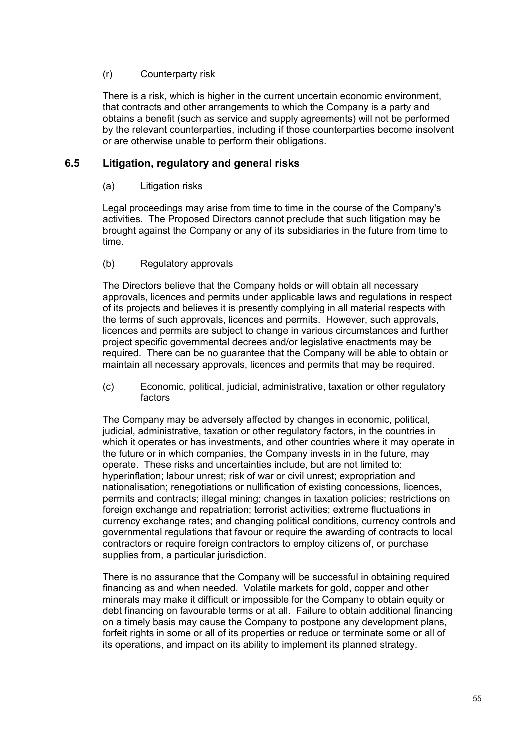(r) Counterparty risk

There is a risk, which is higher in the current uncertain economic environment, that contracts and other arrangements to which the Company is a party and obtains a benefit (such as service and supply agreements) will not be performed by the relevant counterparties, including if those counterparties become insolvent or are otherwise unable to perform their obligations.

## 6.5 Litigation, regulatory and general risks

(a) Litigation risks

Legal proceedings may arise from time to time in the course of the Company's activities. The Proposed Directors cannot preclude that such litigation may be brought against the Company or any of its subsidiaries in the future from time to time.

(b) Regulatory approvals

The Directors believe that the Company holds or will obtain all necessary approvals, licences and permits under applicable laws and regulations in respect of its projects and believes it is presently complying in all material respects with the terms of such approvals, licences and permits. However, such approvals, licences and permits are subject to change in various circumstances and further project specific governmental decrees and/or legislative enactments may be required. There can be no guarantee that the Company will be able to obtain or maintain all necessary approvals, licences and permits that may be required.

(c) Economic, political, judicial, administrative, taxation or other regulatory factors

The Company may be adversely affected by changes in economic, political, judicial, administrative, taxation or other regulatory factors, in the countries in which it operates or has investments, and other countries where it may operate in the future or in which companies, the Company invests in in the future, may operate. These risks and uncertainties include, but are not limited to: hyperinflation; labour unrest; risk of war or civil unrest; expropriation and nationalisation; renegotiations or nullification of existing concessions, licences, permits and contracts; illegal mining; changes in taxation policies; restrictions on foreign exchange and repatriation; terrorist activities; extreme fluctuations in currency exchange rates; and changing political conditions, currency controls and governmental regulations that favour or require the awarding of contracts to local contractors or require foreign contractors to employ citizens of, or purchase supplies from, a particular jurisdiction.

There is no assurance that the Company will be successful in obtaining required financing as and when needed. Volatile markets for gold, copper and other minerals may make it difficult or impossible for the Company to obtain equity or debt financing on favourable terms or at all. Failure to obtain additional financing on a timely basis may cause the Company to postpone any development plans, forfeit rights in some or all of its properties or reduce or terminate some or all of its operations, and impact on its ability to implement its planned strategy.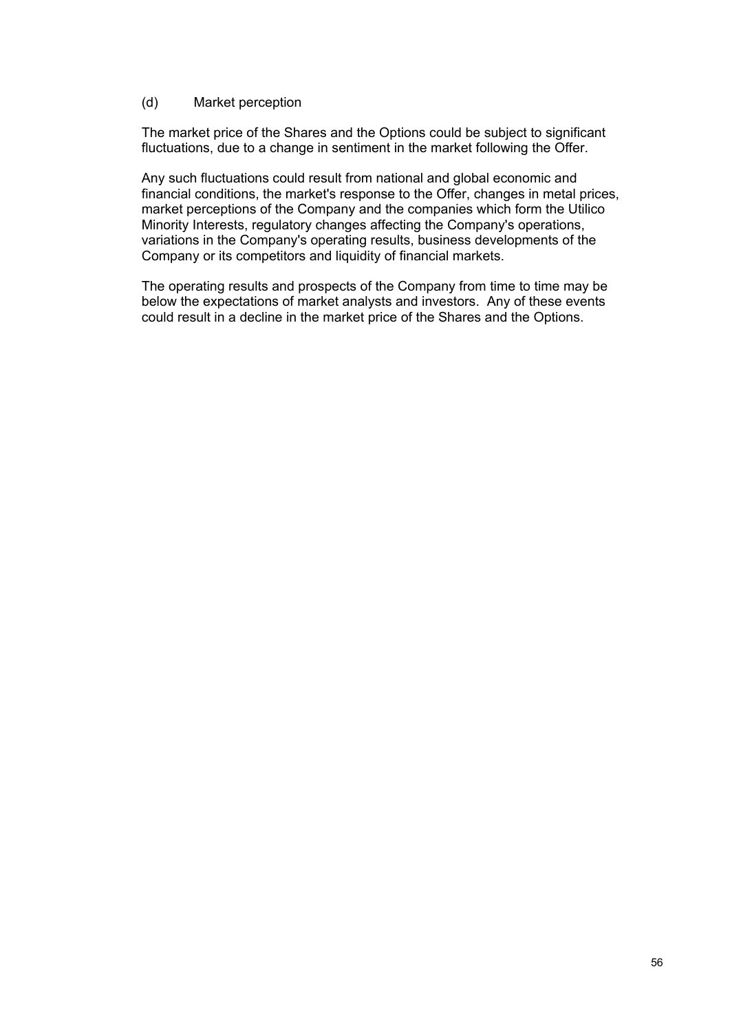#### (d) Market perception

The market price of the Shares and the Options could be subject to significant fluctuations, due to a change in sentiment in the market following the Offer.

Any such fluctuations could result from national and global economic and financial conditions, the market's response to the Offer, changes in metal prices, market perceptions of the Company and the companies which form the Utilico Minority Interests, regulatory changes affecting the Company's operations, variations in the Company's operating results, business developments of the Company or its competitors and liquidity of financial markets.

The operating results and prospects of the Company from time to time may be below the expectations of market analysts and investors. Any of these events could result in a decline in the market price of the Shares and the Options.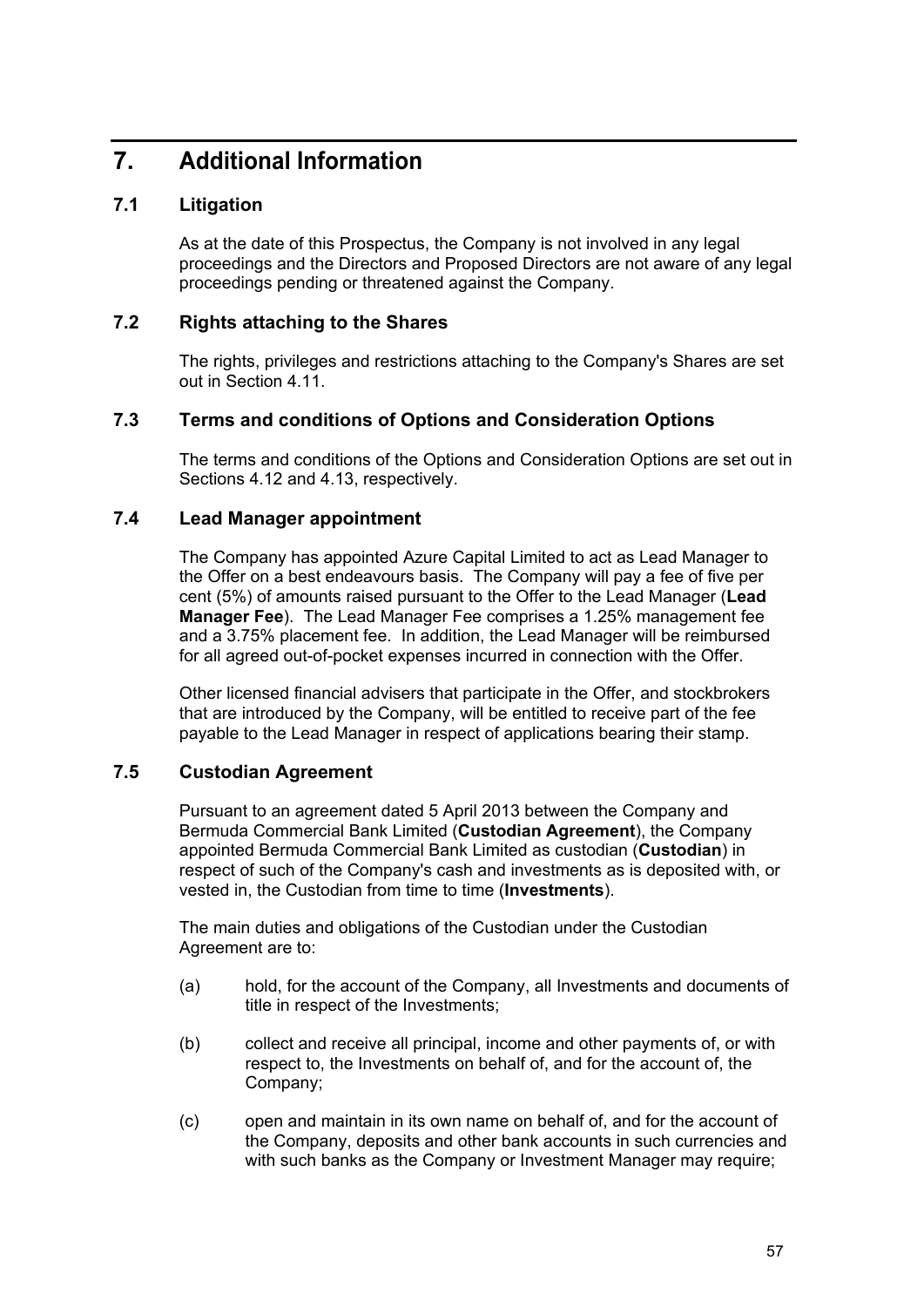# 7. Additional Information

## 7.1 Litigation

As at the date of this Prospectus, the Company is not involved in any legal proceedings and the Directors and Proposed Directors are not aware of any legal proceedings pending or threatened against the Company.

## 7.2 Rights attaching to the Shares

The rights, privileges and restrictions attaching to the Company's Shares are set out in Section 4.11.

## 7.3 Terms and conditions of Options and Consideration Options

The terms and conditions of the Options and Consideration Options are set out in Sections 4.12 and 4.13, respectively.

## 7.4 Lead Manager appointment

The Company has appointed Azure Capital Limited to act as Lead Manager to the Offer on a best endeavours basis. The Company will pay a fee of five per cent (5%) of amounts raised pursuant to the Offer to the Lead Manager (**Lead Manager Fee**). The Lead Manager Fee comprises a 1.25% management fee and a 3.75% placement fee. In addition, the Lead Manager will be reimbursed for all agreed out-of-pocket expenses incurred in connection with the Offer.

Other licensed financial advisers that participate in the Offer, and stockbrokers that are introduced by the Company, will be entitled to receive part of the fee payable to the Lead Manager in respect of applications bearing their stamp.

## 7.5 Custodian Agreement

Pursuant to an agreement dated 5 April 2013 between the Company and Bermuda Commercial Bank Limited (**Custodian Agreement**), the Company appointed Bermuda Commercial Bank Limited as custodian (**Custodian**) in respect of such of the Company's cash and investments as is deposited with, or vested in, the Custodian from time to time (**Investments**).

The main duties and obligations of the Custodian under the Custodian Agreement are to:

(a) hold, for the account of the Company, all Investments and documents of title in respect of the Investments;

(b) collect and receive all principal, income and other payments of, or with respect to, the Investments on behalf of, and for the account of, the Company;

(c) open and maintain in its own name on behalf of, and for the account of the Company, deposits and other bank accounts in such currencies and with such banks as the Company or Investment Manager may require;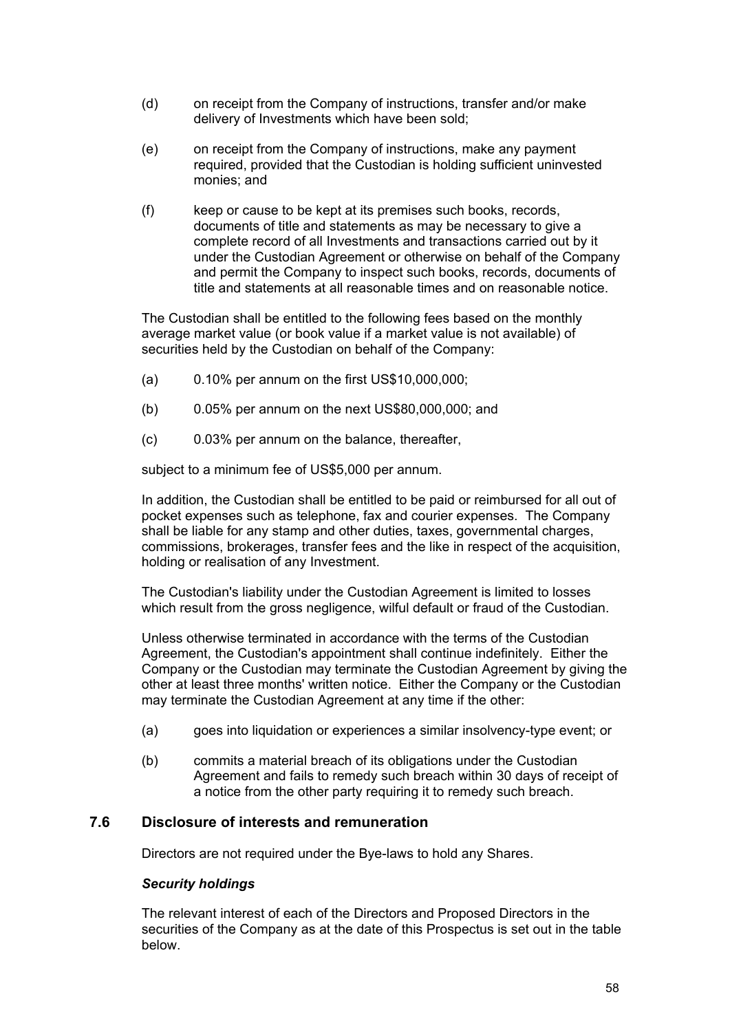(d) on receipt from the Company of instructions, transfer and/or make delivery of Investments which have been sold;

(e) on receipt from the Company of instructions, make any payment required, provided that the Custodian is holding sufficient uninvested monies; and

(f) keep or cause to be kept at its premises such books, records, documents of title and statements as may be necessary to give a complete record of all Investments and transactions carried out by it under the Custodian Agreement or otherwise on behalf of the Company and permit the Company to inspect such books, records, documents of title and statements at all reasonable times and on reasonable notice.

The Custodian shall be entitled to the following fees based on the monthly average market value (or book value if a market value is not available) of securities held by the Custodian on behalf of the Company:

(a) 0.10% per annum on the first US$10,000,000;

(b) 0.05% per annum on the next US$80,000,000; and

(c) 0.03% per annum on the balance, thereafter,

subject to a minimum fee of US$5,000 per annum.

In addition, the Custodian shall be entitled to be paid or reimbursed for all out of pocket expenses such as telephone, fax and courier expenses. The Company shall be liable for any stamp and other duties, taxes, governmental charges, commissions, brokerages, transfer fees and the like in respect of the acquisition, holding or realisation of any Investment.

The Custodian's liability under the Custodian Agreement is limited to losses which result from the gross negligence, wilful default or fraud of the Custodian.

Unless otherwise terminated in accordance with the terms of the Custodian Agreement, the Custodian's appointment shall continue indefinitely. Either the Company or the Custodian may terminate the Custodian Agreement by giving the other at least three months' written notice. Either the Company or the Custodian may terminate the Custodian Agreement at any time if the other:

(a) goes into liquidation or experiences a similar insolvency-type event; or

(b) commits a material breach of its obligations under the Custodian Agreement and fails to remedy such breach within 30 days of receipt of a notice from the other party requiring it to remedy such breach.

## 7.6 Disclosure of interests and remuneration

Directors are not required under the Bye-laws to hold any Shares.

***Security holdings***

The relevant interest of each of the Directors and Proposed Directors in the securities of the Company as at the date of this Prospectus is set out in the table below.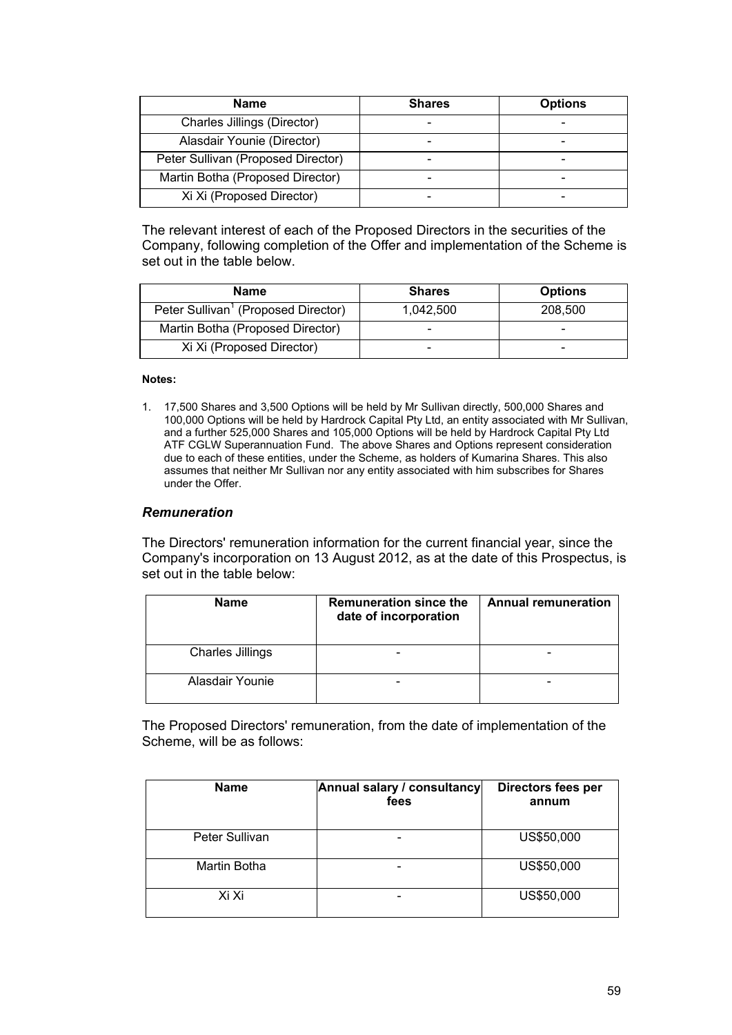| Name | Shares | Options |
| --- | --- | --- |
| Charles Jillings (Director) | - | - |
| Alasdair Younie (Director) | - | - |
| Peter Sullivan (Proposed Director) | - | - |
| Martin Botha (Proposed Director) | - | - |
| Xi Xi (Proposed Director) | - | - |

The relevant interest of each of the Proposed Directors in the securities of the Company, following completion of the Offer and implementation of the Scheme is set out in the table below.

| Name | Shares | Options |
| --- | --- | --- |
| Peter Sullivan[1] (Proposed Director) | 1,042,500 | 208,500 |
| Martin Botha (Proposed Director) | - | - |
| Xi Xi (Proposed Director) | - | - |

**Notes:**

1. 17,500 Shares and 3,500 Options will be held by Mr Sullivan directly, 500,000 Shares and 100,000 Options will be held by Hardrock Capital Pty Ltd, an entity associated with Mr Sullivan, and a further 525,000 Shares and 105,000 Options will be held by Hardrock Capital Pty Ltd ATF CGLW Superannuation Fund. The above Shares and Options represent consideration due to each of these entities, under the Scheme, as holders of Kumarina Shares. This also assumes that neither Mr Sullivan nor any entity associated with him subscribes for Shares under the Offer.

### *Remuneration*

The Directors' remuneration information for the current financial year, since the Company's incorporation on 13 August 2012, as at the date of this Prospectus, is set out in the table below:

| Name | Remuneration since the date of incorporation | Annual remuneration |
| --- | --- | --- |
| Charles Jillings | - | - |
| Alasdair Younie | - | - |

The Proposed Directors' remuneration, from the date of implementation of the Scheme, will be as follows:

| Name | Annual salary / consultancy fees | Directors fees per annum |
| --- | --- | --- |
| Peter Sullivan | - | US$50,000 |
| Martin Botha | - | US$50,000 |
| Xi Xi | - | US$50,000 |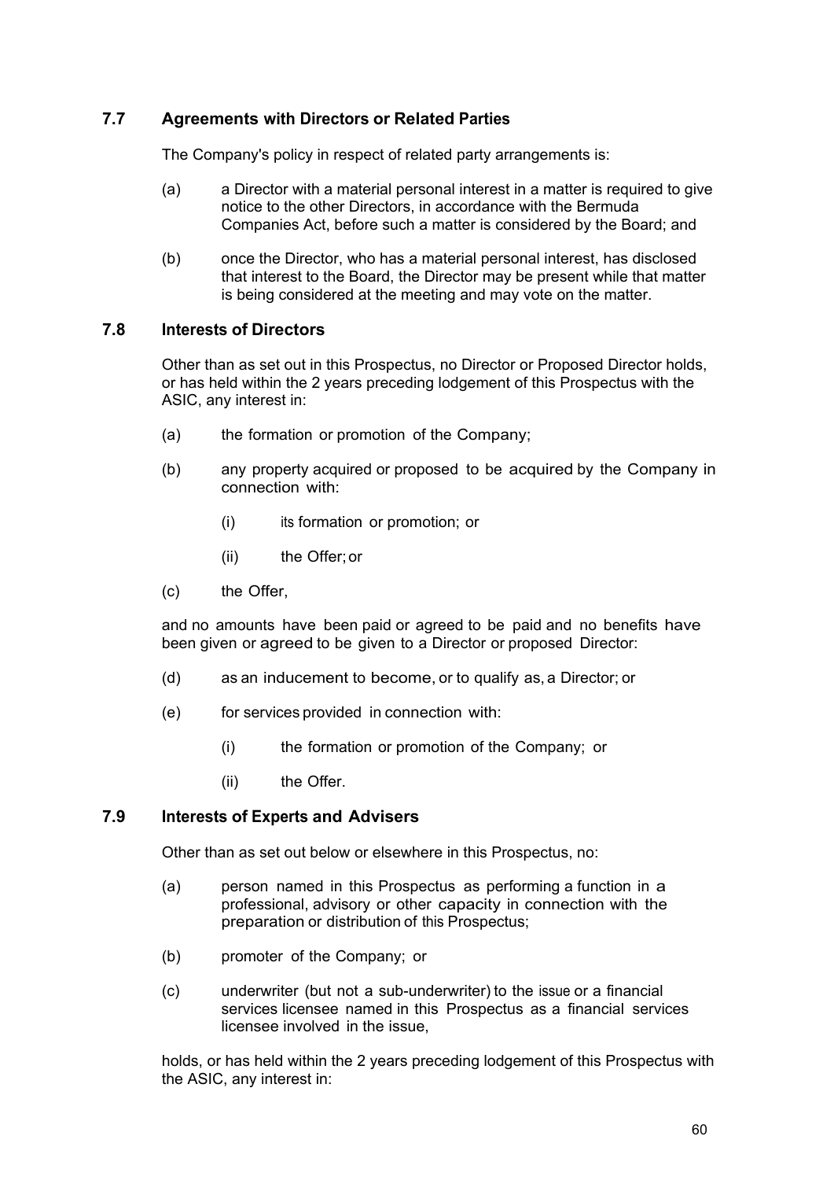## 7.7 Agreements with Directors or Related Parties

The Company's policy in respect of related party arrangements is:

(a) a Director with a material personal interest in a matter is required to give notice to the other Directors, in accordance with the Bermuda Companies Act, before such a matter is considered by the Board; and

(b) once the Director, who has a material personal interest, has disclosed that interest to the Board, the Director may be present while that matter is being considered at the meeting and may vote on the matter.

## 7.8 Interests of Directors

Other than as set out in this Prospectus, no Director or Proposed Director holds, or has held within the 2 years preceding lodgement of this Prospectus with the ASIC, any interest in:

(a) the formation or promotion of the Company;

(b) any property acquired or proposed to be acquired by the Company in connection with:

(i) its formation or promotion; or

(ii) the Offer; or

(c) the Offer,

and no amounts have been paid or agreed to be paid and no benefits have been given or agreed to be given to a Director or proposed Director:

(d) as an inducement to become, or to qualify as, a Director; or

(e) for services provided in connection with:

(i) the formation or promotion of the Company; or

(ii) the Offer.

## 7.9 Interests of Experts and Advisers

Other than as set out below or elsewhere in this Prospectus, no:

(a) person named in this Prospectus as performing a function in a professional, advisory or other capacity in connection with the preparation or distribution of this Prospectus;

(b) promoter of the Company; or

(c) underwriter (but not a sub-underwriter) to the issue or a financial services licensee named in this Prospectus as a financial services licensee involved in the issue,

holds, or has held within the 2 years preceding lodgement of this Prospectus with the ASIC, any interest in: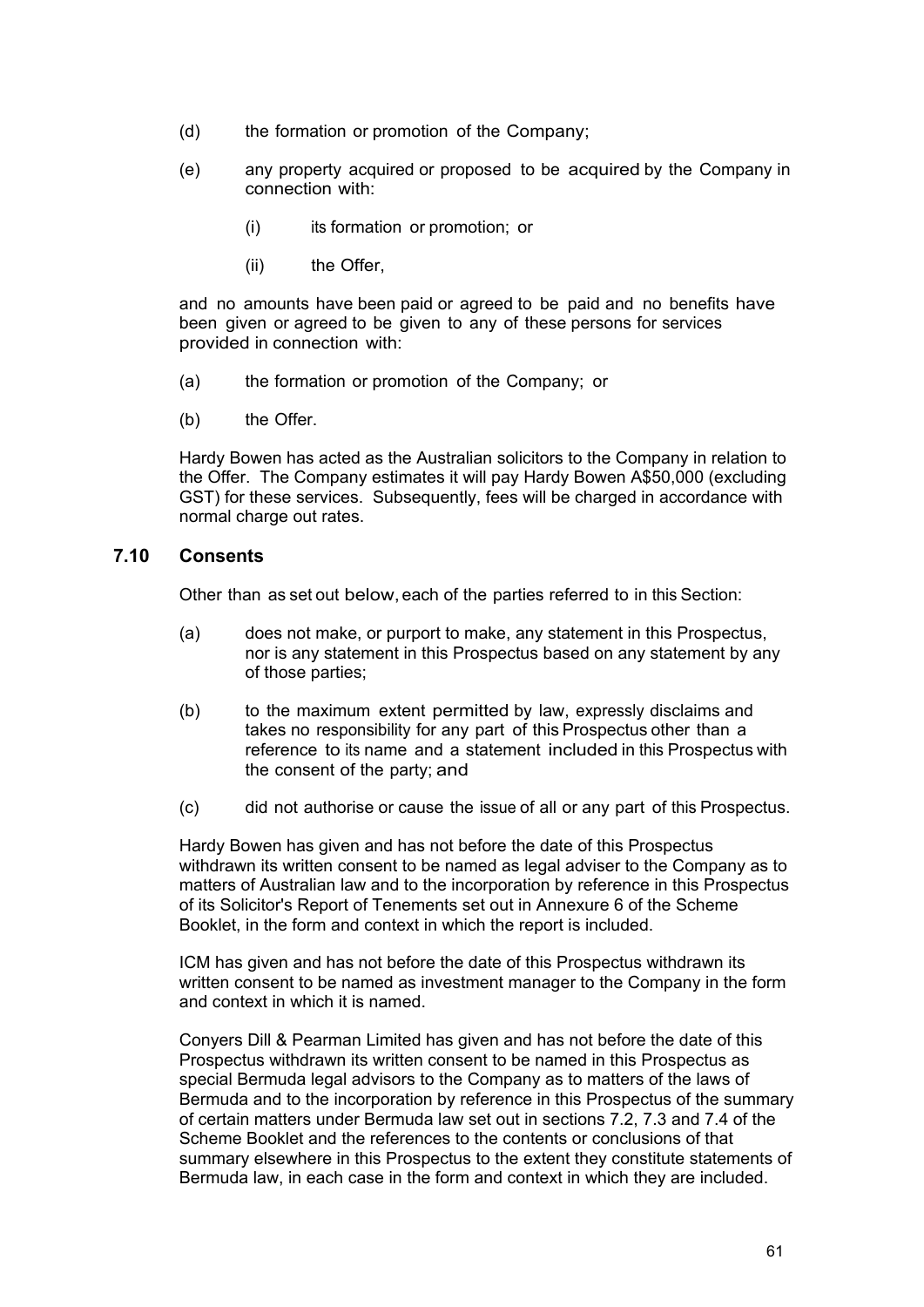(d) the formation or promotion of the Company;

(e) any property acquired or proposed to be acquired by the Company in connection with:

  (i) its formation or promotion; or

  (ii) the Offer,

and no amounts have been paid or agreed to be paid and no benefits have been given or agreed to be given to any of these persons for services provided in connection with:

(a) the formation or promotion of the Company; or

(b) the Offer.

Hardy Bowen has acted as the Australian solicitors to the Company in relation to the Offer. The Company estimates it will pay Hardy Bowen A$50,000 (excluding GST) for these services. Subsequently, fees will be charged in accordance with normal charge out rates.

## 7.10 Consents

Other than as set out below, each of the parties referred to in this Section:

(a) does not make, or purport to make, any statement in this Prospectus, nor is any statement in this Prospectus based on any statement by any of those parties;

(b) to the maximum extent permitted by law, expressly disclaims and takes no responsibility for any part of this Prospectus other than a reference to its name and a statement included in this Prospectus with the consent of the party; and

(c) did not authorise or cause the issue of all or any part of this Prospectus.

Hardy Bowen has given and has not before the date of this Prospectus withdrawn its written consent to be named as legal adviser to the Company as to matters of Australian law and to the incorporation by reference in this Prospectus of its Solicitor's Report of Tenements set out in Annexure 6 of the Scheme Booklet, in the form and context in which the report is included.

ICM has given and has not before the date of this Prospectus withdrawn its written consent to be named as investment manager to the Company in the form and context in which it is named.

Conyers Dill & Pearman Limited has given and has not before the date of this Prospectus withdrawn its written consent to be named in this Prospectus as special Bermuda legal advisors to the Company as to matters of the laws of Bermuda and to the incorporation by reference in this Prospectus of the summary of certain matters under Bermuda law set out in sections 7.2, 7.3 and 7.4 of the Scheme Booklet and the references to the contents or conclusions of that summary elsewhere in this Prospectus to the extent they constitute statements of Bermuda law, in each case in the form and context in which they are included.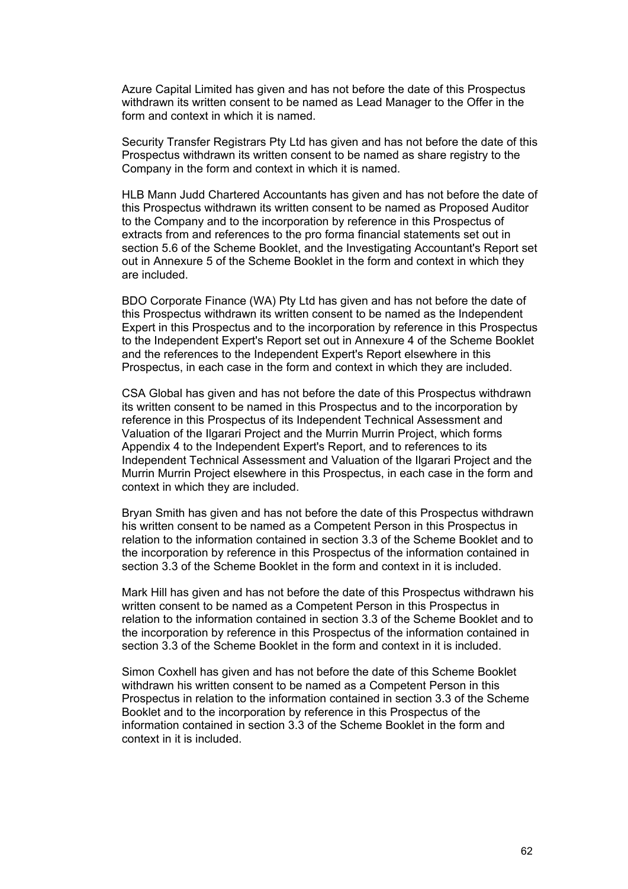Azure Capital Limited has given and has not before the date of this Prospectus withdrawn its written consent to be named as Lead Manager to the Offer in the form and context in which it is named.

Security Transfer Registrars Pty Ltd has given and has not before the date of this Prospectus withdrawn its written consent to be named as share registry to the Company in the form and context in which it is named.

HLB Mann Judd Chartered Accountants has given and has not before the date of this Prospectus withdrawn its written consent to be named as Proposed Auditor to the Company and to the incorporation by reference in this Prospectus of extracts from and references to the pro forma financial statements set out in section 5.6 of the Scheme Booklet, and the Investigating Accountant's Report set out in Annexure 5 of the Scheme Booklet in the form and context in which they are included.

BDO Corporate Finance (WA) Pty Ltd has given and has not before the date of this Prospectus withdrawn its written consent to be named as the Independent Expert in this Prospectus and to the incorporation by reference in this Prospectus to the Independent Expert's Report set out in Annexure 4 of the Scheme Booklet and the references to the Independent Expert's Report elsewhere in this Prospectus, in each case in the form and context in which they are included.

CSA Global has given and has not before the date of this Prospectus withdrawn its written consent to be named in this Prospectus and to the incorporation by reference in this Prospectus of its Independent Technical Assessment and Valuation of the Ilgarari Project and the Murrin Murrin Project, which forms Appendix 4 to the Independent Expert's Report, and to references to its Independent Technical Assessment and Valuation of the Ilgarari Project and the Murrin Murrin Project elsewhere in this Prospectus, in each case in the form and context in which they are included.

Bryan Smith has given and has not before the date of this Prospectus withdrawn his written consent to be named as a Competent Person in this Prospectus in relation to the information contained in section 3.3 of the Scheme Booklet and to the incorporation by reference in this Prospectus of the information contained in section 3.3 of the Scheme Booklet in the form and context in it is included.

Mark Hill has given and has not before the date of this Prospectus withdrawn his written consent to be named as a Competent Person in this Prospectus in relation to the information contained in section 3.3 of the Scheme Booklet and to the incorporation by reference in this Prospectus of the information contained in section 3.3 of the Scheme Booklet in the form and context in it is included.

Simon Coxhell has given and has not before the date of this Scheme Booklet withdrawn his written consent to be named as a Competent Person in this Prospectus in relation to the information contained in section 3.3 of the Scheme Booklet and to the incorporation by reference in this Prospectus of the information contained in section 3.3 of the Scheme Booklet in the form and context in it is included.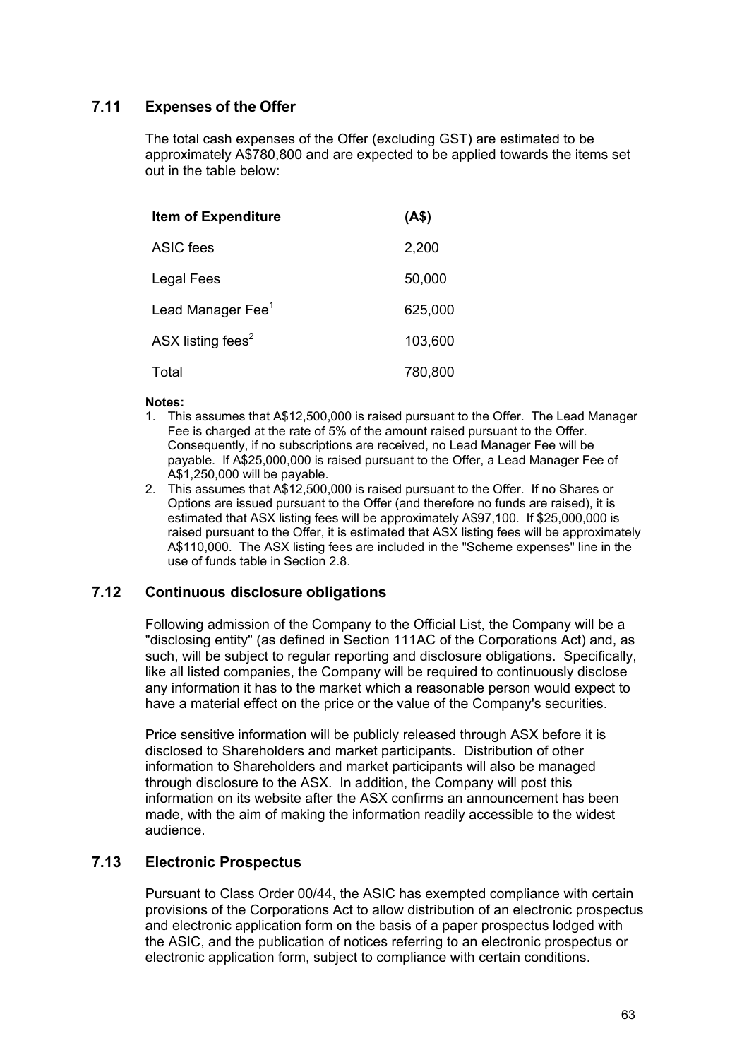## 7.11 Expenses of the Offer

The total cash expenses of the Offer (excluding GST) are estimated to be approximately A$780,800 and are expected to be applied towards the items set out in the table below:

| Item of Expenditure | (A$) |
|---|---|
| ASIC fees | 2,200 |
| Legal Fees | 50,000 |
| Lead Manager Fee[1] | 625,000 |
| ASX listing fees[2] | 103,600 |
| Total | 780,800 |

**Notes:**

1. This assumes that A$12,500,000 is raised pursuant to the Offer. The Lead Manager Fee is charged at the rate of 5% of the amount raised pursuant to the Offer. Consequently, if no subscriptions are received, no Lead Manager Fee will be payable. If A$25,000,000 is raised pursuant to the Offer, a Lead Manager Fee of A$1,250,000 will be payable.
2. This assumes that A$12,500,000 is raised pursuant to the Offer. If no Shares or Options are issued pursuant to the Offer (and therefore no funds are raised), it is estimated that ASX listing fees will be approximately A$97,100. If $25,000,000 is raised pursuant to the Offer, it is estimated that ASX listing fees will be approximately A$110,000. The ASX listing fees are included in the "Scheme expenses" line in the use of funds table in Section 2.8.

## 7.12 Continuous disclosure obligations

Following admission of the Company to the Official List, the Company will be a "disclosing entity" (as defined in Section 111AC of the Corporations Act) and, as such, will be subject to regular reporting and disclosure obligations. Specifically, like all listed companies, the Company will be required to continuously disclose any information it has to the market which a reasonable person would expect to have a material effect on the price or the value of the Company's securities.

Price sensitive information will be publicly released through ASX before it is disclosed to Shareholders and market participants. Distribution of other information to Shareholders and market participants will also be managed through disclosure to the ASX. In addition, the Company will post this information on its website after the ASX confirms an announcement has been made, with the aim of making the information readily accessible to the widest audience.

## 7.13 Electronic Prospectus

Pursuant to Class Order 00/44, the ASIC has exempted compliance with certain provisions of the Corporations Act to allow distribution of an electronic prospectus and electronic application form on the basis of a paper prospectus lodged with the ASIC, and the publication of notices referring to an electronic prospectus or electronic application form, subject to compliance with certain conditions.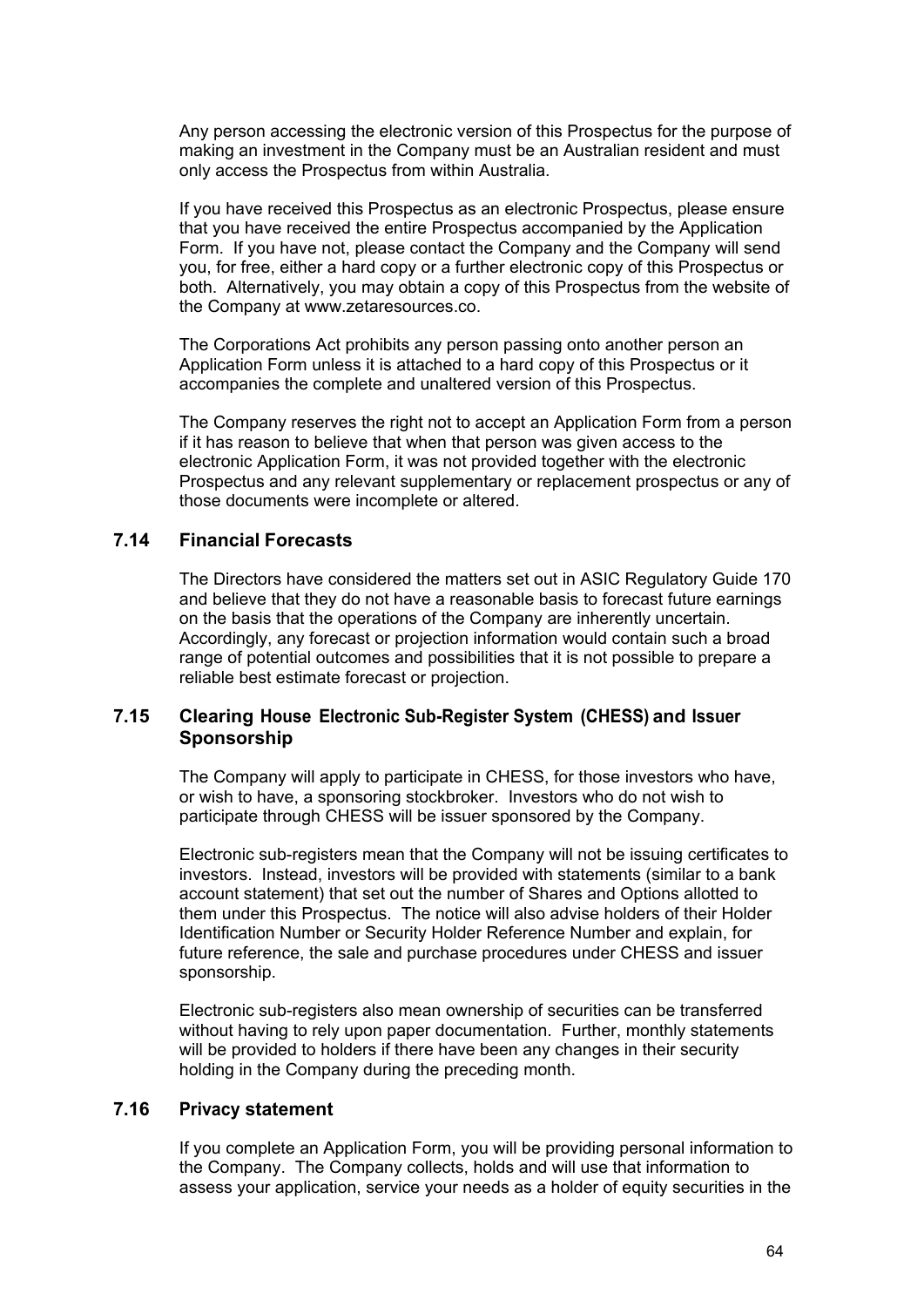Any person accessing the electronic version of this Prospectus for the purpose of making an investment in the Company must be an Australian resident and must only access the Prospectus from within Australia.

If you have received this Prospectus as an electronic Prospectus, please ensure that you have received the entire Prospectus accompanied by the Application Form. If you have not, please contact the Company and the Company will send you, for free, either a hard copy or a further electronic copy of this Prospectus or both. Alternatively, you may obtain a copy of this Prospectus from the website of the Company at www.zetaresources.co.

The Corporations Act prohibits any person passing onto another person an Application Form unless it is attached to a hard copy of this Prospectus or it accompanies the complete and unaltered version of this Prospectus.

The Company reserves the right not to accept an Application Form from a person if it has reason to believe that when that person was given access to the electronic Application Form, it was not provided together with the electronic Prospectus and any relevant supplementary or replacement prospectus or any of those documents were incomplete or altered.

## 7.14 Financial Forecasts

The Directors have considered the matters set out in ASIC Regulatory Guide 170 and believe that they do not have a reasonable basis to forecast future earnings on the basis that the operations of the Company are inherently uncertain. Accordingly, any forecast or projection information would contain such a broad range of potential outcomes and possibilities that it is not possible to prepare a reliable best estimate forecast or projection.

## 7.15 Clearing House Electronic Sub-Register System (CHESS) and Issuer Sponsorship

The Company will apply to participate in CHESS, for those investors who have, or wish to have, a sponsoring stockbroker. Investors who do not wish to participate through CHESS will be issuer sponsored by the Company.

Electronic sub-registers mean that the Company will not be issuing certificates to investors. Instead, investors will be provided with statements (similar to a bank account statement) that set out the number of Shares and Options allotted to them under this Prospectus. The notice will also advise holders of their Holder Identification Number or Security Holder Reference Number and explain, for future reference, the sale and purchase procedures under CHESS and issuer sponsorship.

Electronic sub-registers also mean ownership of securities can be transferred without having to rely upon paper documentation. Further, monthly statements will be provided to holders if there have been any changes in their security holding in the Company during the preceding month.

## 7.16 Privacy statement

If you complete an Application Form, you will be providing personal information to the Company. The Company collects, holds and will use that information to assess your application, service your needs as a holder of equity securities in the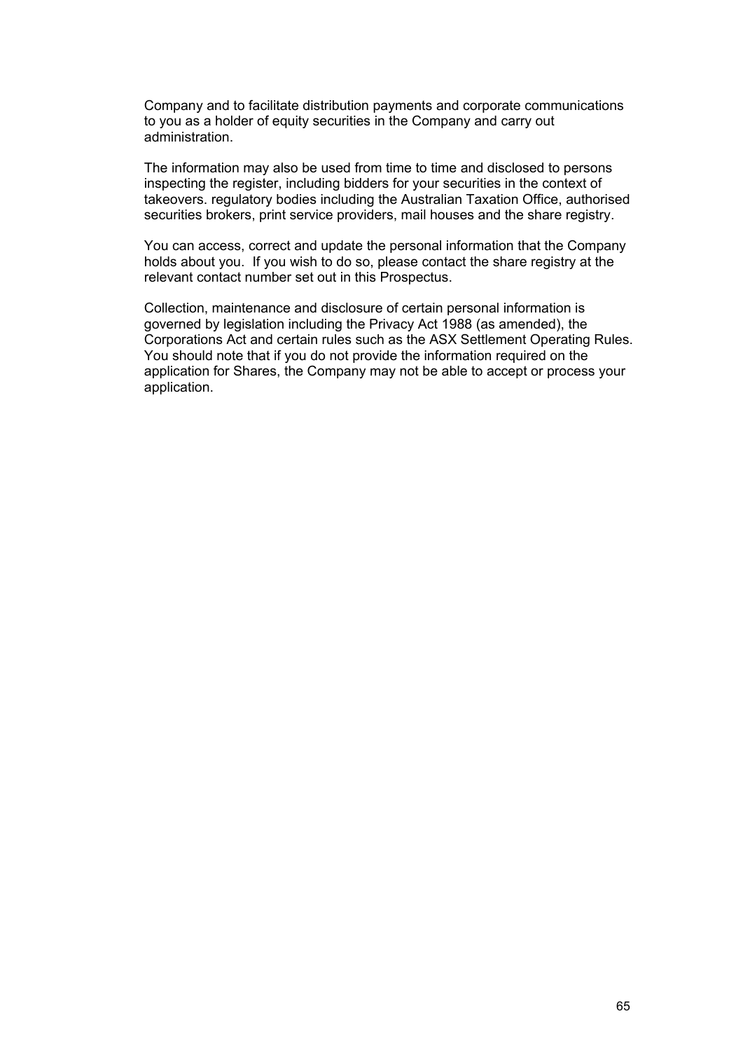Company and to facilitate distribution payments and corporate communications to you as a holder of equity securities in the Company and carry out administration.

The information may also be used from time to time and disclosed to persons inspecting the register, including bidders for your securities in the context of takeovers. regulatory bodies including the Australian Taxation Office, authorised securities brokers, print service providers, mail houses and the share registry.

You can access, correct and update the personal information that the Company holds about you. If you wish to do so, please contact the share registry at the relevant contact number set out in this Prospectus.

Collection, maintenance and disclosure of certain personal information is governed by legislation including the Privacy Act 1988 (as amended), the Corporations Act and certain rules such as the ASX Settlement Operating Rules. You should note that if you do not provide the information required on the application for Shares, the Company may not be able to accept or process your application.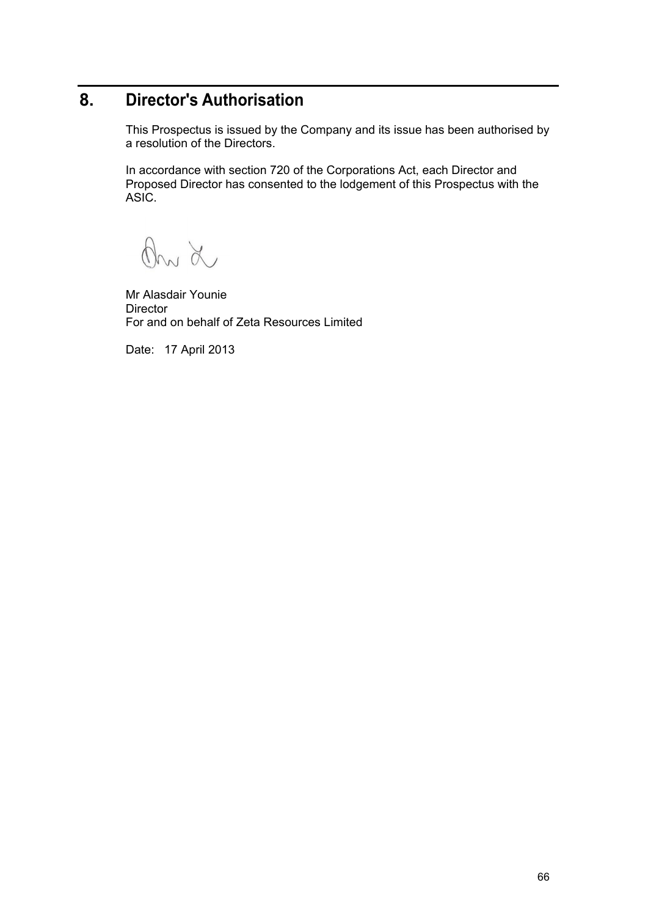# 8. Director's Authorisation

This Prospectus is issued by the Company and its issue has been authorised by a resolution of the Directors.

In accordance with section 720 of the Corporations Act, each Director and Proposed Director has consented to the lodgement of this Prospectus with the ASIC.

Mr Alasdair Younie
Director
For and on behalf of Zeta Resources Limited

Date: 17 April 2013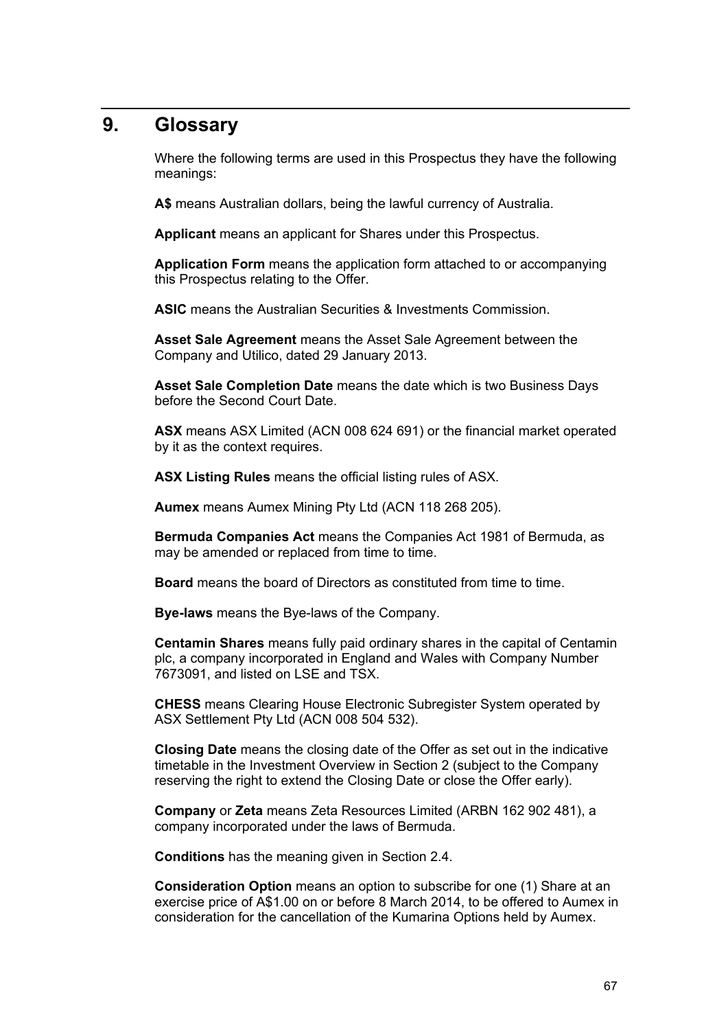# 9. Glossary

Where the following terms are used in this Prospectus they have the following meanings:

**A$** means Australian dollars, being the lawful currency of Australia.

**Applicant** means an applicant for Shares under this Prospectus.

**Application Form** means the application form attached to or accompanying this Prospectus relating to the Offer.

**ASIC** means the Australian Securities & Investments Commission.

**Asset Sale Agreement** means the Asset Sale Agreement between the Company and Utilico, dated 29 January 2013.

**Asset Sale Completion Date** means the date which is two Business Days before the Second Court Date.

**ASX** means ASX Limited (ACN 008 624 691) or the financial market operated by it as the context requires.

**ASX Listing Rules** means the official listing rules of ASX.

**Aumex** means Aumex Mining Pty Ltd (ACN 118 268 205).

**Bermuda Companies Act** means the Companies Act 1981 of Bermuda, as may be amended or replaced from time to time.

**Board** means the board of Directors as constituted from time to time.

**Bye-laws** means the Bye-laws of the Company.

**Centamin Shares** means fully paid ordinary shares in the capital of Centamin plc, a company incorporated in England and Wales with Company Number 7673091, and listed on LSE and TSX.

**CHESS** means Clearing House Electronic Subregister System operated by ASX Settlement Pty Ltd (ACN 008 504 532).

**Closing Date** means the closing date of the Offer as set out in the indicative timetable in the Investment Overview in Section 2 (subject to the Company reserving the right to extend the Closing Date or close the Offer early).

**Company** or **Zeta** means Zeta Resources Limited (ARBN 162 902 481), a company incorporated under the laws of Bermuda.

**Conditions** has the meaning given in Section 2.4.

**Consideration Option** means an option to subscribe for one (1) Share at an exercise price of A$1.00 on or before 8 March 2014, to be offered to Aumex in consideration for the cancellation of the Kumarina Options held by Aumex.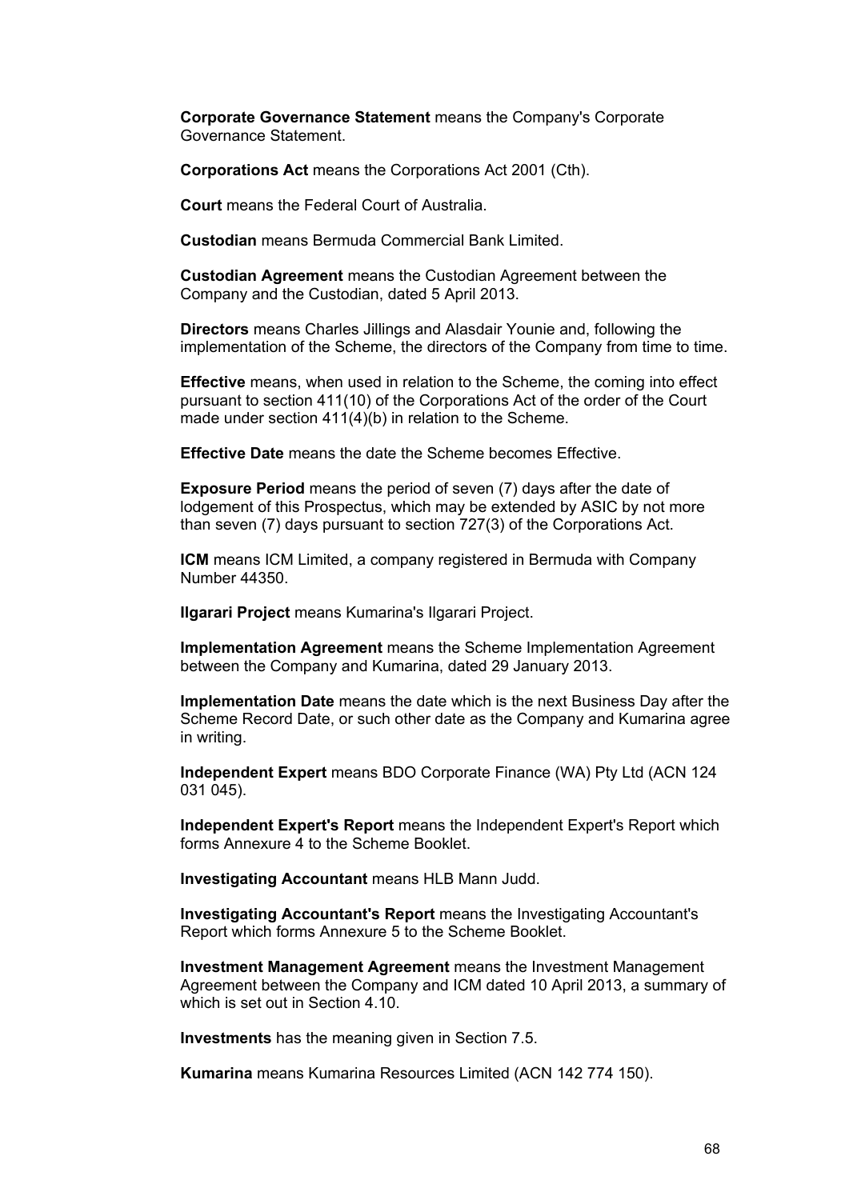**Corporate Governance Statement** means the Company's Corporate Governance Statement.

**Corporations Act** means the Corporations Act 2001 (Cth).

**Court** means the Federal Court of Australia.

**Custodian** means Bermuda Commercial Bank Limited.

**Custodian Agreement** means the Custodian Agreement between the Company and the Custodian, dated 5 April 2013.

**Directors** means Charles Jillings and Alasdair Younie and, following the implementation of the Scheme, the directors of the Company from time to time.

**Effective** means, when used in relation to the Scheme, the coming into effect pursuant to section 411(10) of the Corporations Act of the order of the Court made under section 411(4)(b) in relation to the Scheme.

**Effective Date** means the date the Scheme becomes Effective.

**Exposure Period** means the period of seven (7) days after the date of lodgement of this Prospectus, which may be extended by ASIC by not more than seven (7) days pursuant to section 727(3) of the Corporations Act.

**ICM** means ICM Limited, a company registered in Bermuda with Company Number 44350.

**Ilgarari Project** means Kumarina's Ilgarari Project.

**Implementation Agreement** means the Scheme Implementation Agreement between the Company and Kumarina, dated 29 January 2013.

**Implementation Date** means the date which is the next Business Day after the Scheme Record Date, or such other date as the Company and Kumarina agree in writing.

**Independent Expert** means BDO Corporate Finance (WA) Pty Ltd (ACN 124 031 045).

**Independent Expert's Report** means the Independent Expert's Report which forms Annexure 4 to the Scheme Booklet.

**Investigating Accountant** means HLB Mann Judd.

**Investigating Accountant's Report** means the Investigating Accountant's Report which forms Annexure 5 to the Scheme Booklet.

**Investment Management Agreement** means the Investment Management Agreement between the Company and ICM dated 10 April 2013, a summary of which is set out in Section 4.10.

**Investments** has the meaning given in Section 7.5.

**Kumarina** means Kumarina Resources Limited (ACN 142 774 150).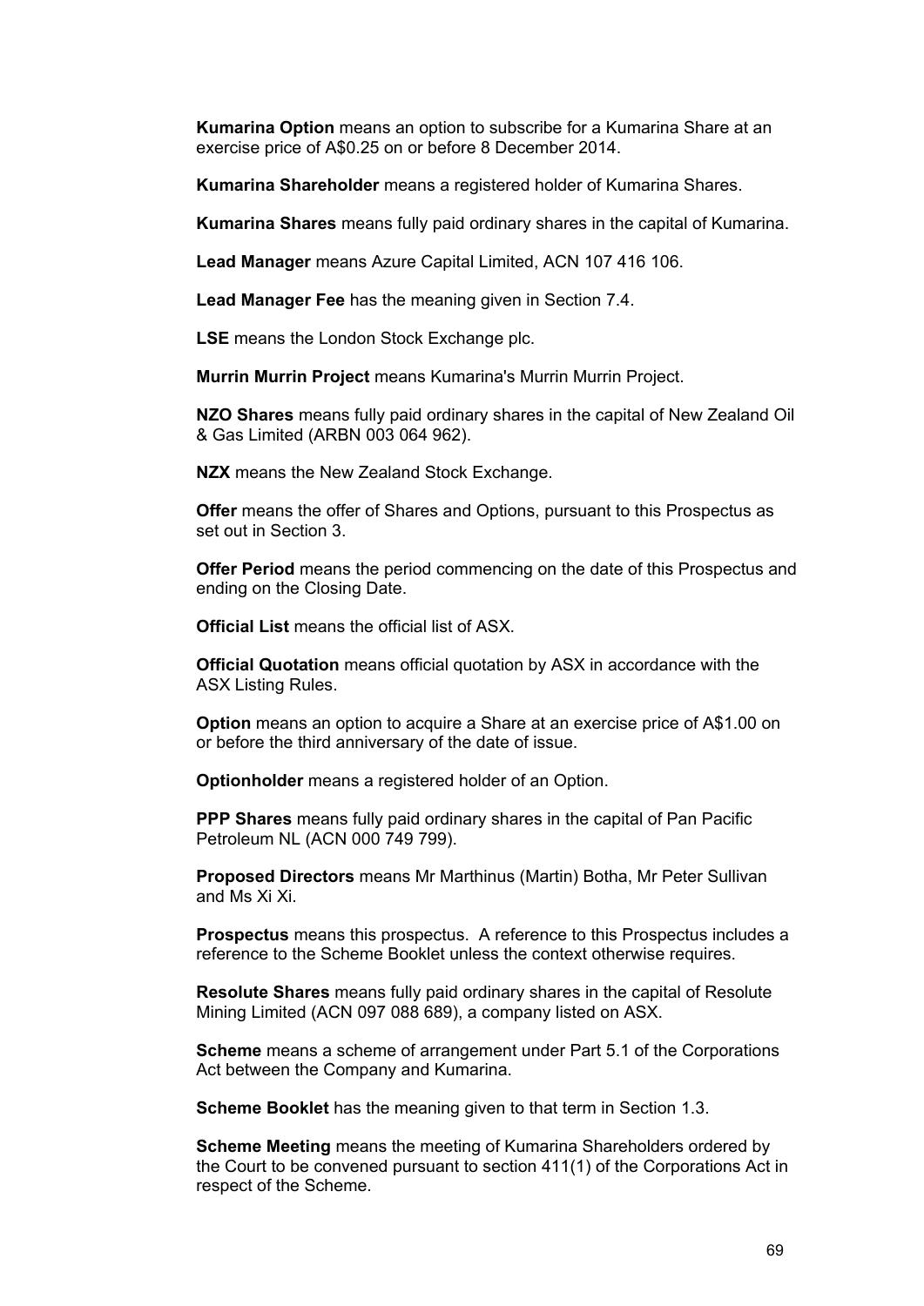**Kumarina Option** means an option to subscribe for a Kumarina Share at an exercise price of A$0.25 on or before 8 December 2014.

**Kumarina Shareholder** means a registered holder of Kumarina Shares.

**Kumarina Shares** means fully paid ordinary shares in the capital of Kumarina.

**Lead Manager** means Azure Capital Limited, ACN 107 416 106.

**Lead Manager Fee** has the meaning given in Section 7.4.

**LSE** means the London Stock Exchange plc.

**Murrin Murrin Project** means Kumarina's Murrin Murrin Project.

**NZO Shares** means fully paid ordinary shares in the capital of New Zealand Oil & Gas Limited (ARBN 003 064 962).

**NZX** means the New Zealand Stock Exchange.

**Offer** means the offer of Shares and Options, pursuant to this Prospectus as set out in Section 3.

**Offer Period** means the period commencing on the date of this Prospectus and ending on the Closing Date.

**Official List** means the official list of ASX.

**Official Quotation** means official quotation by ASX in accordance with the ASX Listing Rules.

**Option** means an option to acquire a Share at an exercise price of A$1.00 on or before the third anniversary of the date of issue.

**Optionholder** means a registered holder of an Option.

**PPP Shares** means fully paid ordinary shares in the capital of Pan Pacific Petroleum NL (ACN 000 749 799).

**Proposed Directors** means Mr Marthinus (Martin) Botha, Mr Peter Sullivan and Ms Xi Xi.

**Prospectus** means this prospectus. A reference to this Prospectus includes a reference to the Scheme Booklet unless the context otherwise requires.

**Resolute Shares** means fully paid ordinary shares in the capital of Resolute Mining Limited (ACN 097 088 689), a company listed on ASX.

**Scheme** means a scheme of arrangement under Part 5.1 of the Corporations Act between the Company and Kumarina.

**Scheme Booklet** has the meaning given to that term in Section 1.3.

**Scheme Meeting** means the meeting of Kumarina Shareholders ordered by the Court to be convened pursuant to section 411(1) of the Corporations Act in respect of the Scheme.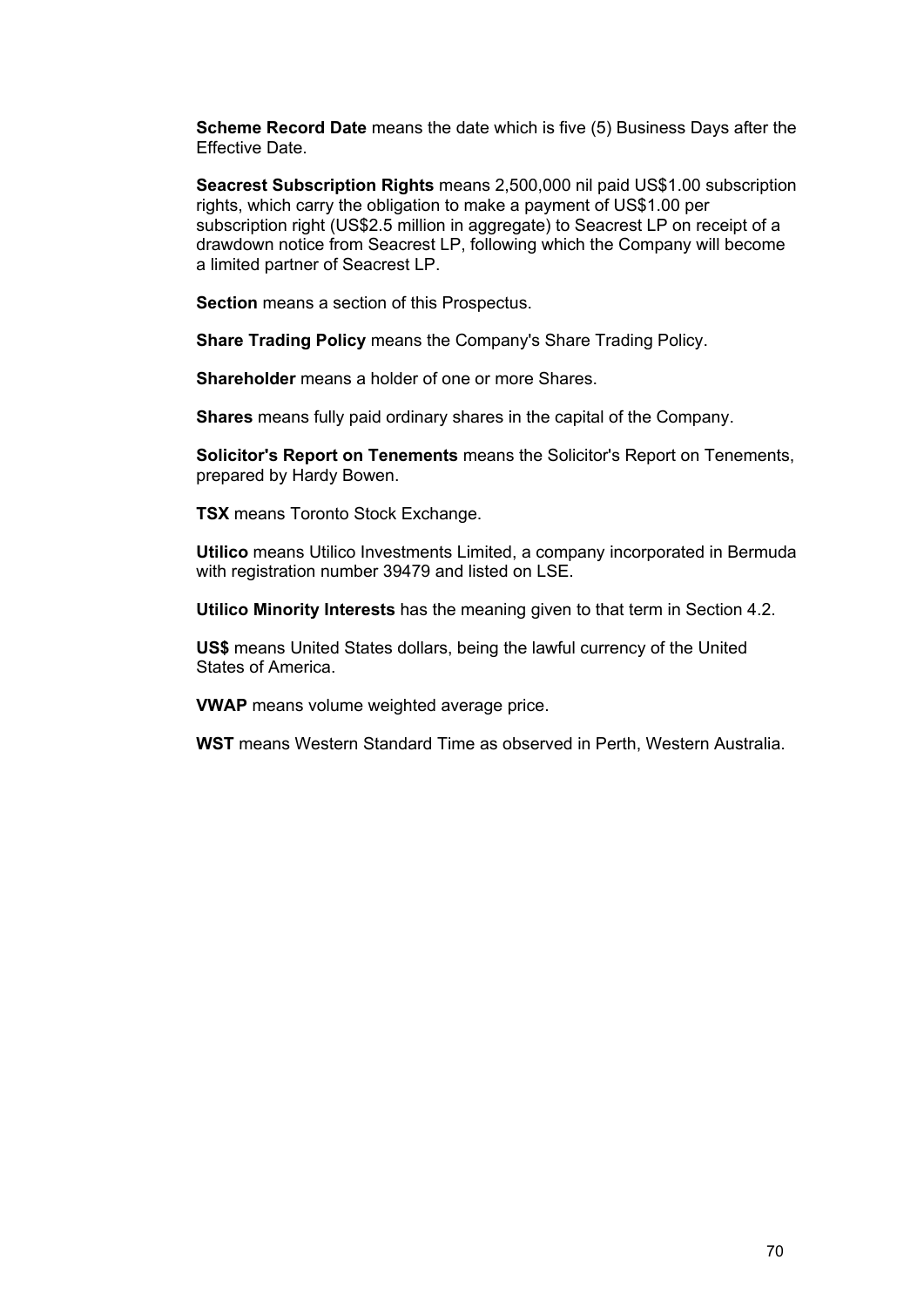**Scheme Record Date** means the date which is five (5) Business Days after the Effective Date.

**Seacrest Subscription Rights** means 2,500,000 nil paid US$1.00 subscription rights, which carry the obligation to make a payment of US$1.00 per subscription right (US$2.5 million in aggregate) to Seacrest LP on receipt of a drawdown notice from Seacrest LP, following which the Company will become a limited partner of Seacrest LP.

**Section** means a section of this Prospectus.

**Share Trading Policy** means the Company's Share Trading Policy.

**Shareholder** means a holder of one or more Shares.

**Shares** means fully paid ordinary shares in the capital of the Company.

**Solicitor's Report on Tenements** means the Solicitor's Report on Tenements, prepared by Hardy Bowen.

**TSX** means Toronto Stock Exchange.

**Utilico** means Utilico Investments Limited, a company incorporated in Bermuda with registration number 39479 and listed on LSE.

**Utilico Minority Interests** has the meaning given to that term in Section 4.2.

**US$** means United States dollars, being the lawful currency of the United States of America.

**VWAP** means volume weighted average price.

**WST** means Western Standard Time as observed in Perth, Western Australia.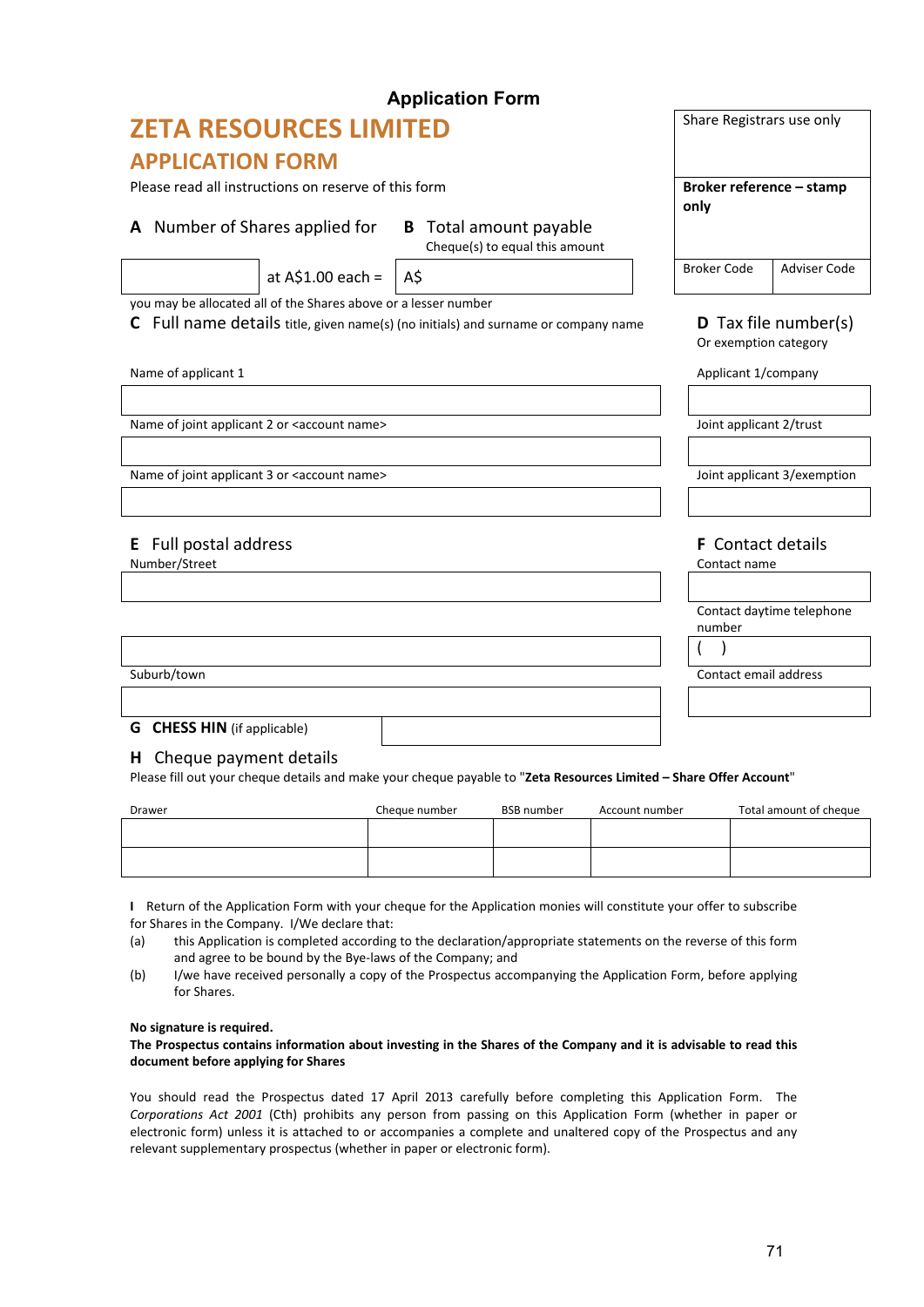# Application Form

## ZETA RESOURCES LIMITED

## APPLICATION FORM

Please read all instructions on reserve of this form

| Share Registrars use only | |
|---|---|
| **Broker reference – stamp only** | |
| Broker Code | Adviser Code |

**A** Number of Shares applied for

**B** Total amount payable
Cheque(s) to equal this amount

| | at A$1.00 each = | A$ |
|---|---|---|

you may be allocated all of the Shares above or a lesser number

**C** Full name details title, given name(s) (no initials) and surname or company name

Name of applicant 1

Name of joint applicant 2 or <account name>

Name of joint applicant 3 or <account name>

**D** Tax file number(s)
Or exemption category

Applicant 1/company

Joint applicant 2/trust

Joint applicant 3/exemption

**E** Full postal address

Number/Street

Suburb/town

**F** Contact details

Contact name

Contact daytime telephone number

( )

Contact email address

**G** **CHESS HIN** (if applicable)

**H** Cheque payment details

Please fill out your cheque details and make your cheque payable to "**Zeta Resources Limited – Share Offer Account**"

| Drawer | Cheque number | BSB number | Account number | Total amount of cheque |
|---|---|---|---|---|
| | | | | |
| | | | | |

**I** Return of the Application Form with your cheque for the Application monies will constitute your offer to subscribe for Shares in the Company. I/We declare that:

(a) this Application is completed according to the declaration/appropriate statements on the reverse of this form and agree to be bound by the Bye-laws of the Company; and

(b) I/we have received personally a copy of the Prospectus accompanying the Application Form, before applying for Shares.

**No signature is required.**

**The Prospectus contains information about investing in the Shares of the Company and it is advisable to read this document before applying for Shares**

You should read the Prospectus dated 17 April 2013 carefully before completing this Application Form. The *Corporations Act 2001* (Cth) prohibits any person from passing on this Application Form (whether in paper or electronic form) unless it is attached to or accompanies a complete and unaltered copy of the Prospectus and any relevant supplementary prospectus (whether in paper or electronic form).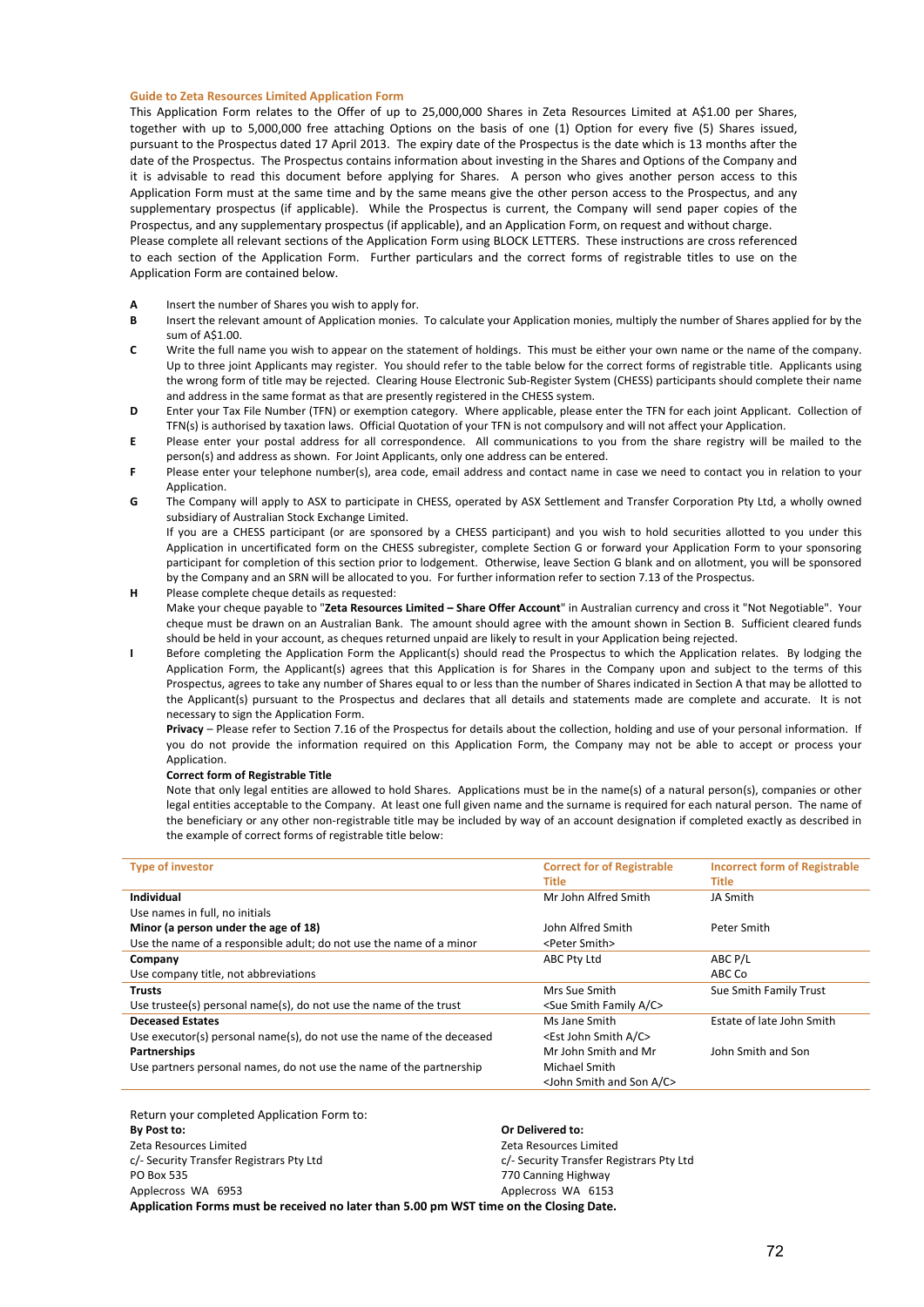## Guide to Zeta Resources Limited Application Form

This Application Form relates to the Offer of up to 25,000,000 Shares in Zeta Resources Limited at A$1.00 per Shares, together with up to 5,000,000 free attaching Options on the basis of one (1) Option for every five (5) Shares issued, pursuant to the Prospectus dated 17 April 2013. The expiry date of the Prospectus is the date which is 13 months after the date of the Prospectus. The Prospectus contains information about investing in the Shares and Options of the Company and it is advisable to read this document before applying for Shares. A person who gives another person access to this Application Form must at the same time and by the same means give the other person access to the Prospectus, and any supplementary prospectus (if applicable). While the Prospectus is current, the Company will send paper copies of the Prospectus, and any supplementary prospectus (if applicable), and an Application Form, on request and without charge.

Please complete all relevant sections of the Application Form using BLOCK LETTERS. These instructions are cross referenced to each section of the Application Form. Further particulars and the correct forms of registrable titles to use on the Application Form are contained below.

**A** Insert the number of Shares you wish to apply for.

**B** Insert the relevant amount of Application monies. To calculate your Application monies, multiply the number of Shares applied for by the sum of A$1.00.

**C** Write the full name you wish to appear on the statement of holdings. This must be either your own name or the name of the company. Up to three joint Applicants may register. You should refer to the table below for the correct forms of registrable title. Applicants using the wrong form of title may be rejected. Clearing House Electronic Sub-Register System (CHESS) participants should complete their name and address in the same format as that are presently registered in the CHESS system.

**D** Enter your Tax File Number (TFN) or exemption category. Where applicable, please enter the TFN for each joint Applicant. Collection of TFN(s) is authorised by taxation laws. Official Quotation of your TFN is not compulsory and will not affect your Application.

**E** Please enter your postal address for all correspondence. All communications to you from the share registry will be mailed to the person(s) and address as shown. For Joint Applicants, only one address can be entered.

**F** Please enter your telephone number(s), area code, email address and contact name in case we need to contact you in relation to your Application.

**G** The Company will apply to ASX to participate in CHESS, operated by ASX Settlement and Transfer Corporation Pty Ltd, a wholly owned subsidiary of Australian Stock Exchange Limited.

If you are a CHESS participant (or are sponsored by a CHESS participant) and you wish to hold securities allotted to you under this Application in uncertificated form on the CHESS subregister, complete Section G or forward your Application Form to your sponsoring participant for completion of this section prior to lodgement. Otherwise, leave Section G blank and on allotment, you will be sponsored by the Company and an SRN will be allocated to you. For further information refer to section 7.13 of the Prospectus.

**H** Please complete cheque details as requested:

Make your cheque payable to "**Zeta Resources Limited – Share Offer Account**" in Australian currency and cross it "Not Negotiable". Your cheque must be drawn on an Australian Bank. The amount should agree with the amount shown in Section B. Sufficient cleared funds should be held in your account, as cheques returned unpaid are likely to result in your Application being rejected.

**I** Before completing the Application Form the Applicant(s) should read the Prospectus to which the Application relates. By lodging the Application Form, the Applicant(s) agrees that this Application is for Shares in the Company upon and subject to the terms of this Prospectus, agrees to take any number of Shares equal to or less than the number of Shares indicated in Section A that may be allotted to the Applicant(s) pursuant to the Prospectus and declares that all details and statements made are complete and accurate. It is not necessary to sign the Application Form.

**Privacy** – Please refer to Section 7.16 of the Prospectus for details about the collection, holding and use of your personal information. If you do not provide the information required on this Application Form, the Company may not be able to accept or process your Application.

**Correct form of Registrable Title**

Note that only legal entities are allowed to hold Shares. Applications must be in the name(s) of a natural person(s), companies or other legal entities acceptable to the Company. At least one full given name and the surname is required for each natural person. The name of the beneficiary or any other non-registrable title may be included by way of an account designation if completed exactly as described in the example of correct forms of registrable title below:

| Type of investor | Correct for of Registrable Title | Incorrect form of Registrable Title |
|---|---|---|
| **Individual**<br>Use names in full, no initials | Mr John Alfred Smith | JA Smith |
| **Minor (a person under the age of 18)**<br>Use the name of a responsible adult; do not use the name of a minor | John Alfred Smith<br><Peter Smith> | Peter Smith |
| **Company**<br>Use company title, not abbreviations | ABC Pty Ltd | ABC P/L<br>ABC Co |
| **Trusts**<br>Use trustee(s) personal name(s), do not use the name of the trust | Mrs Sue Smith<br><Sue Smith Family A/C> | Sue Smith Family Trust |
| **Deceased Estates**<br>Use executor(s) personal name(s), do not use the name of the deceased | Ms Jane Smith<br><Est John Smith A/C> | Estate of late John Smith |
| **Partnerships**<br>Use partners personal names, do not use the name of the partnership | Mr John Smith and Mr Michael Smith<br><John Smith and Son A/C> | John Smith and Son |

Return your completed Application Form to:

**By Post to:**
Zeta Resources Limited
c/- Security Transfer Registrars Pty Ltd
PO Box 535
Applecross WA 6953

**Or Delivered to:**
Zeta Resources Limited
c/- Security Transfer Registrars Pty Ltd
770 Canning Highway
Applecross WA 6153

**Application Forms must be received no later than 5.00 pm WST time on the Closing Date.**